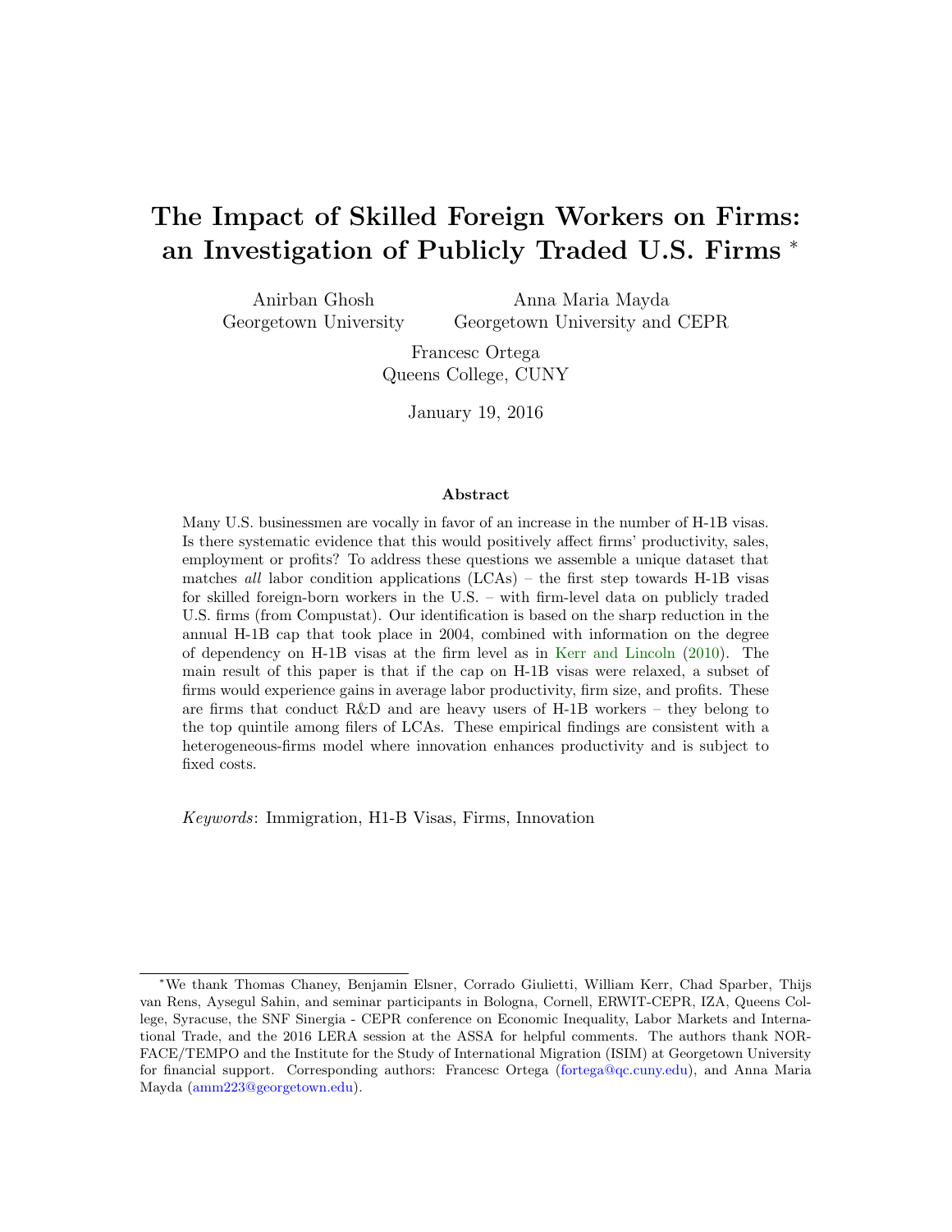# The Impact of Skilled Foreign Workers on Firms: an Investigation of Publicly Traded U.S. Firms [*]

Anirban Ghosh
Georgetown University

Anna Maria Mayda
Georgetown University and CEPR

Francesc Ortega
Queens College, CUNY

January 19, 2016

### Abstract

Many U.S. businessmen are vocally in favor of an increase in the number of H-1B visas. Is there systematic evidence that this would positively affect firms' productivity, sales, employment or profits? To address these questions we assemble a unique dataset that matches *all* labor condition applications (LCAs) – the first step towards H-1B visas for skilled foreign-born workers in the U.S. – with firm-level data on publicly traded U.S. firms (from Compustat). Our identification is based on the sharp reduction in the annual H-1B cap that took place in 2004, combined with information on the degree of dependency on H-1B visas at the firm level as in Kerr and Lincoln (2010). The main result of this paper is that if the cap on H-1B visas were relaxed, a subset of firms would experience gains in average labor productivity, firm size, and profits. These are firms that conduct R&D and are heavy users of H-1B workers – they belong to the top quintile among filers of LCAs. These empirical findings are consistent with a heterogeneous-firms model where innovation enhances productivity and is subject to fixed costs.

*Keywords*: Immigration, H1-B Visas, Firms, Innovation

---

[*] We thank Thomas Chaney, Benjamin Elsner, Corrado Giulietti, William Kerr, Chad Sparber, Thijs van Rens, Aysegul Sahin, and seminar participants in Bologna, Cornell, ERWIT-CEPR, IZA, Queens College, Syracuse, the SNF Sinergia - CEPR conference on Economic Inequality, Labor Markets and International Trade, and the 2016 LERA session at the ASSA for helpful comments. The authors thank NORFACE/TEMPO and the Institute for the Study of International Migration (ISIM) at Georgetown University for financial support. Corresponding authors: Francesc Ortega (fortega@qc.cuny.edu), and Anna Maria Mayda (amm223@georgetown.edu).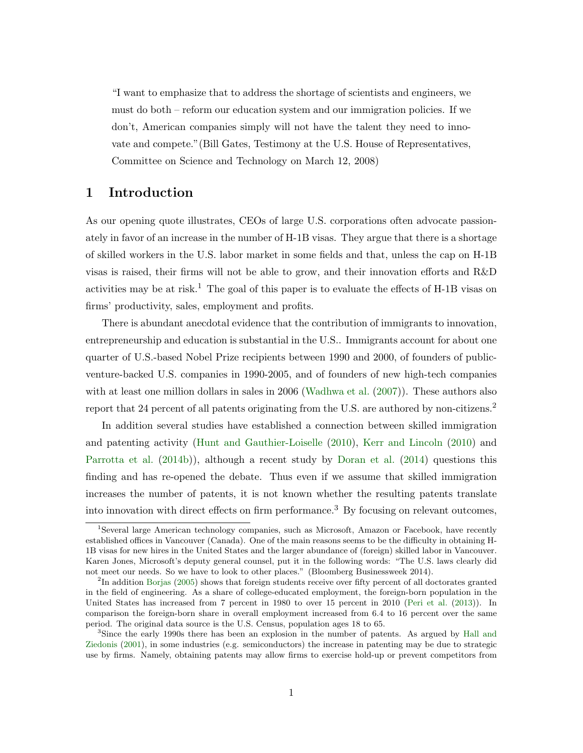"I want to emphasize that to address the shortage of scientists and engineers, we must do both – reform our education system and our immigration policies. If we don't, American companies simply will not have the talent they need to innovate and compete."(Bill Gates, Testimony at the U.S. House of Representatives, Committee on Science and Technology on March 12, 2008)

# 1 Introduction

As our opening quote illustrates, CEOs of large U.S. corporations often advocate passionately in favor of an increase in the number of H-1B visas. They argue that there is a shortage of skilled workers in the U.S. labor market in some fields and that, unless the cap on H-1B visas is raised, their firms will not be able to grow, and their innovation efforts and R&D activities may be at risk.[1] The goal of this paper is to evaluate the effects of H-1B visas on firms' productivity, sales, employment and profits.

There is abundant anecdotal evidence that the contribution of immigrants to innovation, entrepreneurship and education is substantial in the U.S.. Immigrants account for about one quarter of U.S.-based Nobel Prize recipients between 1990 and 2000, of founders of public-venture-backed U.S. companies in 1990-2005, and of founders of new high-tech companies with at least one million dollars in sales in 2006 (Wadhwa et al. (2007)). These authors also report that 24 percent of all patents originating from the U.S. are authored by non-citizens.[2]

In addition several studies have established a connection between skilled immigration and patenting activity (Hunt and Gauthier-Loiselle (2010), Kerr and Lincoln (2010) and Parrotta et al. (2014b)), although a recent study by Doran et al. (2014) questions this finding and has re-opened the debate. Thus even if we assume that skilled immigration increases the number of patents, it is not known whether the resulting patents translate into innovation with direct effects on firm performance.[3] By focusing on relevant outcomes,

[1] Several large American technology companies, such as Microsoft, Amazon or Facebook, have recently established offices in Vancouver (Canada). One of the main reasons seems to be the difficulty in obtaining H-1B visas for new hires in the United States and the larger abundance of (foreign) skilled labor in Vancouver. Karen Jones, Microsoft's deputy general counsel, put it in the following words: "The U.S. laws clearly did not meet our needs. So we have to look to other places." (Bloomberg Businessweek 2014).

[2] In addition Borjas (2005) shows that foreign students receive over fifty percent of all doctorates granted in the field of engineering. As a share of college-educated employment, the foreign-born population in the United States has increased from 7 percent in 1980 to over 15 percent in 2010 (Peri et al. (2013)). In comparison the foreign-born share in overall employment increased from 6.4 to 16 percent over the same period. The original data source is the U.S. Census, population ages 18 to 65.

[3] Since the early 1990s there has been an explosion in the number of patents. As argued by Hall and Ziedonis (2001), in some industries (e.g. semiconductors) the increase in patenting may be due to strategic use by firms. Namely, obtaining patents may allow firms to exercise hold-up or prevent competitors from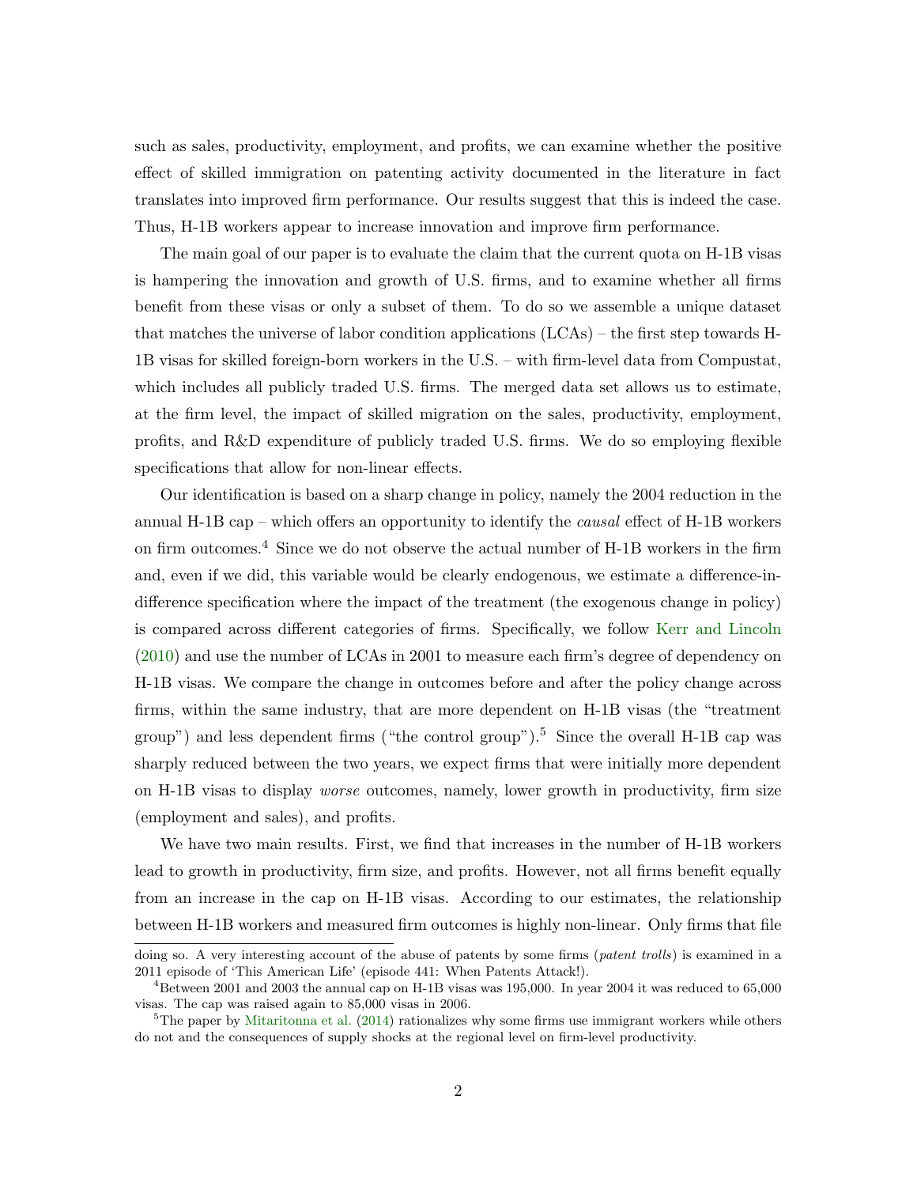such as sales, productivity, employment, and profits, we can examine whether the positive effect of skilled immigration on patenting activity documented in the literature in fact translates into improved firm performance. Our results suggest that this is indeed the case. Thus, H-1B workers appear to increase innovation and improve firm performance.

The main goal of our paper is to evaluate the claim that the current quota on H-1B visas is hampering the innovation and growth of U.S. firms, and to examine whether all firms benefit from these visas or only a subset of them. To do so we assemble a unique dataset that matches the universe of labor condition applications (LCAs) – the first step towards H-1B visas for skilled foreign-born workers in the U.S. – with firm-level data from Compustat, which includes all publicly traded U.S. firms. The merged data set allows us to estimate, at the firm level, the impact of skilled migration on the sales, productivity, employment, profits, and R&D expenditure of publicly traded U.S. firms. We do so employing flexible specifications that allow for non-linear effects.

Our identification is based on a sharp change in policy, namely the 2004 reduction in the annual H-1B cap – which offers an opportunity to identify the *causal* effect of H-1B workers on firm outcomes.[4] Since we do not observe the actual number of H-1B workers in the firm and, even if we did, this variable would be clearly endogenous, we estimate a difference-in-difference specification where the impact of the treatment (the exogenous change in policy) is compared across different categories of firms. Specifically, we follow Kerr and Lincoln (2010) and use the number of LCAs in 2001 to measure each firm's degree of dependency on H-1B visas. We compare the change in outcomes before and after the policy change across firms, within the same industry, that are more dependent on H-1B visas (the "treatment group") and less dependent firms ("the control group").[5] Since the overall H-1B cap was sharply reduced between the two years, we expect firms that were initially more dependent on H-1B visas to display *worse* outcomes, namely, lower growth in productivity, firm size (employment and sales), and profits.

We have two main results. First, we find that increases in the number of H-1B workers lead to growth in productivity, firm size, and profits. However, not all firms benefit equally from an increase in the cap on H-1B visas. According to our estimates, the relationship between H-1B workers and measured firm outcomes is highly non-linear. Only firms that file

doing so. A very interesting account of the abuse of patents by some firms (*patent trolls*) is examined in a 2011 episode of 'This American Life' (episode 441: When Patents Attack!).

[4]Between 2001 and 2003 the annual cap on H-1B visas was 195,000. In year 2004 it was reduced to 65,000 visas. The cap was raised again to 85,000 visas in 2006.

[5]The paper by Mitaritonna et al. (2014) rationalizes why some firms use immigrant workers while others do not and the consequences of supply shocks at the regional level on firm-level productivity.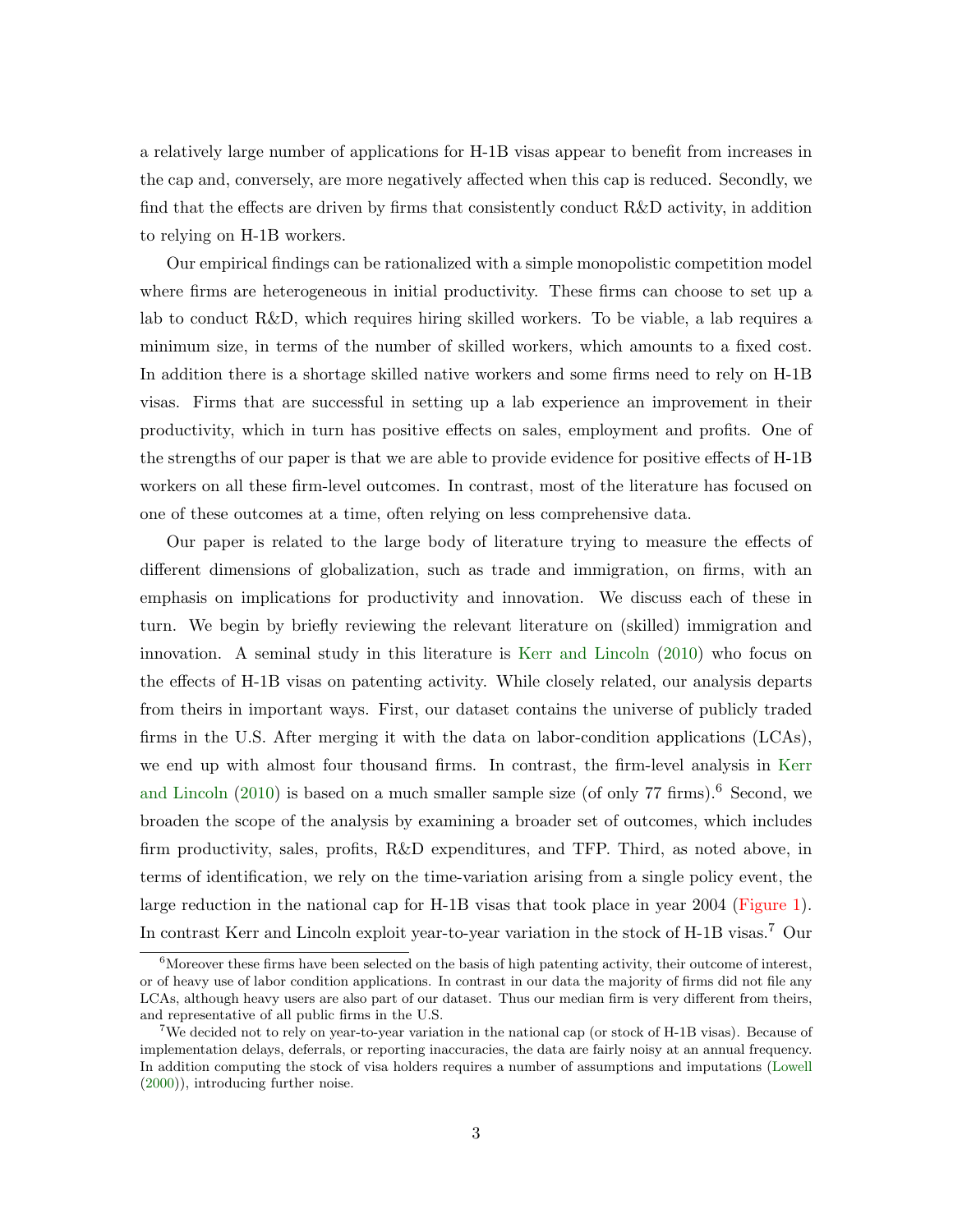a relatively large number of applications for H-1B visas appear to benefit from increases in the cap and, conversely, are more negatively affected when this cap is reduced. Secondly, we find that the effects are driven by firms that consistently conduct R&D activity, in addition to relying on H-1B workers.

Our empirical findings can be rationalized with a simple monopolistic competition model where firms are heterogeneous in initial productivity. These firms can choose to set up a lab to conduct R&D, which requires hiring skilled workers. To be viable, a lab requires a minimum size, in terms of the number of skilled workers, which amounts to a fixed cost. In addition there is a shortage skilled native workers and some firms need to rely on H-1B visas. Firms that are successful in setting up a lab experience an improvement in their productivity, which in turn has positive effects on sales, employment and profits. One of the strengths of our paper is that we are able to provide evidence for positive effects of H-1B workers on all these firm-level outcomes. In contrast, most of the literature has focused on one of these outcomes at a time, often relying on less comprehensive data.

Our paper is related to the large body of literature trying to measure the effects of different dimensions of globalization, such as trade and immigration, on firms, with an emphasis on implications for productivity and innovation. We discuss each of these in turn. We begin by briefly reviewing the relevant literature on (skilled) immigration and innovation. A seminal study in this literature is Kerr and Lincoln (2010) who focus on the effects of H-1B visas on patenting activity. While closely related, our analysis departs from theirs in important ways. First, our dataset contains the universe of publicly traded firms in the U.S. After merging it with the data on labor-condition applications (LCAs), we end up with almost four thousand firms. In contrast, the firm-level analysis in Kerr and Lincoln (2010) is based on a much smaller sample size (of only 77 firms).[6] Second, we broaden the scope of the analysis by examining a broader set of outcomes, which includes firm productivity, sales, profits, R&D expenditures, and TFP. Third, as noted above, in terms of identification, we rely on the time-variation arising from a single policy event, the large reduction in the national cap for H-1B visas that took place in year 2004 (Figure 1). In contrast Kerr and Lincoln exploit year-to-year variation in the stock of H-1B visas.[7] Our

[6] Moreover these firms have been selected on the basis of high patenting activity, their outcome of interest, or of heavy use of labor condition applications. In contrast in our data the majority of firms did not file any LCAs, although heavy users are also part of our dataset. Thus our median firm is very different from theirs, and representative of all public firms in the U.S.

[7] We decided not to rely on year-to-year variation in the national cap (or stock of H-1B visas). Because of implementation delays, deferrals, or reporting inaccuracies, the data are fairly noisy at an annual frequency. In addition computing the stock of visa holders requires a number of assumptions and imputations (Lowell (2000)), introducing further noise.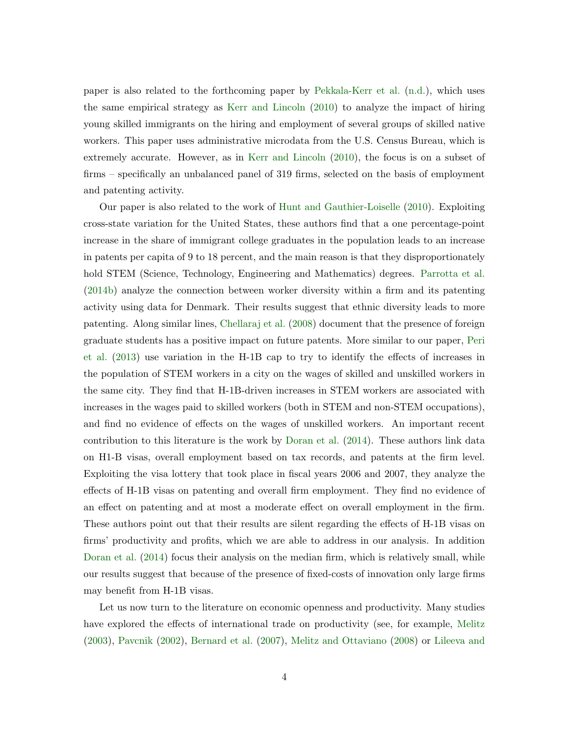paper is also related to the forthcoming paper by Pekkala-Kerr et al. (n.d.), which uses the same empirical strategy as Kerr and Lincoln (2010) to analyze the impact of hiring young skilled immigrants on the hiring and employment of several groups of skilled native workers. This paper uses administrative microdata from the U.S. Census Bureau, which is extremely accurate. However, as in Kerr and Lincoln (2010), the focus is on a subset of firms – specifically an unbalanced panel of 319 firms, selected on the basis of employment and patenting activity.

Our paper is also related to the work of Hunt and Gauthier-Loiselle (2010). Exploiting cross-state variation for the United States, these authors find that a one percentage-point increase in the share of immigrant college graduates in the population leads to an increase in patents per capita of 9 to 18 percent, and the main reason is that they disproportionately hold STEM (Science, Technology, Engineering and Mathematics) degrees. Parrotta et al. (2014b) analyze the connection between worker diversity within a firm and its patenting activity using data for Denmark. Their results suggest that ethnic diversity leads to more patenting. Along similar lines, Chellaraj et al. (2008) document that the presence of foreign graduate students has a positive impact on future patents. More similar to our paper, Peri et al. (2013) use variation in the H-1B cap to try to identify the effects of increases in the population of STEM workers in a city on the wages of skilled and unskilled workers in the same city. They find that H-1B-driven increases in STEM workers are associated with increases in the wages paid to skilled workers (both in STEM and non-STEM occupations), and find no evidence of effects on the wages of unskilled workers. An important recent contribution to this literature is the work by Doran et al. (2014). These authors link data on H1-B visas, overall employment based on tax records, and patents at the firm level. Exploiting the visa lottery that took place in fiscal years 2006 and 2007, they analyze the effects of H-1B visas on patenting and overall firm employment. They find no evidence of an effect on patenting and at most a moderate effect on overall employment in the firm. These authors point out that their results are silent regarding the effects of H-1B visas on firms' productivity and profits, which we are able to address in our analysis. In addition Doran et al. (2014) focus their analysis on the median firm, which is relatively small, while our results suggest that because of the presence of fixed-costs of innovation only large firms may benefit from H-1B visas.

Let us now turn to the literature on economic openness and productivity. Many studies have explored the effects of international trade on productivity (see, for example, Melitz (2003), Pavcnik (2002), Bernard et al. (2007), Melitz and Ottaviano (2008) or Lileeva and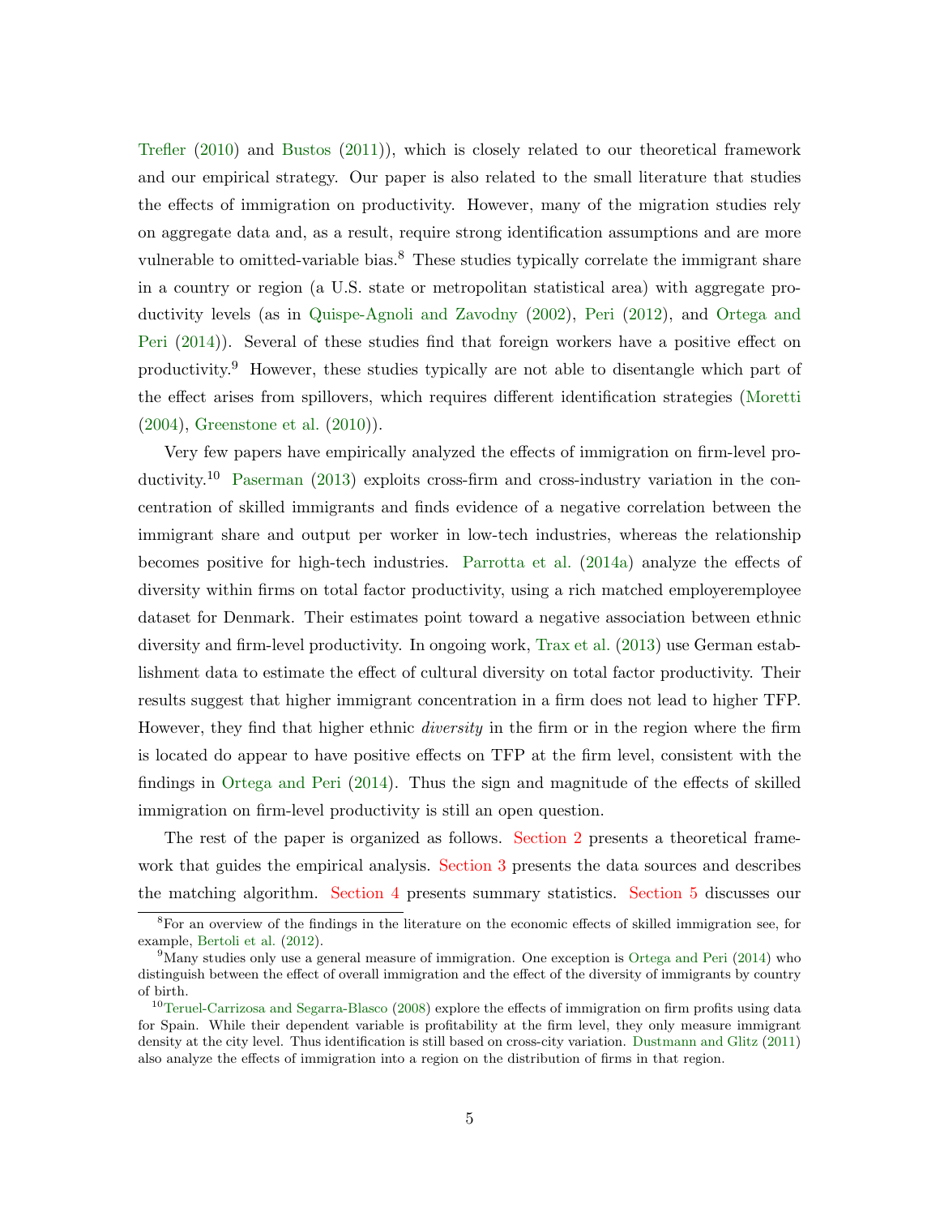Trefler (2010) and Bustos (2011)), which is closely related to our theoretical framework and our empirical strategy. Our paper is also related to the small literature that studies the effects of immigration on productivity. However, many of the migration studies rely on aggregate data and, as a result, require strong identification assumptions and are more vulnerable to omitted-variable bias.[8] These studies typically correlate the immigrant share in a country or region (a U.S. state or metropolitan statistical area) with aggregate productivity levels (as in Quispe-Agnoli and Zavodny (2002), Peri (2012), and Ortega and Peri (2014)). Several of these studies find that foreign workers have a positive effect on productivity.[9] However, these studies typically are not able to disentangle which part of the effect arises from spillovers, which requires different identification strategies (Moretti (2004), Greenstone et al. (2010)).

Very few papers have empirically analyzed the effects of immigration on firm-level productivity.[10] Paserman (2013) exploits cross-firm and cross-industry variation in the concentration of skilled immigrants and finds evidence of a negative correlation between the immigrant share and output per worker in low-tech industries, whereas the relationship becomes positive for high-tech industries. Parrotta et al. (2014a) analyze the effects of diversity within firms on total factor productivity, using a rich matched employeremployee dataset for Denmark. Their estimates point toward a negative association between ethnic diversity and firm-level productivity. In ongoing work, Trax et al. (2013) use German establishment data to estimate the effect of cultural diversity on total factor productivity. Their results suggest that higher immigrant concentration in a firm does not lead to higher TFP. However, they find that higher ethnic *diversity* in the firm or in the region where the firm is located do appear to have positive effects on TFP at the firm level, consistent with the findings in Ortega and Peri (2014). Thus the sign and magnitude of the effects of skilled immigration on firm-level productivity is still an open question.

The rest of the paper is organized as follows. Section 2 presents a theoretical framework that guides the empirical analysis. Section 3 presents the data sources and describes the matching algorithm. Section 4 presents summary statistics. Section 5 discusses our

---

[8] For an overview of the findings in the literature on the economic effects of skilled immigration see, for example, Bertoli et al. (2012).

[9] Many studies only use a general measure of immigration. One exception is Ortega and Peri (2014) who distinguish between the effect of overall immigration and the effect of the diversity of immigrants by country of birth.

[10] Teruel-Carrizosa and Segarra-Blasco (2008) explore the effects of immigration on firm profits using data for Spain. While their dependent variable is profitability at the firm level, they only measure immigrant density at the city level. Thus identification is still based on cross-city variation. Dustmann and Glitz (2011) also analyze the effects of immigration into a region on the distribution of firms in that region.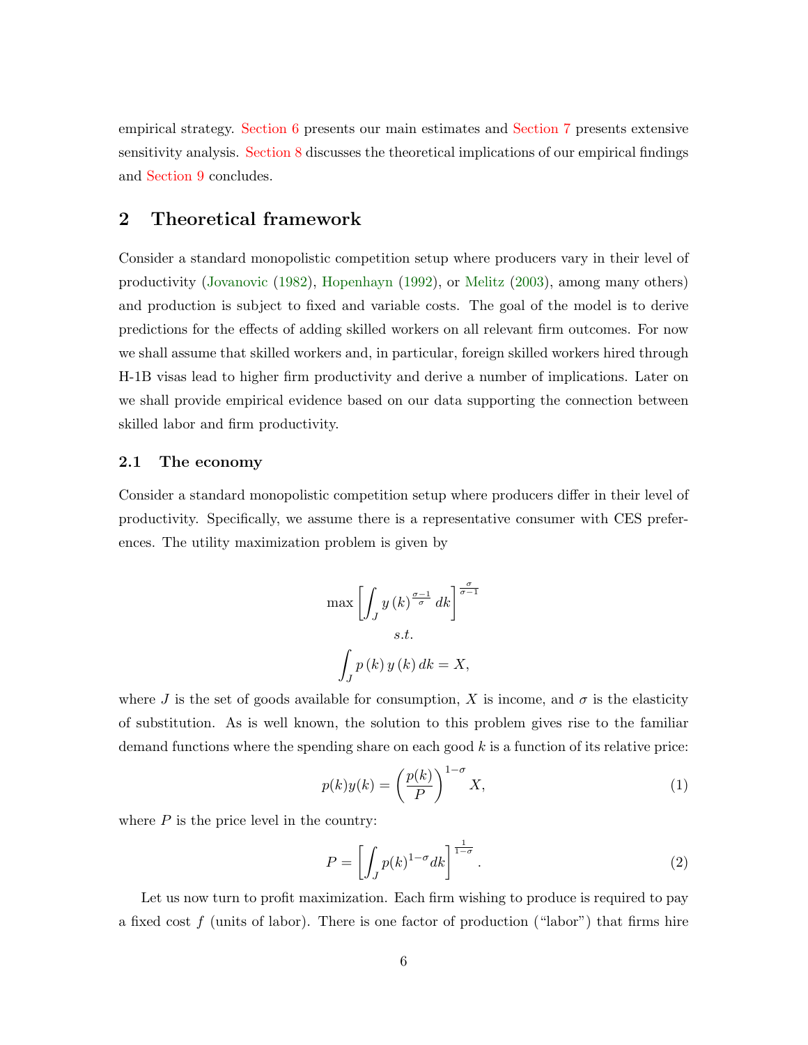empirical strategy. Section 6 presents our main estimates and Section 7 presents extensive sensitivity analysis. Section 8 discusses the theoretical implications of our empirical findings and Section 9 concludes.

## 2 Theoretical framework

Consider a standard monopolistic competition setup where producers vary in their level of productivity (Jovanovic (1982), Hopenhayn (1992), or Melitz (2003), among many others) and production is subject to fixed and variable costs. The goal of the model is to derive predictions for the effects of adding skilled workers on all relevant firm outcomes. For now we shall assume that skilled workers and, in particular, foreign skilled workers hired through H-1B visas lead to higher firm productivity and derive a number of implications. Later on we shall provide empirical evidence based on our data supporting the connection between skilled labor and firm productivity.

### 2.1 The economy

Consider a standard monopolistic competition setup where producers differ in their level of productivity. Specifically, we assume there is a representative consumer with CES preferences. The utility maximization problem is given by

$$\max \left[ \int_J y(k)^{\frac{\sigma-1}{\sigma}} dk \right]^{\frac{\sigma}{\sigma-1}}$$
$$s.t.$$
$$\int_J p(k) y(k) dk = X,$$

where $J$ is the set of goods available for consumption, $X$ is income, and $\sigma$ is the elasticity of substitution. As is well known, the solution to this problem gives rise to the familiar demand functions where the spending share on each good $k$ is a function of its relative price:

$$p(k)y(k) = \left(\frac{p(k)}{P}\right)^{1-\sigma} X, \tag{1}$$

where $P$ is the price level in the country:

$$P = \left[ \int_J p(k)^{1-\sigma} dk \right]^{\frac{1}{1-\sigma}}. \tag{2}$$

Let us now turn to profit maximization. Each firm wishing to produce is required to pay a fixed cost $f$ (units of labor). There is one factor of production ("labor") that firms hire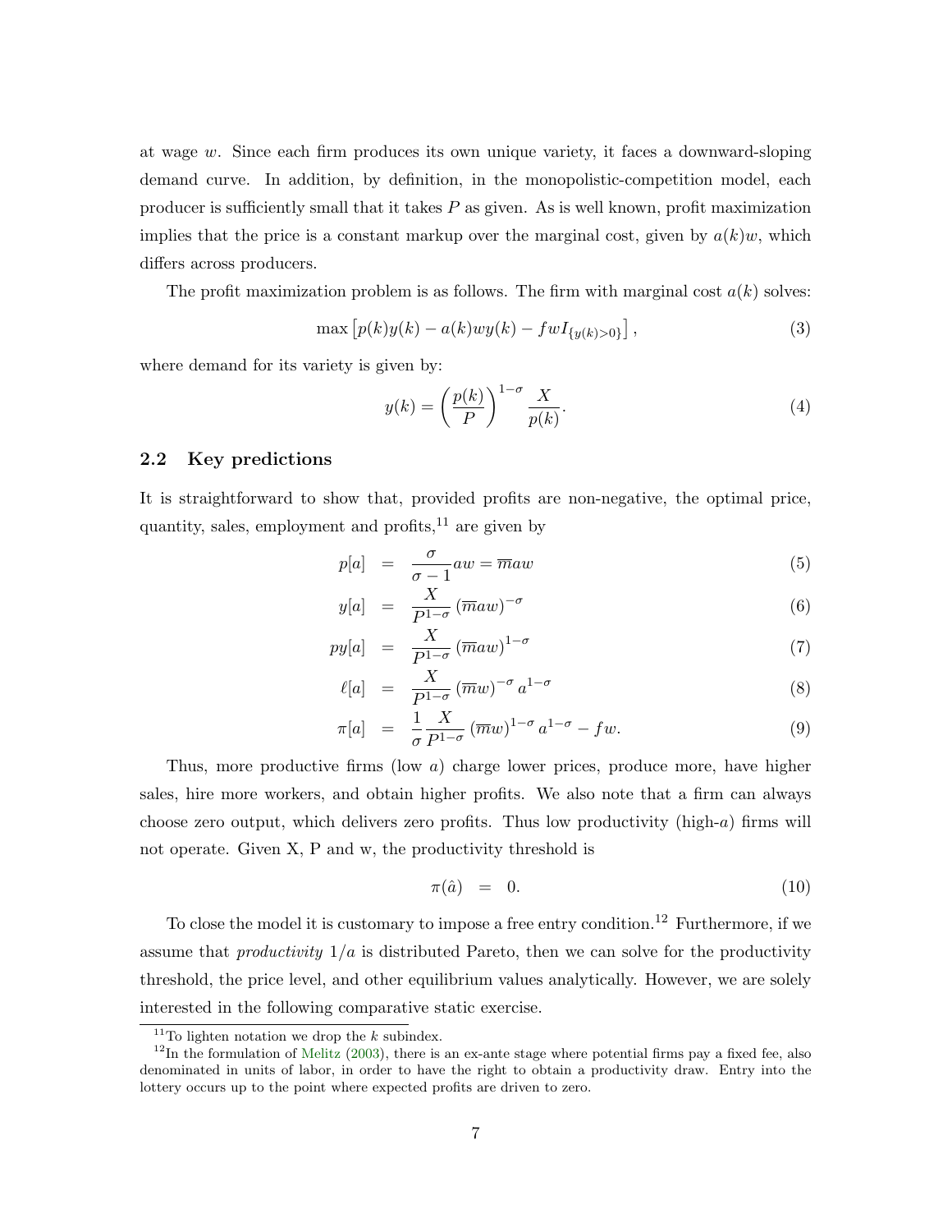at wage $w$. Since each firm produces its own unique variety, it faces a downward-sloping demand curve. In addition, by definition, in the monopolistic-competition model, each producer is sufficiently small that it takes $P$ as given. As is well known, profit maximization implies that the price is a constant markup over the marginal cost, given by $a(k)w$, which differs across producers.

The profit maximization problem is as follows. The firm with marginal cost $a(k)$ solves:

$$\max \left[ p(k)y(k) - a(k)wy(k) - fwI_{\{y(k)>0\}} \right], \tag{3}$$

where demand for its variety is given by:

$$y(k) = \left( \frac{p(k)}{P} \right)^{1-\sigma} \frac{X}{p(k)}. \tag{4}$$

### 2.2 Key predictions

It is straightforward to show that, provided profits are non-negative, the optimal price, quantity, sales, employment and profits,[11] are given by

$$p[a] = \frac{\sigma}{\sigma - 1} aw = \overline{m}aw \tag{5}$$

$$y[a] = \frac{X}{P^{1-\sigma}} \left( \overline{m}aw \right)^{-\sigma} \tag{6}$$

$$py[a] = \frac{X}{P^{1-\sigma}} \left( \overline{m}aw \right)^{1-\sigma} \tag{7}$$

$$\ell[a] = \frac{X}{P^{1-\sigma}} \left( \overline{m}w \right)^{-\sigma} a^{1-\sigma} \tag{8}$$

$$\pi[a] = \frac{1}{\sigma} \frac{X}{P^{1-\sigma}} \left( \overline{m}w \right)^{1-\sigma} a^{1-\sigma} - fw. \tag{9}$$

Thus, more productive firms (low $a$) charge lower prices, produce more, have higher sales, hire more workers, and obtain higher profits. We also note that a firm can always choose zero output, which delivers zero profits. Thus low productivity (high-$a$) firms will not operate. Given X, P and w, the productivity threshold is

$$\pi(\hat{a}) = 0. \tag{10}$$

To close the model it is customary to impose a free entry condition.[12] Furthermore, if we assume that *productivity* $1/a$ is distributed Pareto, then we can solve for the productivity threshold, the price level, and other equilibrium values analytically. However, we are solely interested in the following comparative static exercise.

[11] To lighten notation we drop the $k$ subindex.

[12] In the formulation of Melitz (2003), there is an ex-ante stage where potential firms pay a fixed fee, also denominated in units of labor, in order to have the right to obtain a productivity draw. Entry into the lottery occurs up to the point where expected profits are driven to zero.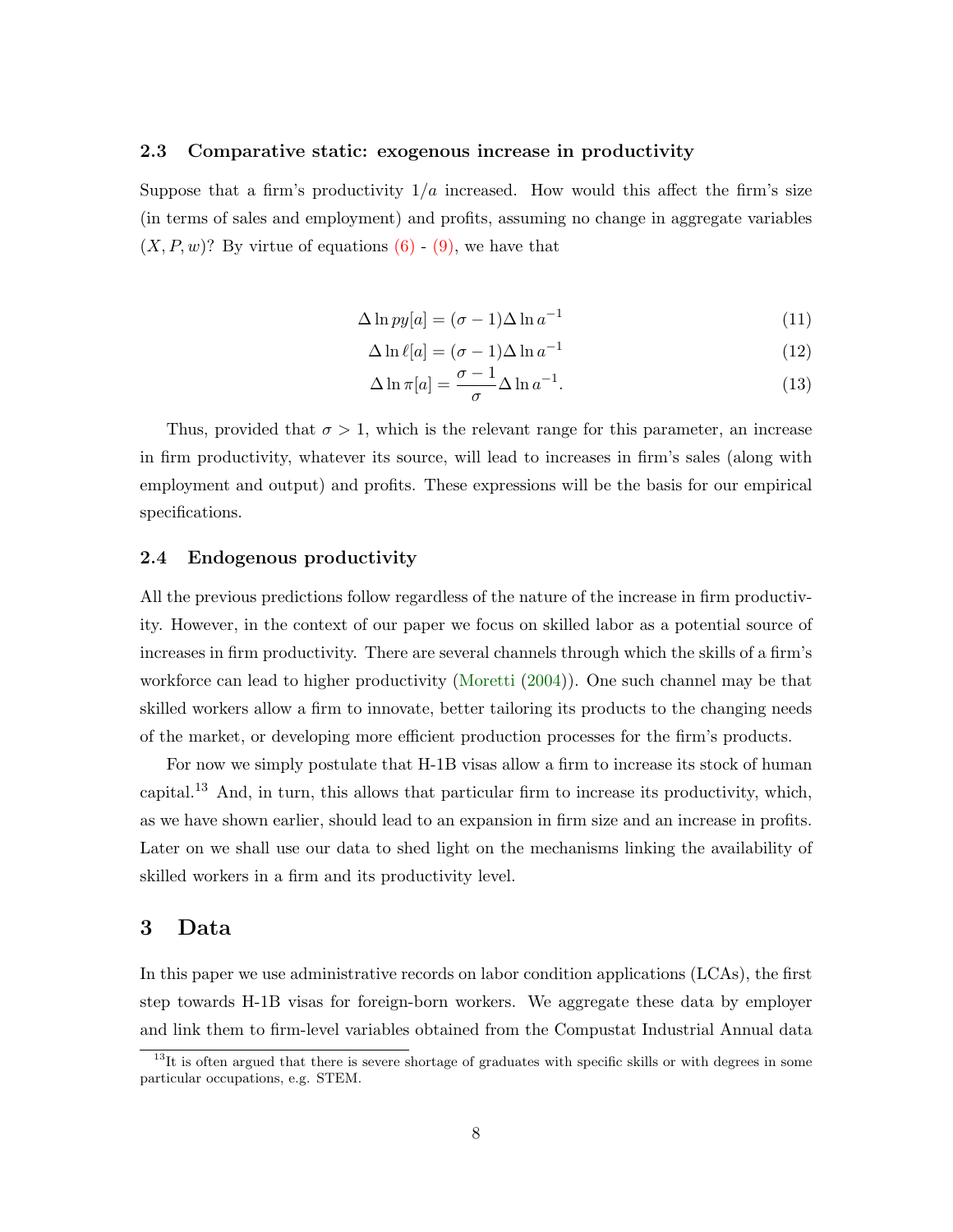### 2.3 Comparative static: exogenous increase in productivity

Suppose that a firm's productivity $1/a$ increased. How would this affect the firm's size (in terms of sales and employment) and profits, assuming no change in aggregate variables $(X, P, w)$? By virtue of equations (6) - (9), we have that

$$\Delta \ln py[a] = (\sigma - 1)\Delta \ln a^{-1} \tag{11}$$

$$\Delta \ln \ell[a] = (\sigma - 1)\Delta \ln a^{-1} \tag{12}$$

$$\Delta \ln \pi[a] = \frac{\sigma - 1}{\sigma}\Delta \ln a^{-1}. \tag{13}$$

Thus, provided that $\sigma > 1$, which is the relevant range for this parameter, an increase in firm productivity, whatever its source, will lead to increases in firm's sales (along with employment and output) and profits. These expressions will be the basis for our empirical specifications.

### 2.4 Endogenous productivity

All the previous predictions follow regardless of the nature of the increase in firm productivity. However, in the context of our paper we focus on skilled labor as a potential source of increases in firm productivity. There are several channels through which the skills of a firm's workforce can lead to higher productivity (Moretti (2004)). One such channel may be that skilled workers allow a firm to innovate, better tailoring its products to the changing needs of the market, or developing more efficient production processes for the firm's products.

For now we simply postulate that H-1B visas allow a firm to increase its stock of human capital.[13] And, in turn, this allows that particular firm to increase its productivity, which, as we have shown earlier, should lead to an expansion in firm size and an increase in profits. Later on we shall use our data to shed light on the mechanisms linking the availability of skilled workers in a firm and its productivity level.

## 3 Data

In this paper we use administrative records on labor condition applications (LCAs), the first step towards H-1B visas for foreign-born workers. We aggregate these data by employer and link them to firm-level variables obtained from the Compustat Industrial Annual data

[13] It is often argued that there is severe shortage of graduates with specific skills or with degrees in some particular occupations, e.g. STEM.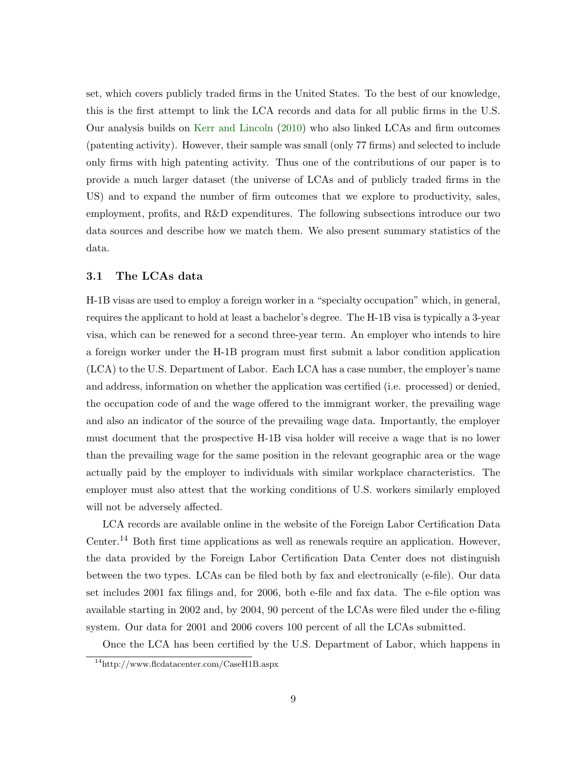set, which covers publicly traded firms in the United States. To the best of our knowledge, this is the first attempt to link the LCA records and data for all public firms in the U.S. Our analysis builds on Kerr and Lincoln (2010) who also linked LCAs and firm outcomes (patenting activity). However, their sample was small (only 77 firms) and selected to include only firms with high patenting activity. Thus one of the contributions of our paper is to provide a much larger dataset (the universe of LCAs and of publicly traded firms in the US) and to expand the number of firm outcomes that we explore to productivity, sales, employment, profits, and R&D expenditures. The following subsections introduce our two data sources and describe how we match them. We also present summary statistics of the data.

### 3.1 The LCAs data

H-1B visas are used to employ a foreign worker in a "specialty occupation" which, in general, requires the applicant to hold at least a bachelor's degree. The H-1B visa is typically a 3-year visa, which can be renewed for a second three-year term. An employer who intends to hire a foreign worker under the H-1B program must first submit a labor condition application (LCA) to the U.S. Department of Labor. Each LCA has a case number, the employer's name and address, information on whether the application was certified (i.e. processed) or denied, the occupation code of and the wage offered to the immigrant worker, the prevailing wage and also an indicator of the source of the prevailing wage data. Importantly, the employer must document that the prospective H-1B visa holder will receive a wage that is no lower than the prevailing wage for the same position in the relevant geographic area or the wage actually paid by the employer to individuals with similar workplace characteristics. The employer must also attest that the working conditions of U.S. workers similarly employed will not be adversely affected.

LCA records are available online in the website of the Foreign Labor Certification Data Center.[14] Both first time applications as well as renewals require an application. However, the data provided by the Foreign Labor Certification Data Center does not distinguish between the two types. LCAs can be filed both by fax and electronically (e-file). Our data set includes 2001 fax filings and, for 2006, both e-file and fax data. The e-file option was available starting in 2002 and, by 2004, 90 percent of the LCAs were filed under the e-filing system. Our data for 2001 and 2006 covers 100 percent of all the LCAs submitted.

Once the LCA has been certified by the U.S. Department of Labor, which happens in

[14] http://www.flcdatacenter.com/CaseH1B.aspx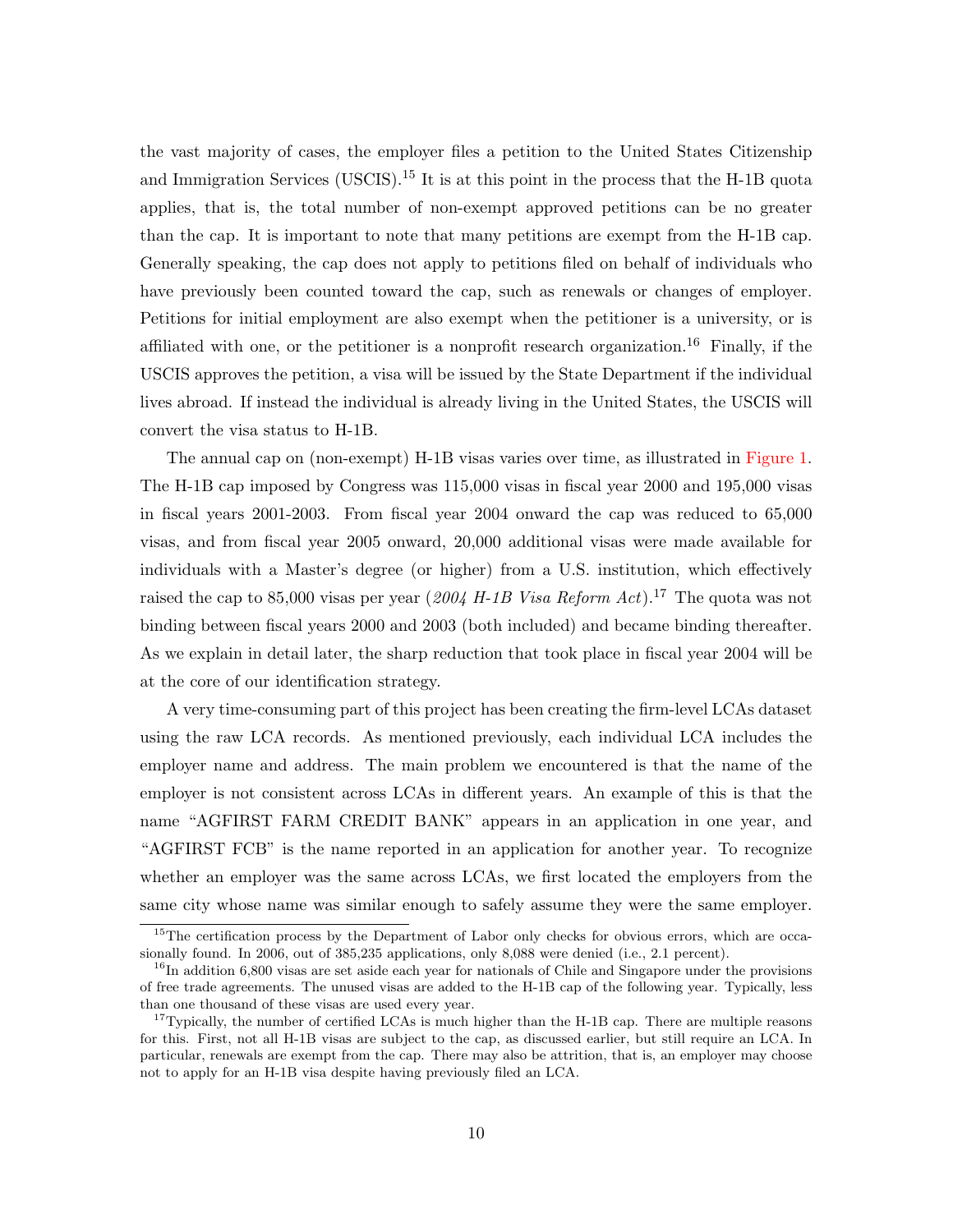the vast majority of cases, the employer files a petition to the United States Citizenship and Immigration Services (USCIS).[15] It is at this point in the process that the H-1B quota applies, that is, the total number of non-exempt approved petitions can be no greater than the cap. It is important to note that many petitions are exempt from the H-1B cap. Generally speaking, the cap does not apply to petitions filed on behalf of individuals who have previously been counted toward the cap, such as renewals or changes of employer. Petitions for initial employment are also exempt when the petitioner is a university, or is affiliated with one, or the petitioner is a nonprofit research organization.[16] Finally, if the USCIS approves the petition, a visa will be issued by the State Department if the individual lives abroad. If instead the individual is already living in the United States, the USCIS will convert the visa status to H-1B.

The annual cap on (non-exempt) H-1B visas varies over time, as illustrated in Figure 1. The H-1B cap imposed by Congress was 115,000 visas in fiscal year 2000 and 195,000 visas in fiscal years 2001-2003. From fiscal year 2004 onward the cap was reduced to 65,000 visas, and from fiscal year 2005 onward, 20,000 additional visas were made available for individuals with a Master's degree (or higher) from a U.S. institution, which effectively raised the cap to 85,000 visas per year (*2004 H-1B Visa Reform Act*).[17] The quota was not binding between fiscal years 2000 and 2003 (both included) and became binding thereafter. As we explain in detail later, the sharp reduction that took place in fiscal year 2004 will be at the core of our identification strategy.

A very time-consuming part of this project has been creating the firm-level LCAs dataset using the raw LCA records. As mentioned previously, each individual LCA includes the employer name and address. The main problem we encountered is that the name of the employer is not consistent across LCAs in different years. An example of this is that the name "AGFIRST FARM CREDIT BANK" appears in an application in one year, and "AGFIRST FCB" is the name reported in an application for another year. To recognize whether an employer was the same across LCAs, we first located the employers from the same city whose name was similar enough to safely assume they were the same employer.

[15] The certification process by the Department of Labor only checks for obvious errors, which are occasionally found. In 2006, out of 385,235 applications, only 8,088 were denied (i.e., 2.1 percent).

[16] In addition 6,800 visas are set aside each year for nationals of Chile and Singapore under the provisions of free trade agreements. The unused visas are added to the H-1B cap of the following year. Typically, less than one thousand of these visas are used every year.

[17] Typically, the number of certified LCAs is much higher than the H-1B cap. There are multiple reasons for this. First, not all H-1B visas are subject to the cap, as discussed earlier, but still require an LCA. In particular, renewals are exempt from the cap. There may also be attrition, that is, an employer may choose not to apply for an H-1B visa despite having previously filed an LCA.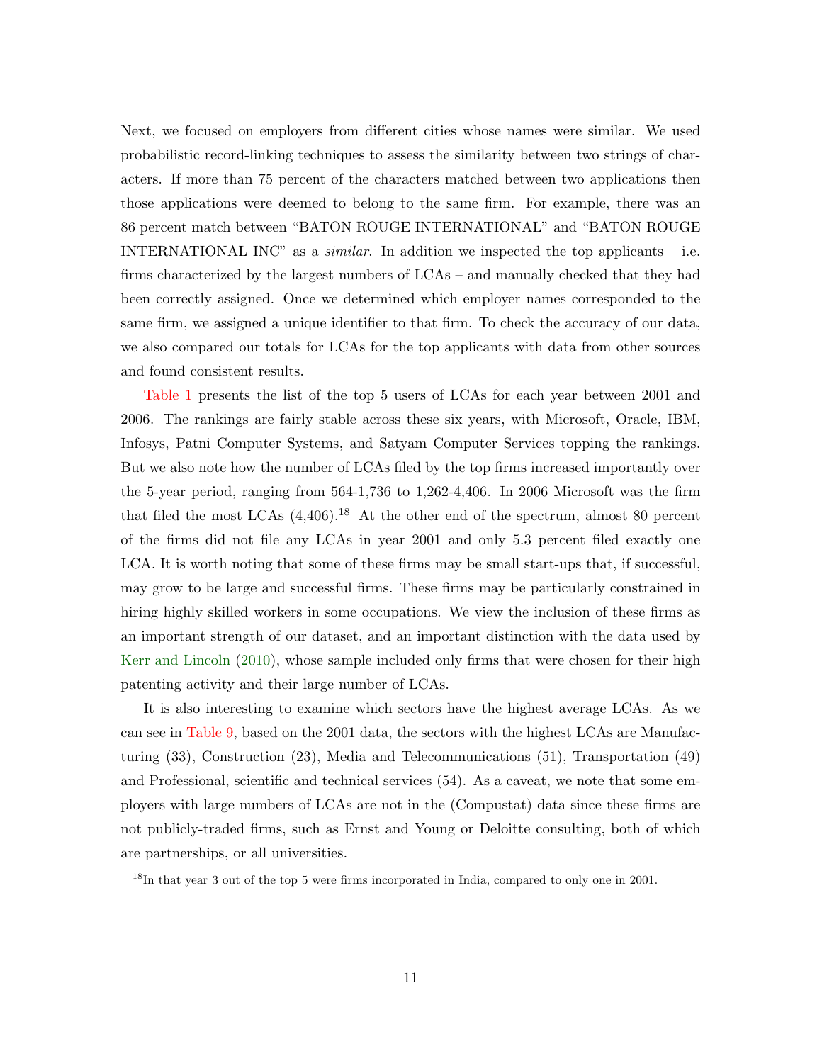Next, we focused on employers from different cities whose names were similar. We used probabilistic record-linking techniques to assess the similarity between two strings of characters. If more than 75 percent of the characters matched between two applications then those applications were deemed to belong to the same firm. For example, there was an 86 percent match between "BATON ROUGE INTERNATIONAL" and "BATON ROUGE INTERNATIONAL INC" as a *similar*. In addition we inspected the top applicants – i.e. firms characterized by the largest numbers of LCAs – and manually checked that they had been correctly assigned. Once we determined which employer names corresponded to the same firm, we assigned a unique identifier to that firm. To check the accuracy of our data, we also compared our totals for LCAs for the top applicants with data from other sources and found consistent results.

Table 1 presents the list of the top 5 users of LCAs for each year between 2001 and 2006. The rankings are fairly stable across these six years, with Microsoft, Oracle, IBM, Infosys, Patni Computer Systems, and Satyam Computer Services topping the rankings. But we also note how the number of LCAs filed by the top firms increased importantly over the 5-year period, ranging from 564-1,736 to 1,262-4,406. In 2006 Microsoft was the firm that filed the most LCAs (4,406).[18] At the other end of the spectrum, almost 80 percent of the firms did not file any LCAs in year 2001 and only 5.3 percent filed exactly one LCA. It is worth noting that some of these firms may be small start-ups that, if successful, may grow to be large and successful firms. These firms may be particularly constrained in hiring highly skilled workers in some occupations. We view the inclusion of these firms as an important strength of our dataset, and an important distinction with the data used by Kerr and Lincoln (2010), whose sample included only firms that were chosen for their high patenting activity and their large number of LCAs.

It is also interesting to examine which sectors have the highest average LCAs. As we can see in Table 9, based on the 2001 data, the sectors with the highest LCAs are Manufacturing (33), Construction (23), Media and Telecommunications (51), Transportation (49) and Professional, scientific and technical services (54). As a caveat, we note that some employers with large numbers of LCAs are not in the (Compustat) data since these firms are not publicly-traded firms, such as Ernst and Young or Deloitte consulting, both of which are partnerships, or all universities.

[18] In that year 3 out of the top 5 were firms incorporated in India, compared to only one in 2001.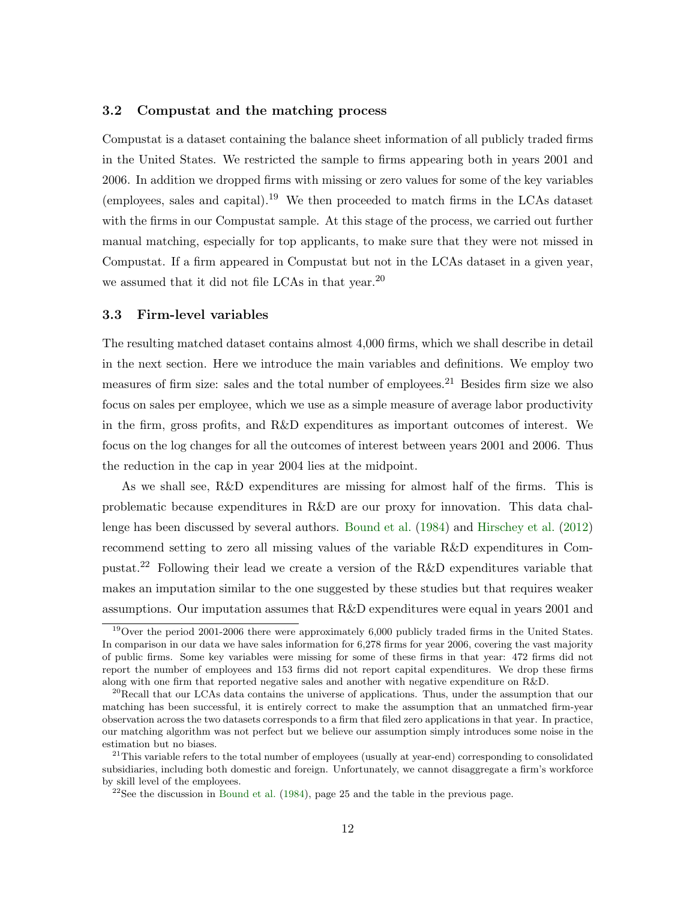### 3.2 Compustat and the matching process

Compustat is a dataset containing the balance sheet information of all publicly traded firms in the United States. We restricted the sample to firms appearing both in years 2001 and 2006. In addition we dropped firms with missing or zero values for some of the key variables (employees, sales and capital).[19] We then proceeded to match firms in the LCAs dataset with the firms in our Compustat sample. At this stage of the process, we carried out further manual matching, especially for top applicants, to make sure that they were not missed in Compustat. If a firm appeared in Compustat but not in the LCAs dataset in a given year, we assumed that it did not file LCAs in that year.[20]

### 3.3 Firm-level variables

The resulting matched dataset contains almost 4,000 firms, which we shall describe in detail in the next section. Here we introduce the main variables and definitions. We employ two measures of firm size: sales and the total number of employees.[21] Besides firm size we also focus on sales per employee, which we use as a simple measure of average labor productivity in the firm, gross profits, and R&D expenditures as important outcomes of interest. We focus on the log changes for all the outcomes of interest between years 2001 and 2006. Thus the reduction in the cap in year 2004 lies at the midpoint.

As we shall see, R&D expenditures are missing for almost half of the firms. This is problematic because expenditures in R&D are our proxy for innovation. This data challenge has been discussed by several authors. Bound et al. (1984) and Hirschey et al. (2012) recommend setting to zero all missing values of the variable R&D expenditures in Compustat.[22] Following their lead we create a version of the R&D expenditures variable that makes an imputation similar to the one suggested by these studies but that requires weaker assumptions. Our imputation assumes that R&D expenditures were equal in years 2001 and

---

[19] Over the period 2001-2006 there were approximately 6,000 publicly traded firms in the United States. In comparison in our data we have sales information for 6,278 firms for year 2006, covering the vast majority of public firms. Some key variables were missing for some of these firms in that year: 472 firms did not report the number of employees and 153 firms did not report capital expenditures. We drop these firms along with one firm that reported negative sales and another with negative expenditure on R&D.

[20] Recall that our LCAs data contains the universe of applications. Thus, under the assumption that our matching has been successful, it is entirely correct to make the assumption that an unmatched firm-year observation across the two datasets corresponds to a firm that filed zero applications in that year. In practice, our matching algorithm was not perfect but we believe our assumption simply introduces some noise in the estimation but no biases.

[21] This variable refers to the total number of employees (usually at year-end) corresponding to consolidated subsidiaries, including both domestic and foreign. Unfortunately, we cannot disaggregate a firm's workforce by skill level of the employees.

[22] See the discussion in Bound et al. (1984), page 25 and the table in the previous page.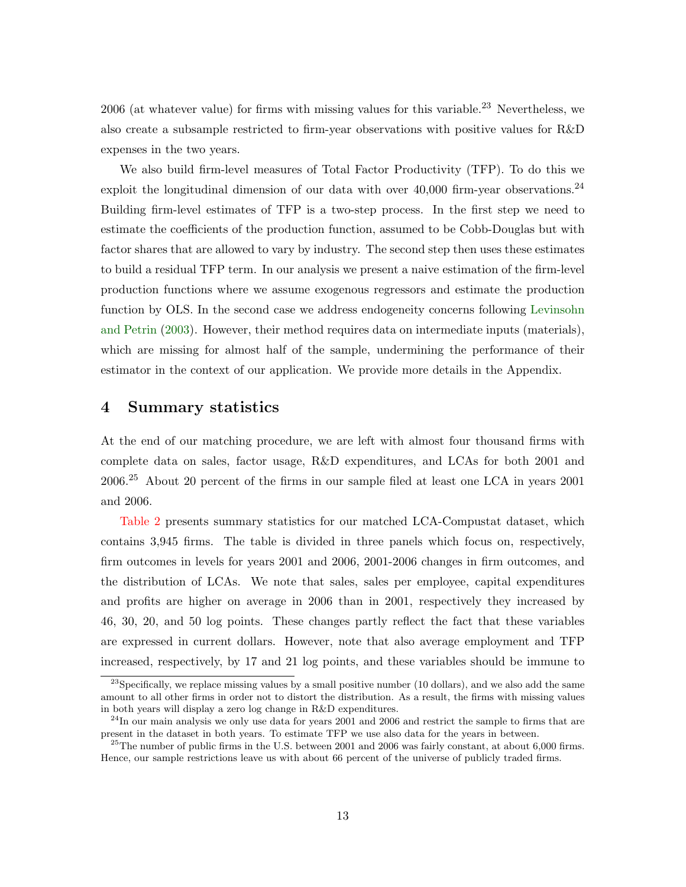2006 (at whatever value) for firms with missing values for this variable.[23] Nevertheless, we also create a subsample restricted to firm-year observations with positive values for R&D expenses in the two years.

We also build firm-level measures of Total Factor Productivity (TFP). To do this we exploit the longitudinal dimension of our data with over 40,000 firm-year observations.[24] Building firm-level estimates of TFP is a two-step process. In the first step we need to estimate the coefficients of the production function, assumed to be Cobb-Douglas but with factor shares that are allowed to vary by industry. The second step then uses these estimates to build a residual TFP term. In our analysis we present a naive estimation of the firm-level production functions where we assume exogenous regressors and estimate the production function by OLS. In the second case we address endogeneity concerns following Levinsohn and Petrin (2003). However, their method requires data on intermediate inputs (materials), which are missing for almost half of the sample, undermining the performance of their estimator in the context of our application. We provide more details in the Appendix.

## 4 Summary statistics

At the end of our matching procedure, we are left with almost four thousand firms with complete data on sales, factor usage, R&D expenditures, and LCAs for both 2001 and 2006.[25] About 20 percent of the firms in our sample filed at least one LCA in years 2001 and 2006.

Table 2 presents summary statistics for our matched LCA-Compustat dataset, which contains 3,945 firms. The table is divided in three panels which focus on, respectively, firm outcomes in levels for years 2001 and 2006, 2001-2006 changes in firm outcomes, and the distribution of LCAs. We note that sales, sales per employee, capital expenditures and profits are higher on average in 2006 than in 2001, respectively they increased by 46, 30, 20, and 50 log points. These changes partly reflect the fact that these variables are expressed in current dollars. However, note that also average employment and TFP increased, respectively, by 17 and 21 log points, and these variables should be immune to

---

[23] Specifically, we replace missing values by a small positive number (10 dollars), and we also add the same amount to all other firms in order not to distort the distribution. As a result, the firms with missing values in both years will display a zero log change in R&D expenditures.

[24] In our main analysis we only use data for years 2001 and 2006 and restrict the sample to firms that are present in the dataset in both years. To estimate TFP we use also data for the years in between.

[25] The number of public firms in the U.S. between 2001 and 2006 was fairly constant, at about 6,000 firms. Hence, our sample restrictions leave us with about 66 percent of the universe of publicly traded firms.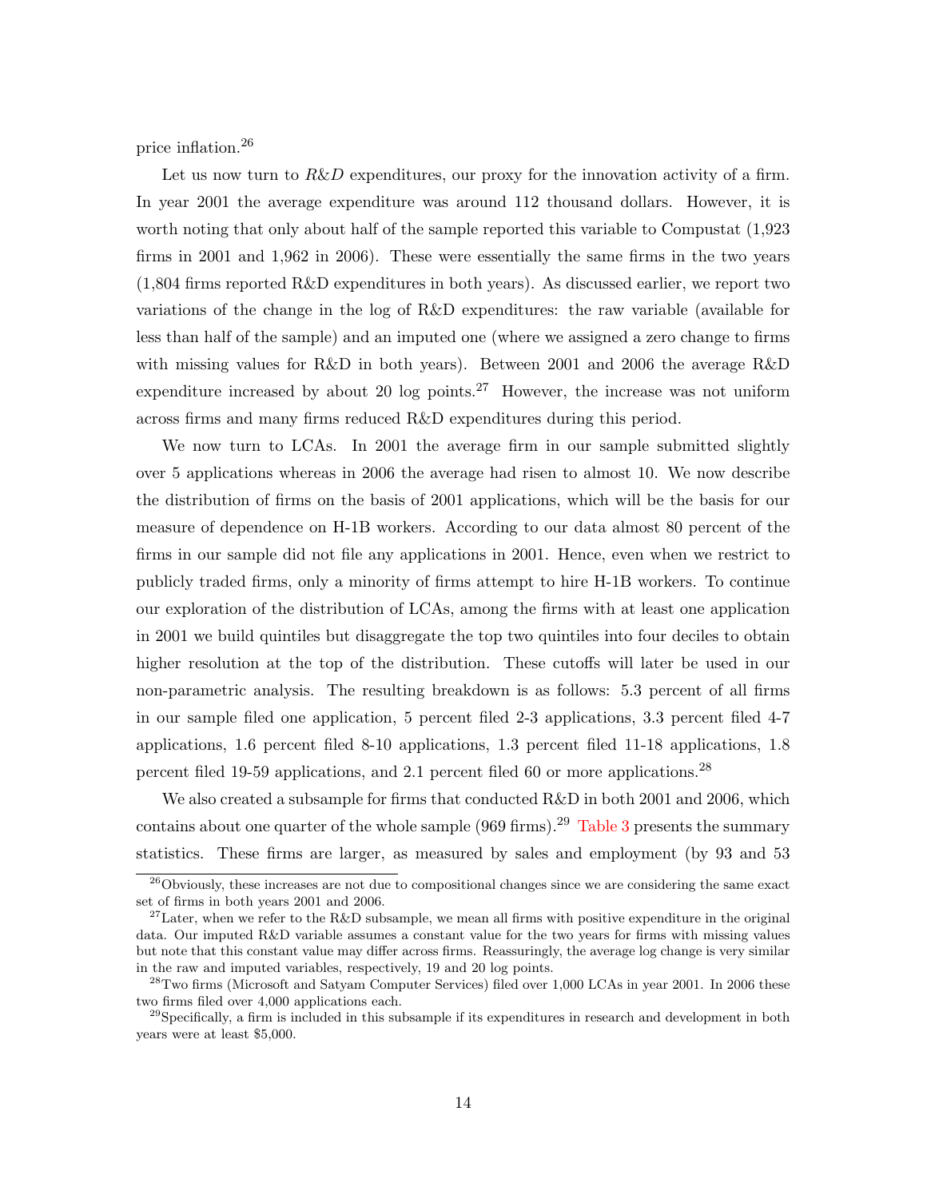price inflation.[26]

Let us now turn to *R&D* expenditures, our proxy for the innovation activity of a firm. In year 2001 the average expenditure was around 112 thousand dollars. However, it is worth noting that only about half of the sample reported this variable to Compustat (1,923 firms in 2001 and 1,962 in 2006). These were essentially the same firms in the two years (1,804 firms reported R&D expenditures in both years). As discussed earlier, we report two variations of the change in the log of R&D expenditures: the raw variable (available for less than half of the sample) and an imputed one (where we assigned a zero change to firms with missing values for R&D in both years). Between 2001 and 2006 the average R&D expenditure increased by about 20 log points.[27] However, the increase was not uniform across firms and many firms reduced R&D expenditures during this period.

We now turn to LCAs. In 2001 the average firm in our sample submitted slightly over 5 applications whereas in 2006 the average had risen to almost 10. We now describe the distribution of firms on the basis of 2001 applications, which will be the basis for our measure of dependence on H-1B workers. According to our data almost 80 percent of the firms in our sample did not file any applications in 2001. Hence, even when we restrict to publicly traded firms, only a minority of firms attempt to hire H-1B workers. To continue our exploration of the distribution of LCAs, among the firms with at least one application in 2001 we build quintiles but disaggregate the top two quintiles into four deciles to obtain higher resolution at the top of the distribution. These cutoffs will later be used in our non-parametric analysis. The resulting breakdown is as follows: 5.3 percent of all firms in our sample filed one application, 5 percent filed 2-3 applications, 3.3 percent filed 4-7 applications, 1.6 percent filed 8-10 applications, 1.3 percent filed 11-18 applications, 1.8 percent filed 19-59 applications, and 2.1 percent filed 60 or more applications.[28]

We also created a subsample for firms that conducted R&D in both 2001 and 2006, which contains about one quarter of the whole sample (969 firms).[29] Table 3 presents the summary statistics. These firms are larger, as measured by sales and employment (by 93 and 53

---

[26] Obviously, these increases are not due to compositional changes since we are considering the same exact set of firms in both years 2001 and 2006.

[27] Later, when we refer to the R&D subsample, we mean all firms with positive expenditure in the original data. Our imputed R&D variable assumes a constant value for the two years for firms with missing values but note that this constant value may differ across firms. Reassuringly, the average log change is very similar in the raw and imputed variables, respectively, 19 and 20 log points.

[28] Two firms (Microsoft and Satyam Computer Services) filed over 1,000 LCAs in year 2001. In 2006 these two firms filed over 4,000 applications each.

[29] Specifically, a firm is included in this subsample if its expenditures in research and development in both years were at least $5,000.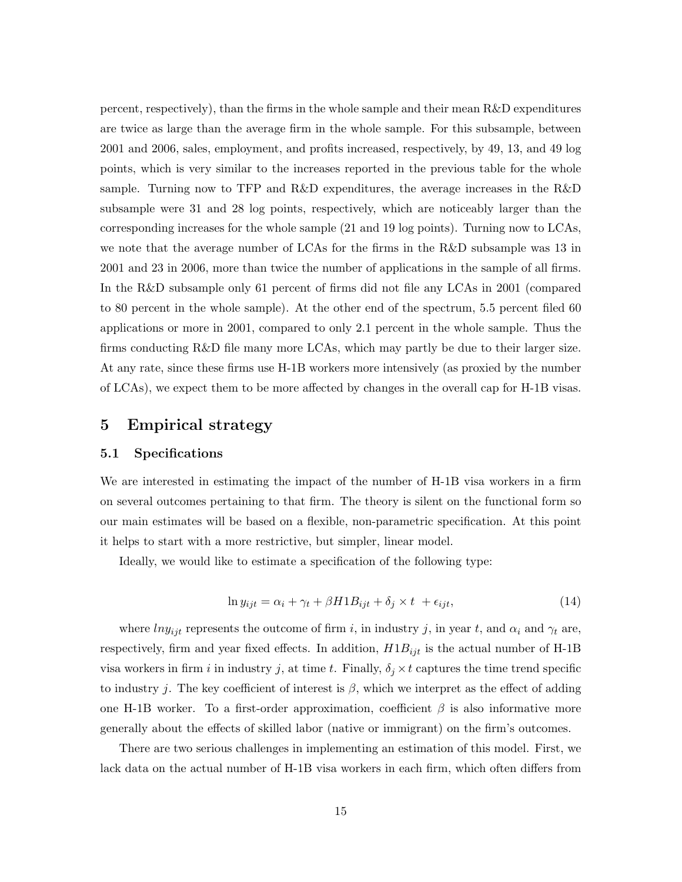percent, respectively), than the firms in the whole sample and their mean R&D expenditures are twice as large than the average firm in the whole sample. For this subsample, between 2001 and 2006, sales, employment, and profits increased, respectively, by 49, 13, and 49 log points, which is very similar to the increases reported in the previous table for the whole sample. Turning now to TFP and R&D expenditures, the average increases in the R&D subsample were 31 and 28 log points, respectively, which are noticeably larger than the corresponding increases for the whole sample (21 and 19 log points). Turning now to LCAs, we note that the average number of LCAs for the firms in the R&D subsample was 13 in 2001 and 23 in 2006, more than twice the number of applications in the sample of all firms. In the R&D subsample only 61 percent of firms did not file any LCAs in 2001 (compared to 80 percent in the whole sample). At the other end of the spectrum, 5.5 percent filed 60 applications or more in 2001, compared to only 2.1 percent in the whole sample. Thus the firms conducting R&D file many more LCAs, which may partly be due to their larger size. At any rate, since these firms use H-1B workers more intensively (as proxied by the number of LCAs), we expect them to be more affected by changes in the overall cap for H-1B visas.

## 5 Empirical strategy

### 5.1 Specifications

We are interested in estimating the impact of the number of H-1B visa workers in a firm on several outcomes pertaining to that firm. The theory is silent on the functional form so our main estimates will be based on a flexible, non-parametric specification. At this point it helps to start with a more restrictive, but simpler, linear model.

Ideally, we would like to estimate a specification of the following type:

$$\ln y_{ijt} = \alpha_i + \gamma_t + \beta H1B_{ijt} + \delta_j \times t + \epsilon_{ijt}, \tag{14}$$

where $lny_{ijt}$ represents the outcome of firm $i$, in industry $j$, in year $t$, and $\alpha_i$ and $\gamma_t$ are, respectively, firm and year fixed effects. In addition, $H1B_{ijt}$ is the actual number of H-1B visa workers in firm $i$ in industry $j$, at time $t$. Finally, $\delta_j \times t$ captures the time trend specific to industry $j$. The key coefficient of interest is $\beta$, which we interpret as the effect of adding one H-1B worker. To a first-order approximation, coefficient $\beta$ is also informative more generally about the effects of skilled labor (native or immigrant) on the firm's outcomes.

There are two serious challenges in implementing an estimation of this model. First, we lack data on the actual number of H-1B visa workers in each firm, which often differs from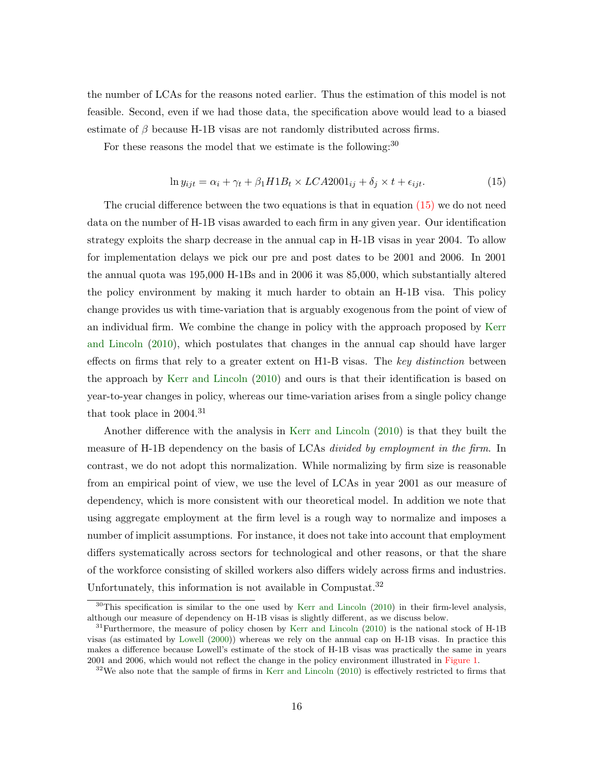the number of LCAs for the reasons noted earlier. Thus the estimation of this model is not feasible. Second, even if we had those data, the specification above would lead to a biased estimate of $\beta$ because H-1B visas are not randomly distributed across firms.

For these reasons the model that we estimate is the following:[30]

$$\ln y_{ijt} = \alpha_i + \gamma_t + \beta_1 H1B_t \times LCA2001_{ij} + \delta_j \times t + \epsilon_{ijt}. \tag{15}$$

The crucial difference between the two equations is that in equation (15) we do not need data on the number of H-1B visas awarded to each firm in any given year. Our identification strategy exploits the sharp decrease in the annual cap in H-1B visas in year 2004. To allow for implementation delays we pick our pre and post dates to be 2001 and 2006. In 2001 the annual quota was 195,000 H-1Bs and in 2006 it was 85,000, which substantially altered the policy environment by making it much harder to obtain an H-1B visa. This policy change provides us with time-variation that is arguably exogenous from the point of view of an individual firm. We combine the change in policy with the approach proposed by Kerr and Lincoln (2010), which postulates that changes in the annual cap should have larger effects on firms that rely to a greater extent on H1-B visas. The *key distinction* between the approach by Kerr and Lincoln (2010) and ours is that their identification is based on year-to-year changes in policy, whereas our time-variation arises from a single policy change that took place in 2004.[31]

Another difference with the analysis in Kerr and Lincoln (2010) is that they built the measure of H-1B dependency on the basis of LCAs *divided by employment in the firm*. In contrast, we do not adopt this normalization. While normalizing by firm size is reasonable from an empirical point of view, we use the level of LCAs in year 2001 as our measure of dependency, which is more consistent with our theoretical model. In addition we note that using aggregate employment at the firm level is a rough way to normalize and imposes a number of implicit assumptions. For instance, it does not take into account that employment differs systematically across sectors for technological and other reasons, or that the share of the workforce consisting of skilled workers also differs widely across firms and industries. Unfortunately, this information is not available in Compustat.[32]

---

[30] This specification is similar to the one used by Kerr and Lincoln (2010) in their firm-level analysis, although our measure of dependency on H-1B visas is slightly different, as we discuss below.

[31] Furthermore, the measure of policy chosen by Kerr and Lincoln (2010) is the national stock of H-1B visas (as estimated by Lowell (2000)) whereas we rely on the annual cap on H-1B visas. In practice this makes a difference because Lowell's estimate of the stock of H-1B visas was practically the same in years 2001 and 2006, which would not reflect the change in the policy environment illustrated in Figure 1.

[32] We also note that the sample of firms in Kerr and Lincoln (2010) is effectively restricted to firms that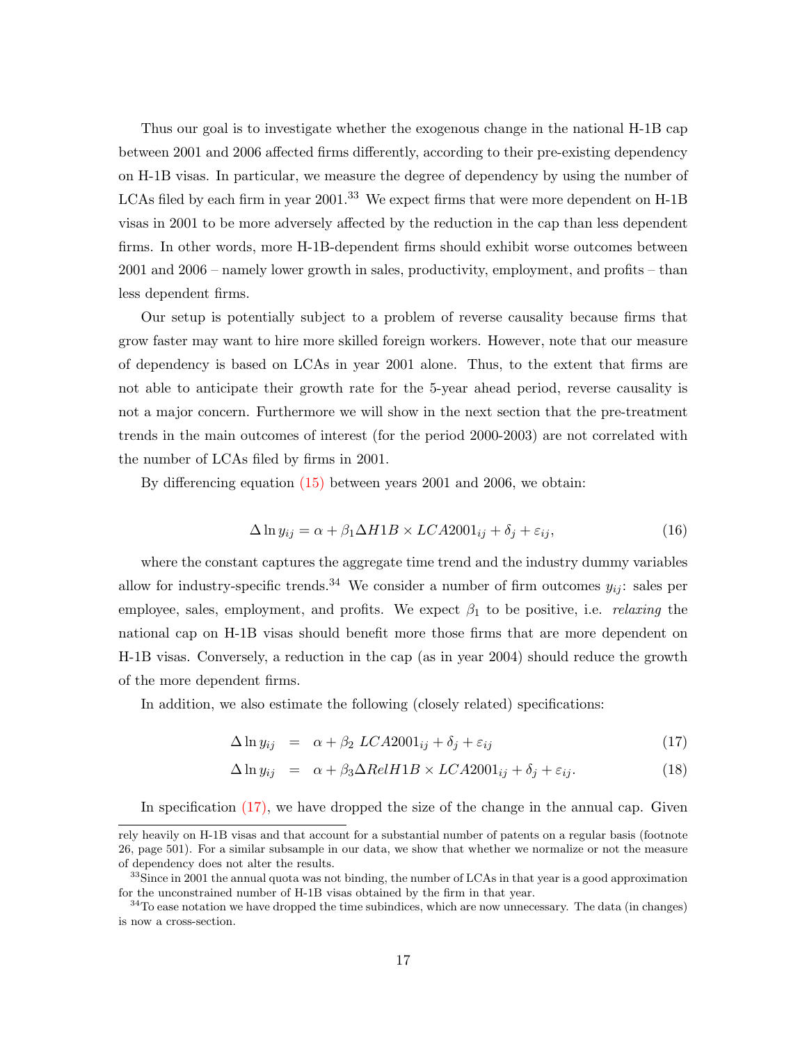Thus our goal is to investigate whether the exogenous change in the national H-1B cap between 2001 and 2006 affected firms differently, according to their pre-existing dependency on H-1B visas. In particular, we measure the degree of dependency by using the number of LCAs filed by each firm in year 2001.[33] We expect firms that were more dependent on H-1B visas in 2001 to be more adversely affected by the reduction in the cap than less dependent firms. In other words, more H-1B-dependent firms should exhibit worse outcomes between 2001 and 2006 – namely lower growth in sales, productivity, employment, and profits – than less dependent firms.

Our setup is potentially subject to a problem of reverse causality because firms that grow faster may want to hire more skilled foreign workers. However, note that our measure of dependency is based on LCAs in year 2001 alone. Thus, to the extent that firms are not able to anticipate their growth rate for the 5-year ahead period, reverse causality is not a major concern. Furthermore we will show in the next section that the pre-treatment trends in the main outcomes of interest (for the period 2000-2003) are not correlated with the number of LCAs filed by firms in 2001.

By differencing equation (15) between years 2001 and 2006, we obtain:

$$\Delta \ln y_{ij} = \alpha + \beta_1 \Delta H1B \times LCA2001_{ij} + \delta_j + \varepsilon_{ij}, \tag{16}$$

where the constant captures the aggregate time trend and the industry dummy variables allow for industry-specific trends.[34] We consider a number of firm outcomes $y_{ij}$: sales per employee, sales, employment, and profits. We expect $\beta_1$ to be positive, i.e. *relaxing* the national cap on H-1B visas should benefit more those firms that are more dependent on H-1B visas. Conversely, a reduction in the cap (as in year 2004) should reduce the growth of the more dependent firms.

In addition, we also estimate the following (closely related) specifications:

$$\Delta \ln y_{ij} = \alpha + \beta_2 \; LCA2001_{ij} + \delta_j + \varepsilon_{ij} \tag{17}$$

$$\Delta \ln y_{ij} = \alpha + \beta_3 \Delta RelH1B \times LCA2001_{ij} + \delta_j + \varepsilon_{ij}. \tag{18}$$

In specification (17), we have dropped the size of the change in the annual cap. Given

---

rely heavily on H-1B visas and that account for a substantial number of patents on a regular basis (footnote 26, page 501). For a similar subsample in our data, we show that whether we normalize or not the measure of dependency does not alter the results.

[33] Since in 2001 the annual quota was not binding, the number of LCAs in that year is a good approximation for the unconstrained number of H-1B visas obtained by the firm in that year.

[34] To ease notation we have dropped the time subindices, which are now unnecessary. The data (in changes) is now a cross-section.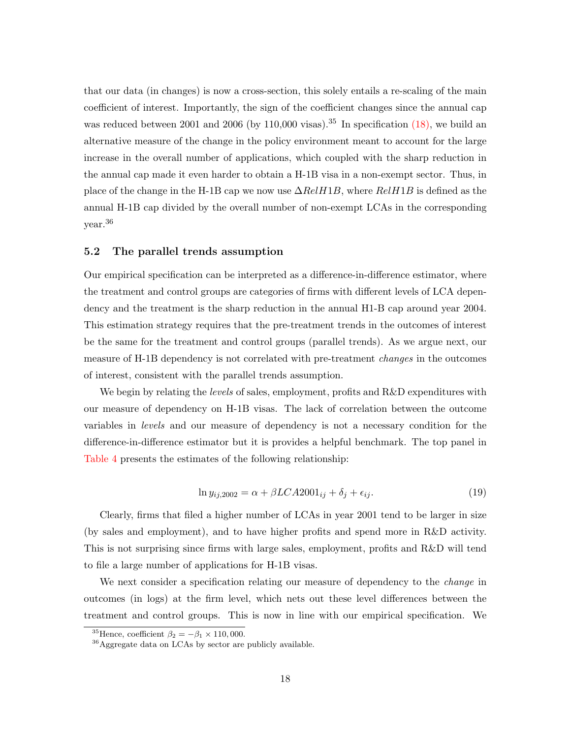that our data (in changes) is now a cross-section, this solely entails a re-scaling of the main coefficient of interest. Importantly, the sign of the coefficient changes since the annual cap was reduced between 2001 and 2006 (by 110,000 visas).[35] In specification (18), we build an alternative measure of the change in the policy environment meant to account for the large increase in the overall number of applications, which coupled with the sharp reduction in the annual cap made it even harder to obtain a H-1B visa in a non-exempt sector. Thus, in place of the change in the H-1B cap we now use $\Delta RelH1B$, where $RelH1B$ is defined as the annual H-1B cap divided by the overall number of non-exempt LCAs in the corresponding year.[36]

### 5.2 The parallel trends assumption

Our empirical specification can be interpreted as a difference-in-difference estimator, where the treatment and control groups are categories of firms with different levels of LCA dependency and the treatment is the sharp reduction in the annual H1-B cap around year 2004. This estimation strategy requires that the pre-treatment trends in the outcomes of interest be the same for the treatment and control groups (parallel trends). As we argue next, our measure of H-1B dependency is not correlated with pre-treatment *changes* in the outcomes of interest, consistent with the parallel trends assumption.

We begin by relating the *levels* of sales, employment, profits and R&D expenditures with our measure of dependency on H-1B visas. The lack of correlation between the outcome variables in *levels* and our measure of dependency is not a necessary condition for the difference-in-difference estimator but it is provides a helpful benchmark. The top panel in Table 4 presents the estimates of the following relationship:

$$\ln y_{ij,2002} = \alpha + \beta LCA2001_{ij} + \delta_j + \epsilon_{ij}. \tag{19}$$

Clearly, firms that filed a higher number of LCAs in year 2001 tend to be larger in size (by sales and employment), and to have higher profits and spend more in R&D activity. This is not surprising since firms with large sales, employment, profits and R&D will tend to file a large number of applications for H-1B visas.

We next consider a specification relating our measure of dependency to the *change* in outcomes (in logs) at the firm level, which nets out these level differences between the treatment and control groups. This is now in line with our empirical specification. We

[35] Hence, coefficient $\beta_2 = -\beta_1 \times 110,000$.

[36] Aggregate data on LCAs by sector are publicly available.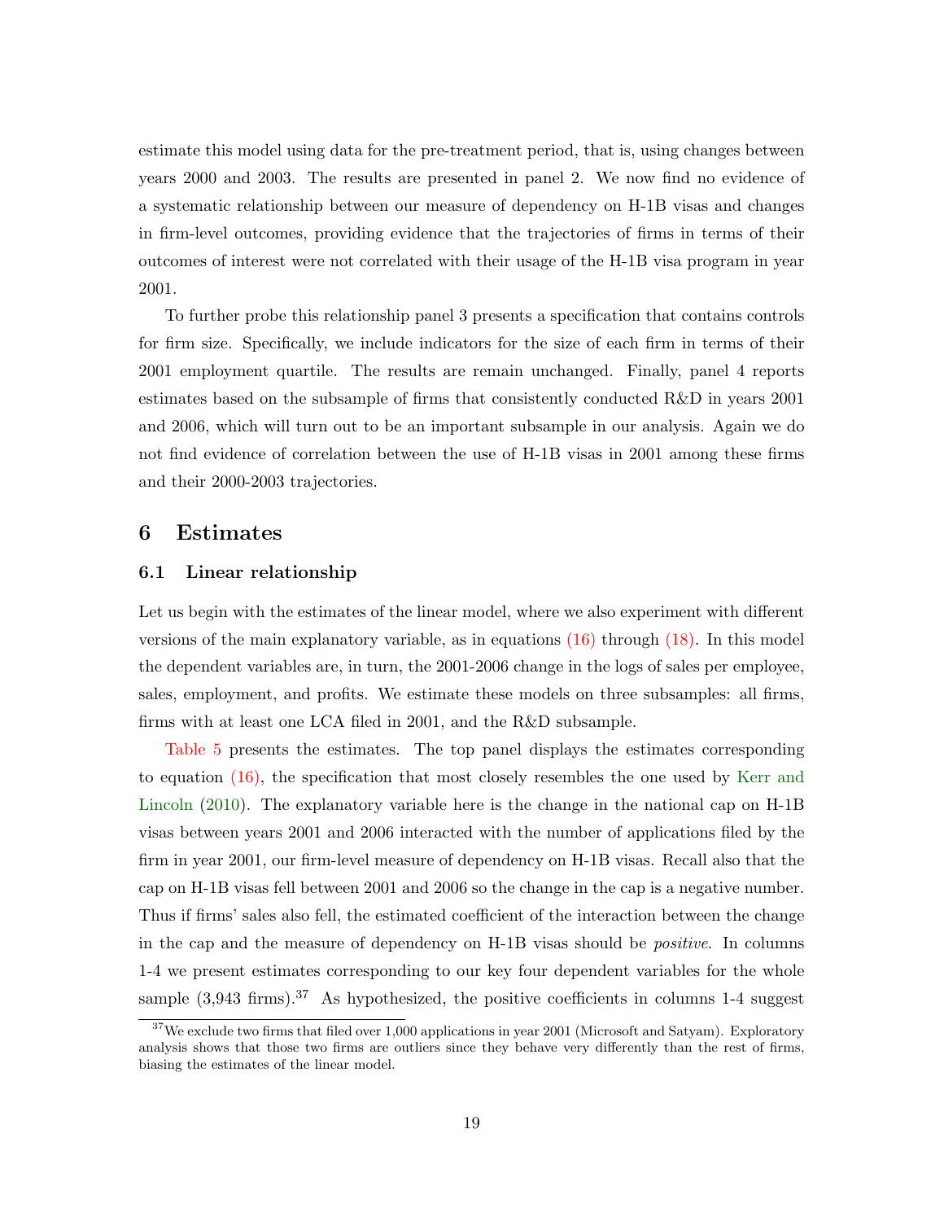estimate this model using data for the pre-treatment period, that is, using changes between years 2000 and 2003. The results are presented in panel 2. We now find no evidence of a systematic relationship between our measure of dependency on H-1B visas and changes in firm-level outcomes, providing evidence that the trajectories of firms in terms of their outcomes of interest were not correlated with their usage of the H-1B visa program in year 2001.

To further probe this relationship panel 3 presents a specification that contains controls for firm size. Specifically, we include indicators for the size of each firm in terms of their 2001 employment quartile. The results are remain unchanged. Finally, panel 4 reports estimates based on the subsample of firms that consistently conducted R&D in years 2001 and 2006, which will turn out to be an important subsample in our analysis. Again we do not find evidence of correlation between the use of H-1B visas in 2001 among these firms and their 2000-2003 trajectories.

## 6 Estimates

### 6.1 Linear relationship

Let us begin with the estimates of the linear model, where we also experiment with different versions of the main explanatory variable, as in equations (16) through (18). In this model the dependent variables are, in turn, the 2001-2006 change in the logs of sales per employee, sales, employment, and profits. We estimate these models on three subsamples: all firms, firms with at least one LCA filed in 2001, and the R&D subsample.

Table 5 presents the estimates. The top panel displays the estimates corresponding to equation (16), the specification that most closely resembles the one used by Kerr and Lincoln (2010). The explanatory variable here is the change in the national cap on H-1B visas between years 2001 and 2006 interacted with the number of applications filed by the firm in year 2001, our firm-level measure of dependency on H-1B visas. Recall also that the cap on H-1B visas fell between 2001 and 2006 so the change in the cap is a negative number. Thus if firms' sales also fell, the estimated coefficient of the interaction between the change in the cap and the measure of dependency on H-1B visas should be *positive*. In columns 1-4 we present estimates corresponding to our key four dependent variables for the whole sample (3,943 firms).[37] As hypothesized, the positive coefficients in columns 1-4 suggest

[37] We exclude two firms that filed over 1,000 applications in year 2001 (Microsoft and Satyam). Exploratory analysis shows that those two firms are outliers since they behave very differently than the rest of firms, biasing the estimates of the linear model.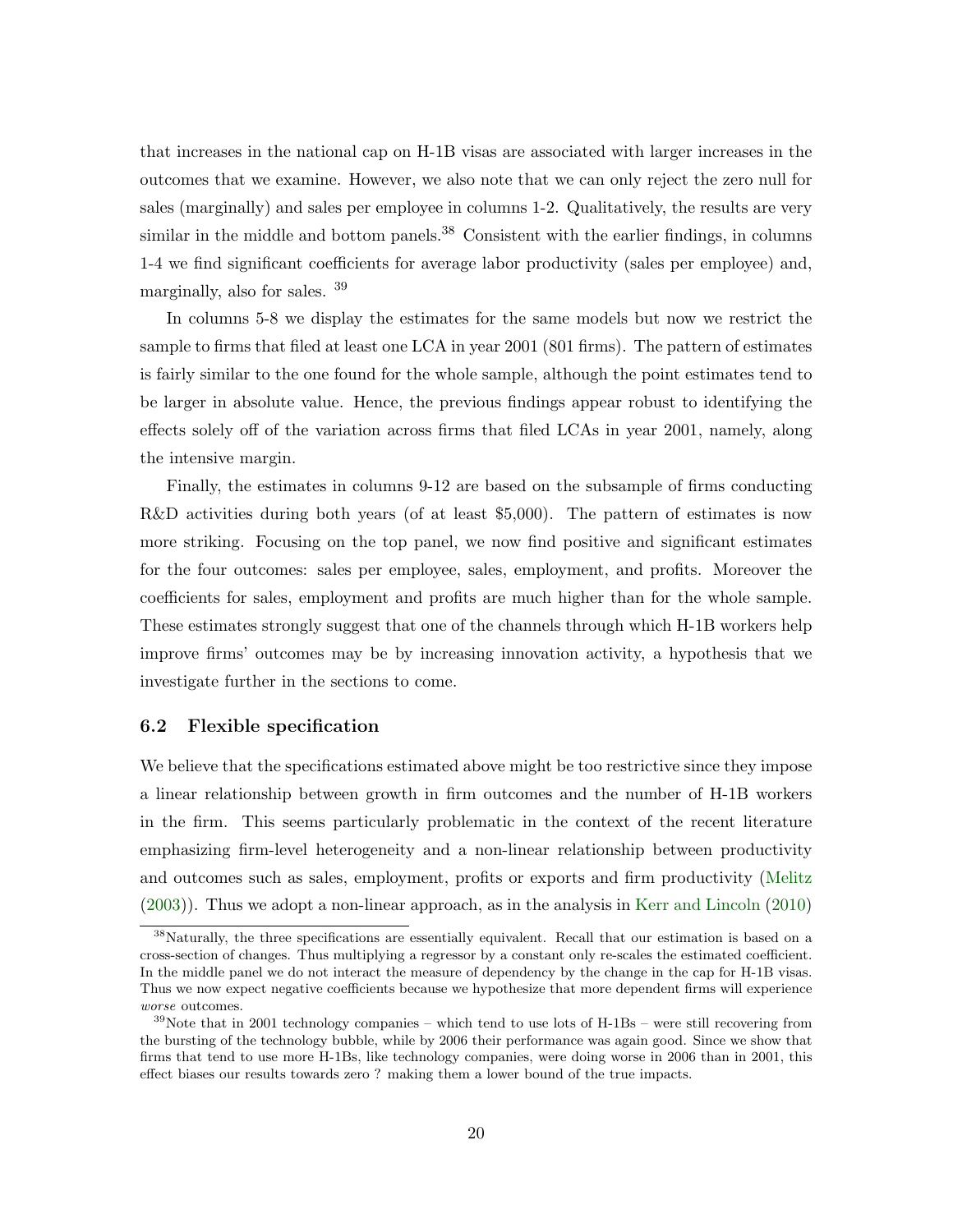that increases in the national cap on H-1B visas are associated with larger increases in the outcomes that we examine. However, we also note that we can only reject the zero null for sales (marginally) and sales per employee in columns 1-2. Qualitatively, the results are very similar in the middle and bottom panels.[38] Consistent with the earlier findings, in columns 1-4 we find significant coefficients for average labor productivity (sales per employee) and, marginally, also for sales. [39]

In columns 5-8 we display the estimates for the same models but now we restrict the sample to firms that filed at least one LCA in year 2001 (801 firms). The pattern of estimates is fairly similar to the one found for the whole sample, although the point estimates tend to be larger in absolute value. Hence, the previous findings appear robust to identifying the effects solely off of the variation across firms that filed LCAs in year 2001, namely, along the intensive margin.

Finally, the estimates in columns 9-12 are based on the subsample of firms conducting R&D activities during both years (of at least $5,000). The pattern of estimates is now more striking. Focusing on the top panel, we now find positive and significant estimates for the four outcomes: sales per employee, sales, employment, and profits. Moreover the coefficients for sales, employment and profits are much higher than for the whole sample. These estimates strongly suggest that one of the channels through which H-1B workers help improve firms' outcomes may be by increasing innovation activity, a hypothesis that we investigate further in the sections to come.

## 6.2 Flexible specification

We believe that the specifications estimated above might be too restrictive since they impose a linear relationship between growth in firm outcomes and the number of H-1B workers in the firm. This seems particularly problematic in the context of the recent literature emphasizing firm-level heterogeneity and a non-linear relationship between productivity and outcomes such as sales, employment, profits or exports and firm productivity (Melitz (2003)). Thus we adopt a non-linear approach, as in the analysis in Kerr and Lincoln (2010)

---

[38] Naturally, the three specifications are essentially equivalent. Recall that our estimation is based on a cross-section of changes. Thus multiplying a regressor by a constant only re-scales the estimated coefficient. In the middle panel we do not interact the measure of dependency by the change in the cap for H-1B visas. Thus we now expect negative coefficients because we hypothesize that more dependent firms will experience *worse* outcomes.

[39] Note that in 2001 technology companies – which tend to use lots of H-1Bs – were still recovering from the bursting of the technology bubble, while by 2006 their performance was again good. Since we show that firms that tend to use more H-1Bs, like technology companies, were doing worse in 2006 than in 2001, this effect biases our results towards zero ? making them a lower bound of the true impacts.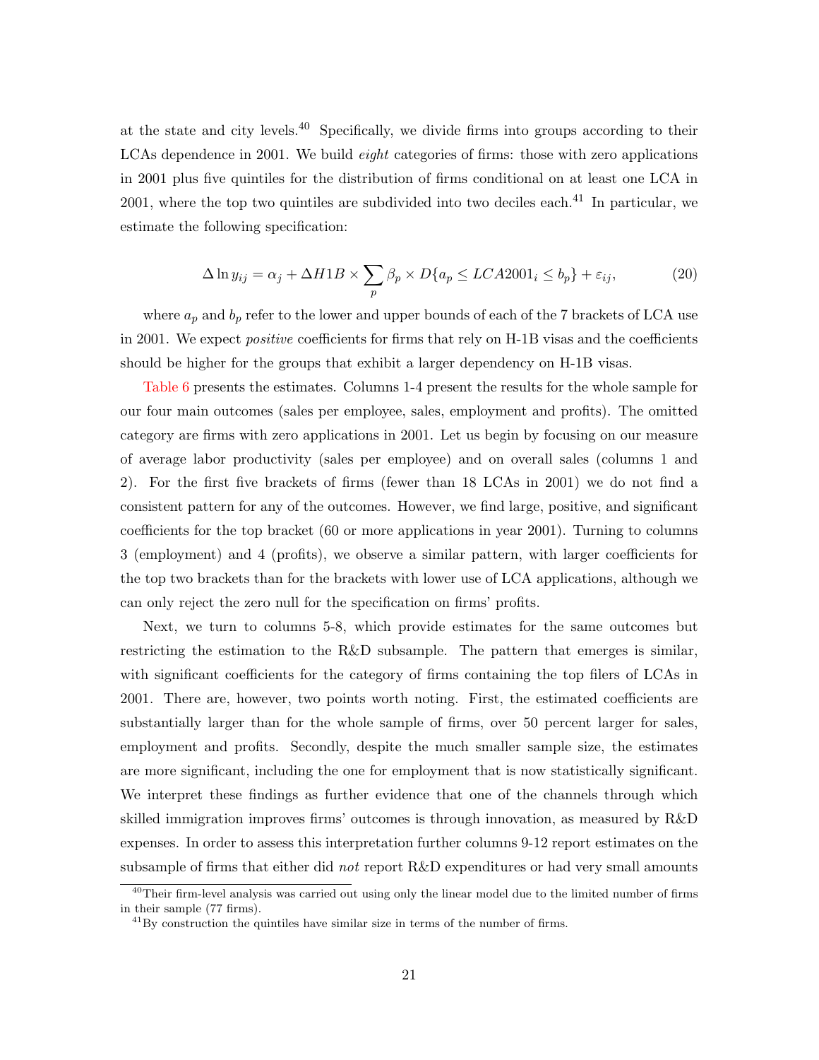at the state and city levels.[40] Specifically, we divide firms into groups according to their LCAs dependence in 2001. We build *eight* categories of firms: those with zero applications in 2001 plus five quintiles for the distribution of firms conditional on at least one LCA in 2001, where the top two quintiles are subdivided into two deciles each.[41] In particular, we estimate the following specification:

$$\Delta \ln y_{ij} = \alpha_j + \Delta H1B \times \sum_p \beta_p \times D\{a_p \leq LCA2001_i \leq b_p\} + \varepsilon_{ij}, \tag{20}$$

where $a_p$ and $b_p$ refer to the lower and upper bounds of each of the 7 brackets of LCA use in 2001. We expect *positive* coefficients for firms that rely on H-1B visas and the coefficients should be higher for the groups that exhibit a larger dependency on H-1B visas.

Table 6 presents the estimates. Columns 1-4 present the results for the whole sample for our four main outcomes (sales per employee, sales, employment and profits). The omitted category are firms with zero applications in 2001. Let us begin by focusing on our measure of average labor productivity (sales per employee) and on overall sales (columns 1 and 2). For the first five brackets of firms (fewer than 18 LCAs in 2001) we do not find a consistent pattern for any of the outcomes. However, we find large, positive, and significant coefficients for the top bracket (60 or more applications in year 2001). Turning to columns 3 (employment) and 4 (profits), we observe a similar pattern, with larger coefficients for the top two brackets than for the brackets with lower use of LCA applications, although we can only reject the zero null for the specification on firms' profits.

Next, we turn to columns 5-8, which provide estimates for the same outcomes but restricting the estimation to the R&D subsample. The pattern that emerges is similar, with significant coefficients for the category of firms containing the top filers of LCAs in 2001. There are, however, two points worth noting. First, the estimated coefficients are substantially larger than for the whole sample of firms, over 50 percent larger for sales, employment and profits. Secondly, despite the much smaller sample size, the estimates are more significant, including the one for employment that is now statistically significant. We interpret these findings as further evidence that one of the channels through which skilled immigration improves firms' outcomes is through innovation, as measured by R&D expenses. In order to assess this interpretation further columns 9-12 report estimates on the subsample of firms that either did *not* report R&D expenditures or had very small amounts

[40] Their firm-level analysis was carried out using only the linear model due to the limited number of firms in their sample (77 firms).

[41] By construction the quintiles have similar size in terms of the number of firms.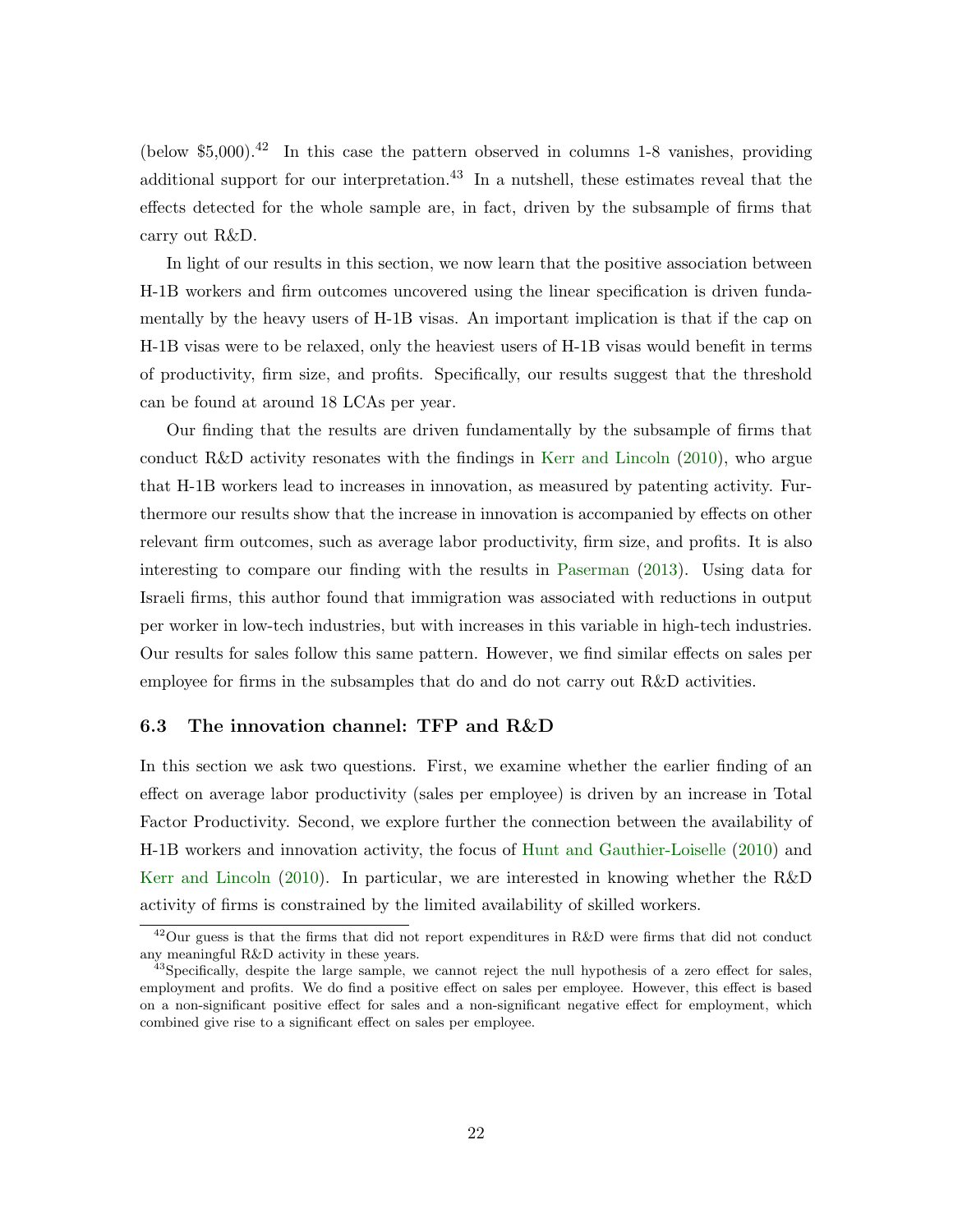(below $5,000).[42] In this case the pattern observed in columns 1-8 vanishes, providing additional support for our interpretation.[43] In a nutshell, these estimates reveal that the effects detected for the whole sample are, in fact, driven by the subsample of firms that carry out R&D.

In light of our results in this section, we now learn that the positive association between H-1B workers and firm outcomes uncovered using the linear specification is driven fundamentally by the heavy users of H-1B visas. An important implication is that if the cap on H-1B visas were to be relaxed, only the heaviest users of H-1B visas would benefit in terms of productivity, firm size, and profits. Specifically, our results suggest that the threshold can be found at around 18 LCAs per year.

Our finding that the results are driven fundamentally by the subsample of firms that conduct R&D activity resonates with the findings in Kerr and Lincoln (2010), who argue that H-1B workers lead to increases in innovation, as measured by patenting activity. Furthermore our results show that the increase in innovation is accompanied by effects on other relevant firm outcomes, such as average labor productivity, firm size, and profits. It is also interesting to compare our finding with the results in Paserman (2013). Using data for Israeli firms, this author found that immigration was associated with reductions in output per worker in low-tech industries, but with increases in this variable in high-tech industries. Our results for sales follow this same pattern. However, we find similar effects on sales per employee for firms in the subsamples that do and do not carry out R&D activities.

### 6.3 The innovation channel: TFP and R&D

In this section we ask two questions. First, we examine whether the earlier finding of an effect on average labor productivity (sales per employee) is driven by an increase in Total Factor Productivity. Second, we explore further the connection between the availability of H-1B workers and innovation activity, the focus of Hunt and Gauthier-Loiselle (2010) and Kerr and Lincoln (2010). In particular, we are interested in knowing whether the R&D activity of firms is constrained by the limited availability of skilled workers.

---

[42] Our guess is that the firms that did not report expenditures in R&D were firms that did not conduct any meaningful R&D activity in these years.

[43] Specifically, despite the large sample, we cannot reject the null hypothesis of a zero effect for sales, employment and profits. We do find a positive effect on sales per employee. However, this effect is based on a non-significant positive effect for sales and a non-significant negative effect for employment, which combined give rise to a significant effect on sales per employee.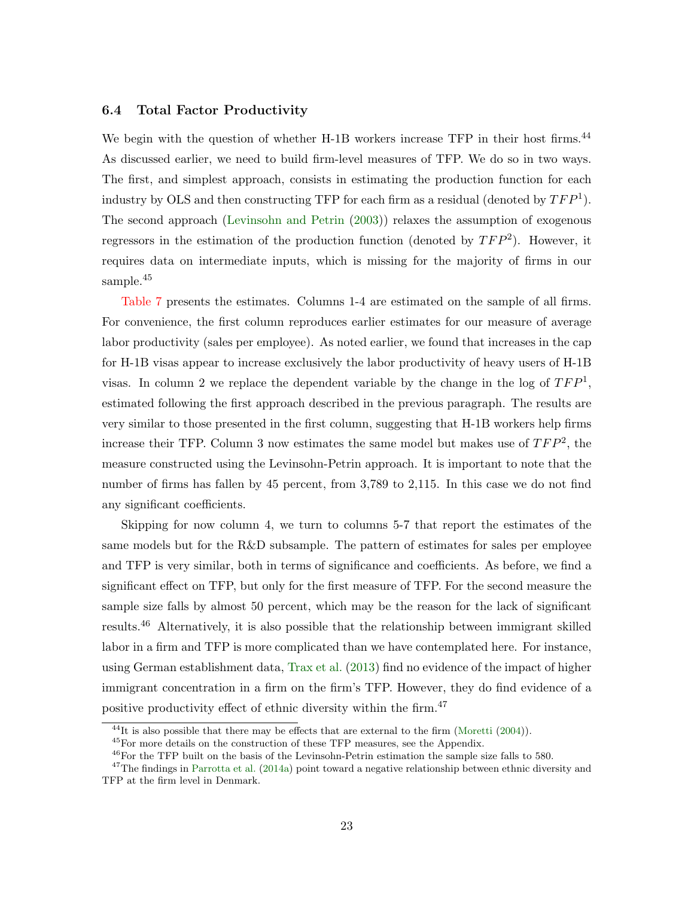### 6.4 Total Factor Productivity

We begin with the question of whether H-1B workers increase TFP in their host firms.[44] As discussed earlier, we need to build firm-level measures of TFP. We do so in two ways. The first, and simplest approach, consists in estimating the production function for each industry by OLS and then constructing TFP for each firm as a residual (denoted by $TFP^1$). The second approach (Levinsohn and Petrin (2003)) relaxes the assumption of exogenous regressors in the estimation of the production function (denoted by $TFP^2$). However, it requires data on intermediate inputs, which is missing for the majority of firms in our sample.[45]

Table 7 presents the estimates. Columns 1-4 are estimated on the sample of all firms. For convenience, the first column reproduces earlier estimates for our measure of average labor productivity (sales per employee). As noted earlier, we found that increases in the cap for H-1B visas appear to increase exclusively the labor productivity of heavy users of H-1B visas. In column 2 we replace the dependent variable by the change in the log of $TFP^1$, estimated following the first approach described in the previous paragraph. The results are very similar to those presented in the first column, suggesting that H-1B workers help firms increase their TFP. Column 3 now estimates the same model but makes use of $TFP^2$, the measure constructed using the Levinsohn-Petrin approach. It is important to note that the number of firms has fallen by 45 percent, from 3,789 to 2,115. In this case we do not find any significant coefficients.

Skipping for now column 4, we turn to columns 5-7 that report the estimates of the same models but for the R&D subsample. The pattern of estimates for sales per employee and TFP is very similar, both in terms of significance and coefficients. As before, we find a significant effect on TFP, but only for the first measure of TFP. For the second measure the sample size falls by almost 50 percent, which may be the reason for the lack of significant results.[46] Alternatively, it is also possible that the relationship between immigrant skilled labor in a firm and TFP is more complicated than we have contemplated here. For instance, using German establishment data, Trax et al. (2013) find no evidence of the impact of higher immigrant concentration in a firm on the firm's TFP. However, they do find evidence of a positive productivity effect of ethnic diversity within the firm.[47]

[44] It is also possible that there may be effects that are external to the firm (Moretti (2004)).

[45] For more details on the construction of these TFP measures, see the Appendix.

[46] For the TFP built on the basis of the Levinsohn-Petrin estimation the sample size falls to 580.

[47] The findings in Parrotta et al. (2014a) point toward a negative relationship between ethnic diversity and TFP at the firm level in Denmark.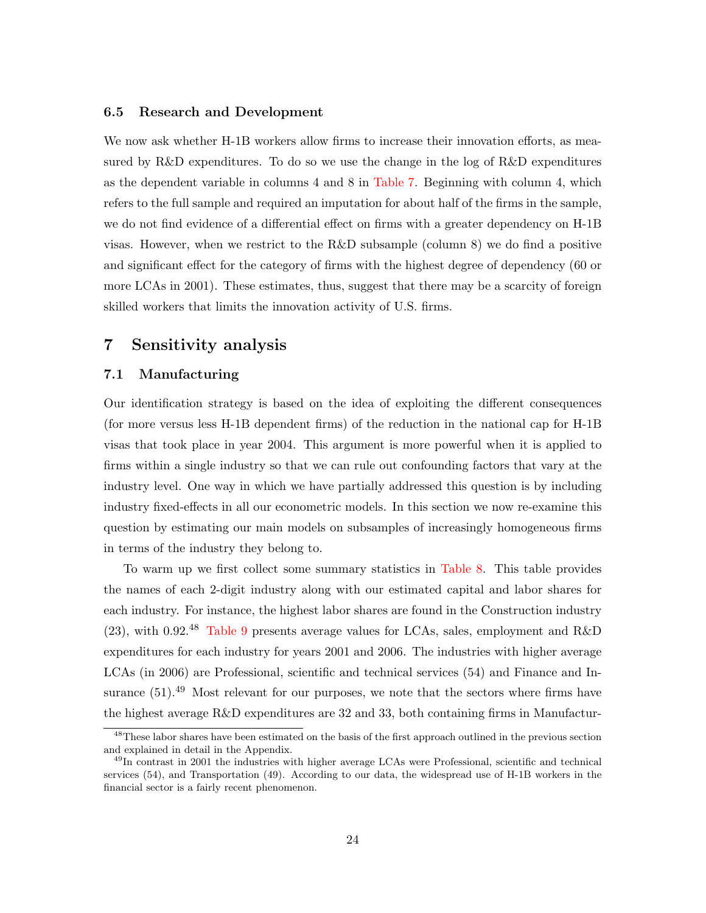### 6.5 Research and Development

We now ask whether H-1B workers allow firms to increase their innovation efforts, as measured by R&D expenditures. To do so we use the change in the log of R&D expenditures as the dependent variable in columns 4 and 8 in Table 7. Beginning with column 4, which refers to the full sample and required an imputation for about half of the firms in the sample, we do not find evidence of a differential effect on firms with a greater dependency on H-1B visas. However, when we restrict to the R&D subsample (column 8) we do find a positive and significant effect for the category of firms with the highest degree of dependency (60 or more LCAs in 2001). These estimates, thus, suggest that there may be a scarcity of foreign skilled workers that limits the innovation activity of U.S. firms.

## 7 Sensitivity analysis

### 7.1 Manufacturing

Our identification strategy is based on the idea of exploiting the different consequences (for more versus less H-1B dependent firms) of the reduction in the national cap for H-1B visas that took place in year 2004. This argument is more powerful when it is applied to firms within a single industry so that we can rule out confounding factors that vary at the industry level. One way in which we have partially addressed this question is by including industry fixed-effects in all our econometric models. In this section we now re-examine this question by estimating our main models on subsamples of increasingly homogeneous firms in terms of the industry they belong to.

To warm up we first collect some summary statistics in Table 8. This table provides the names of each 2-digit industry along with our estimated capital and labor shares for each industry. For instance, the highest labor shares are found in the Construction industry (23), with 0.92.[48] Table 9 presents average values for LCAs, sales, employment and R&D expenditures for each industry for years 2001 and 2006. The industries with higher average LCAs (in 2006) are Professional, scientific and technical services (54) and Finance and Insurance (51).[49] Most relevant for our purposes, we note that the sectors where firms have the highest average R&D expenditures are 32 and 33, both containing firms in Manufactur-

[48] These labor shares have been estimated on the basis of the first approach outlined in the previous section and explained in detail in the Appendix.

[49] In contrast in 2001 the industries with higher average LCAs were Professional, scientific and technical services (54), and Transportation (49). According to our data, the widespread use of H-1B workers in the financial sector is a fairly recent phenomenon.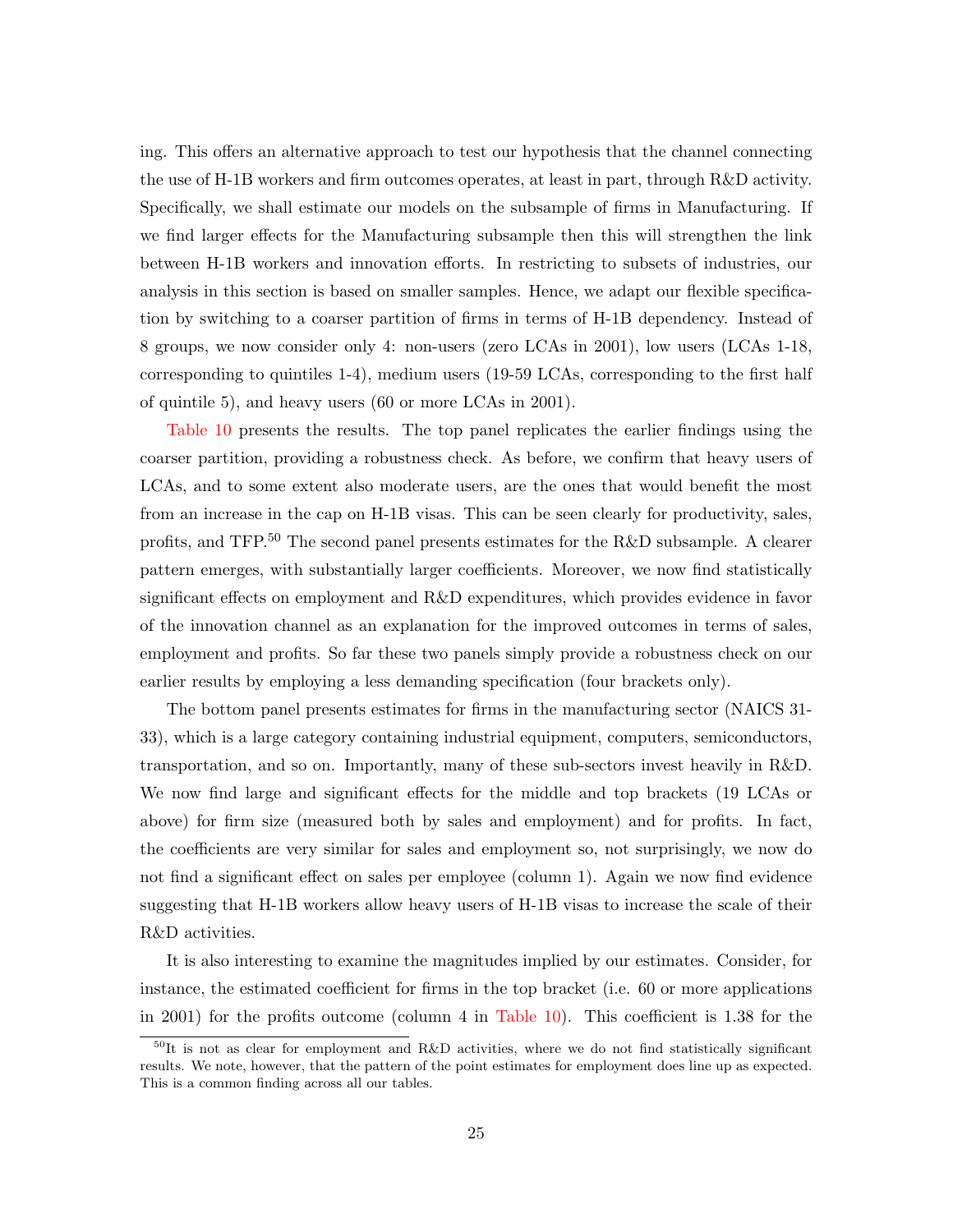ing. This offers an alternative approach to test our hypothesis that the channel connecting the use of H-1B workers and firm outcomes operates, at least in part, through R&D activity. Specifically, we shall estimate our models on the subsample of firms in Manufacturing. If we find larger effects for the Manufacturing subsample then this will strengthen the link between H-1B workers and innovation efforts. In restricting to subsets of industries, our analysis in this section is based on smaller samples. Hence, we adapt our flexible specification by switching to a coarser partition of firms in terms of H-1B dependency. Instead of 8 groups, we now consider only 4: non-users (zero LCAs in 2001), low users (LCAs 1-18, corresponding to quintiles 1-4), medium users (19-59 LCAs, corresponding to the first half of quintile 5), and heavy users (60 or more LCAs in 2001).

Table 10 presents the results. The top panel replicates the earlier findings using the coarser partition, providing a robustness check. As before, we confirm that heavy users of LCAs, and to some extent also moderate users, are the ones that would benefit the most from an increase in the cap on H-1B visas. This can be seen clearly for productivity, sales, profits, and TFP.[50] The second panel presents estimates for the R&D subsample. A clearer pattern emerges, with substantially larger coefficients. Moreover, we now find statistically significant effects on employment and R&D expenditures, which provides evidence in favor of the innovation channel as an explanation for the improved outcomes in terms of sales, employment and profits. So far these two panels simply provide a robustness check on our earlier results by employing a less demanding specification (four brackets only).

The bottom panel presents estimates for firms in the manufacturing sector (NAICS 31-33), which is a large category containing industrial equipment, computers, semiconductors, transportation, and so on. Importantly, many of these sub-sectors invest heavily in R&D. We now find large and significant effects for the middle and top brackets (19 LCAs or above) for firm size (measured both by sales and employment) and for profits. In fact, the coefficients are very similar for sales and employment so, not surprisingly, we now do not find a significant effect on sales per employee (column 1). Again we now find evidence suggesting that H-1B workers allow heavy users of H-1B visas to increase the scale of their R&D activities.

It is also interesting to examine the magnitudes implied by our estimates. Consider, for instance, the estimated coefficient for firms in the top bracket (i.e. 60 or more applications in 2001) for the profits outcome (column 4 in Table 10). This coefficient is 1.38 for the

[50] It is not as clear for employment and R&D activities, where we do not find statistically significant results. We note, however, that the pattern of the point estimates for employment does line up as expected. This is a common finding across all our tables.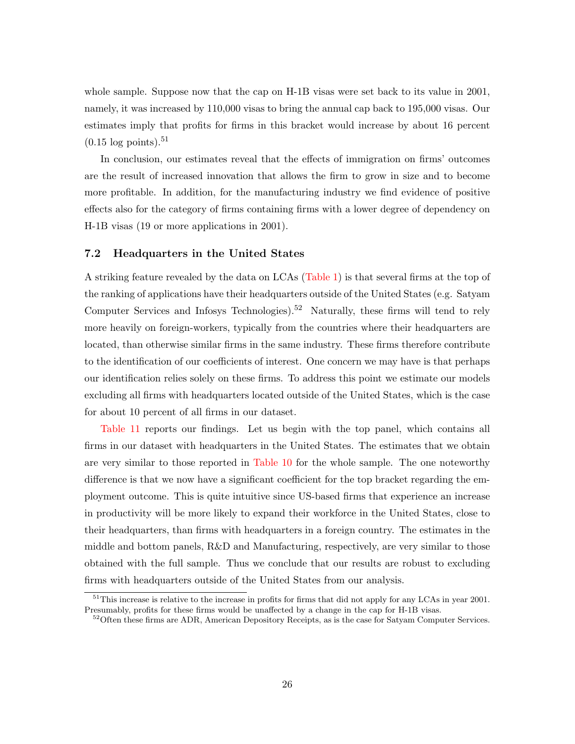whole sample. Suppose now that the cap on H-1B visas were set back to its value in 2001, namely, it was increased by 110,000 visas to bring the annual cap back to 195,000 visas. Our estimates imply that profits for firms in this bracket would increase by about 16 percent (0.15 log points).[51]

In conclusion, our estimates reveal that the effects of immigration on firms' outcomes are the result of increased innovation that allows the firm to grow in size and to become more profitable. In addition, for the manufacturing industry we find evidence of positive effects also for the category of firms containing firms with a lower degree of dependency on H-1B visas (19 or more applications in 2001).

### 7.2 Headquarters in the United States

A striking feature revealed by the data on LCAs (Table 1) is that several firms at the top of the ranking of applications have their headquarters outside of the United States (e.g. Satyam Computer Services and Infosys Technologies).[52] Naturally, these firms will tend to rely more heavily on foreign-workers, typically from the countries where their headquarters are located, than otherwise similar firms in the same industry. These firms therefore contribute to the identification of our coefficients of interest. One concern we may have is that perhaps our identification relies solely on these firms. To address this point we estimate our models excluding all firms with headquarters located outside of the United States, which is the case for about 10 percent of all firms in our dataset.

Table 11 reports our findings. Let us begin with the top panel, which contains all firms in our dataset with headquarters in the United States. The estimates that we obtain are very similar to those reported in Table 10 for the whole sample. The one noteworthy difference is that we now have a significant coefficient for the top bracket regarding the employment outcome. This is quite intuitive since US-based firms that experience an increase in productivity will be more likely to expand their workforce in the United States, close to their headquarters, than firms with headquarters in a foreign country. The estimates in the middle and bottom panels, R&D and Manufacturing, respectively, are very similar to those obtained with the full sample. Thus we conclude that our results are robust to excluding firms with headquarters outside of the United States from our analysis.

[51] This increase is relative to the increase in profits for firms that did not apply for any LCAs in year 2001. Presumably, profits for these firms would be unaffected by a change in the cap for H-1B visas.

[52] Often these firms are ADR, American Depository Receipts, as is the case for Satyam Computer Services.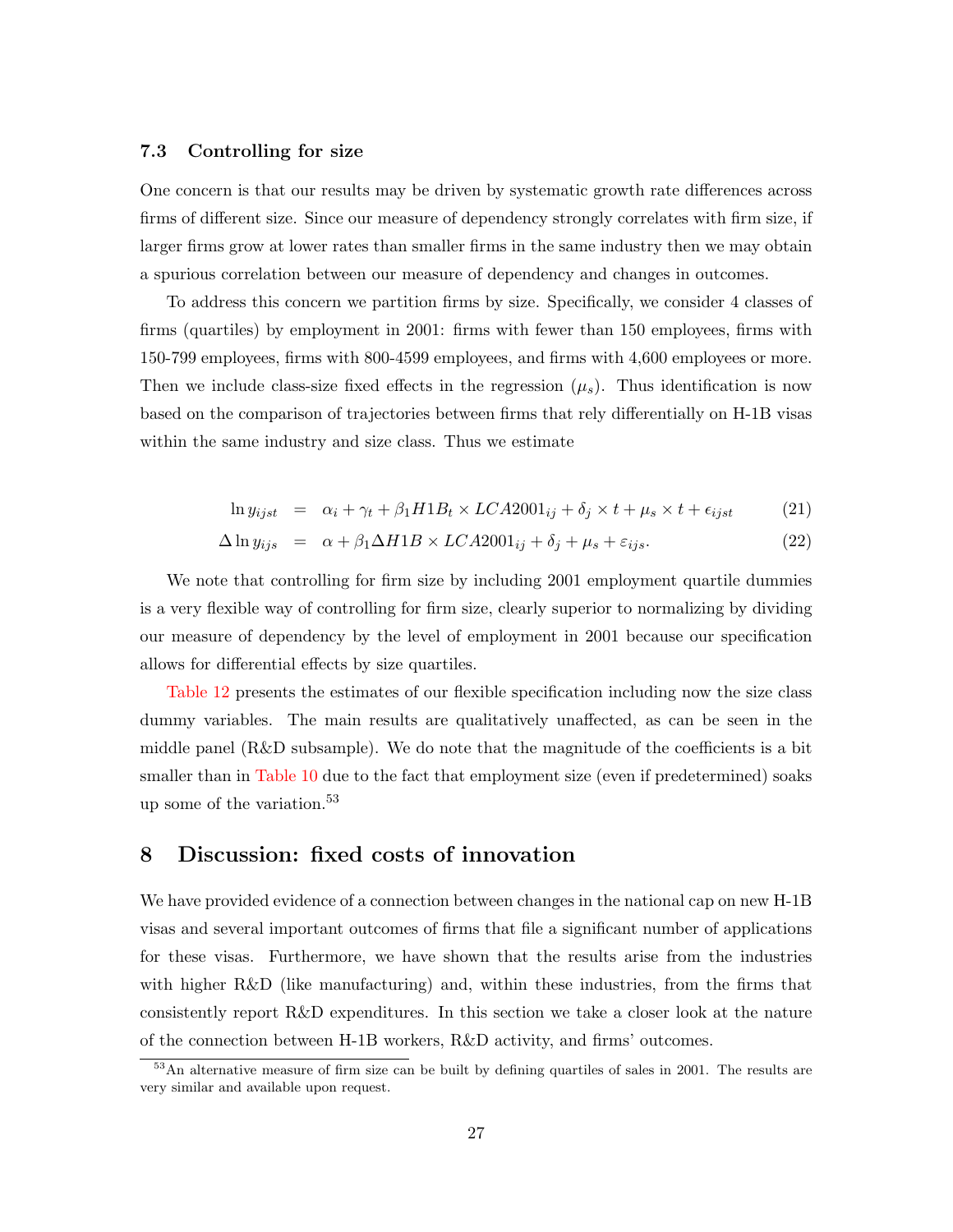### 7.3 Controlling for size

One concern is that our results may be driven by systematic growth rate differences across firms of different size. Since our measure of dependency strongly correlates with firm size, if larger firms grow at lower rates than smaller firms in the same industry then we may obtain a spurious correlation between our measure of dependency and changes in outcomes.

To address this concern we partition firms by size. Specifically, we consider 4 classes of firms (quartiles) by employment in 2001: firms with fewer than 150 employees, firms with 150-799 employees, firms with 800-4599 employees, and firms with 4,600 employees or more. Then we include class-size fixed effects in the regression ($\mu_s$). Thus identification is now based on the comparison of trajectories between firms that rely differentially on H-1B visas within the same industry and size class. Thus we estimate

$$\ln y_{ijst} = \alpha_i + \gamma_t + \beta_1 H1B_t \times LCA2001_{ij} + \delta_j \times t + \mu_s \times t + \epsilon_{ijst} \tag{21}$$

$$\Delta \ln y_{ijs} = \alpha + \beta_1 \Delta H1B \times LCA2001_{ij} + \delta_j + \mu_s + \varepsilon_{ijs}. \tag{22}$$

We note that controlling for firm size by including 2001 employment quartile dummies is a very flexible way of controlling for firm size, clearly superior to normalizing by dividing our measure of dependency by the level of employment in 2001 because our specification allows for differential effects by size quartiles.

Table 12 presents the estimates of our flexible specification including now the size class dummy variables. The main results are qualitatively unaffected, as can be seen in the middle panel (R&D subsample). We do note that the magnitude of the coefficients is a bit smaller than in Table 10 due to the fact that employment size (even if predetermined) soaks up some of the variation.[53]

## 8 Discussion: fixed costs of innovation

We have provided evidence of a connection between changes in the national cap on new H-1B visas and several important outcomes of firms that file a significant number of applications for these visas. Furthermore, we have shown that the results arise from the industries with higher R&D (like manufacturing) and, within these industries, from the firms that consistently report R&D expenditures. In this section we take a closer look at the nature of the connection between H-1B workers, R&D activity, and firms' outcomes.

[53] An alternative measure of firm size can be built by defining quartiles of sales in 2001. The results are very similar and available upon request.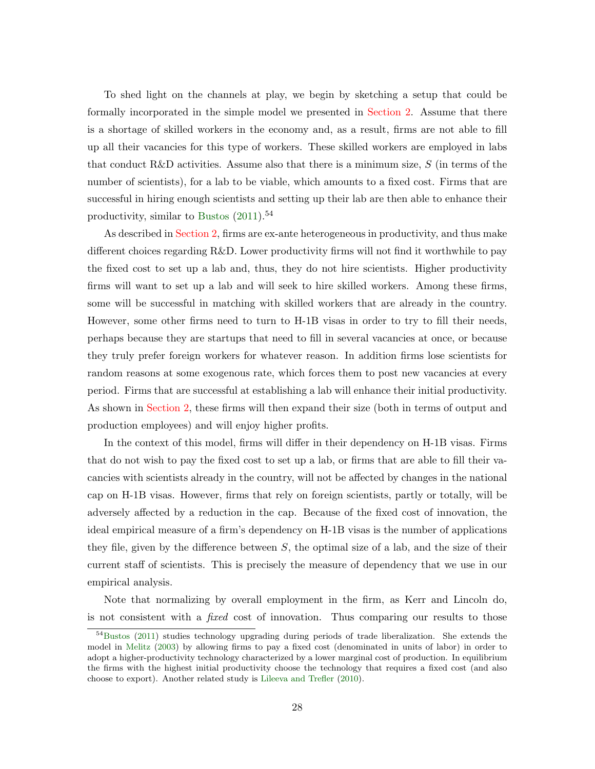To shed light on the channels at play, we begin by sketching a setup that could be formally incorporated in the simple model we presented in Section 2. Assume that there is a shortage of skilled workers in the economy and, as a result, firms are not able to fill up all their vacancies for this type of workers. These skilled workers are employed in labs that conduct R&D activities. Assume also that there is a minimum size, $S$ (in terms of the number of scientists), for a lab to be viable, which amounts to a fixed cost. Firms that are successful in hiring enough scientists and setting up their lab are then able to enhance their productivity, similar to Bustos (2011).[54]

As described in Section 2, firms are ex-ante heterogeneous in productivity, and thus make different choices regarding R&D. Lower productivity firms will not find it worthwhile to pay the fixed cost to set up a lab and, thus, they do not hire scientists. Higher productivity firms will want to set up a lab and will seek to hire skilled workers. Among these firms, some will be successful in matching with skilled workers that are already in the country. However, some other firms need to turn to H-1B visas in order to try to fill their needs, perhaps because they are startups that need to fill in several vacancies at once, or because they truly prefer foreign workers for whatever reason. In addition firms lose scientists for random reasons at some exogenous rate, which forces them to post new vacancies at every period. Firms that are successful at establishing a lab will enhance their initial productivity. As shown in Section 2, these firms will then expand their size (both in terms of output and production employees) and will enjoy higher profits.

In the context of this model, firms will differ in their dependency on H-1B visas. Firms that do not wish to pay the fixed cost to set up a lab, or firms that are able to fill their vacancies with scientists already in the country, will not be affected by changes in the national cap on H-1B visas. However, firms that rely on foreign scientists, partly or totally, will be adversely affected by a reduction in the cap. Because of the fixed cost of innovation, the ideal empirical measure of a firm's dependency on H-1B visas is the number of applications they file, given by the difference between $S$, the optimal size of a lab, and the size of their current staff of scientists. This is precisely the measure of dependency that we use in our empirical analysis.

Note that normalizing by overall employment in the firm, as Kerr and Lincoln do, is not consistent with a *fixed* cost of innovation. Thus comparing our results to those

[54] Bustos (2011) studies technology upgrading during periods of trade liberalization. She extends the model in Melitz (2003) by allowing firms to pay a fixed cost (denominated in units of labor) in order to adopt a higher-productivity technology characterized by a lower marginal cost of production. In equilibrium the firms with the highest initial productivity choose the technology that requires a fixed cost (and also choose to export). Another related study is Lileeva and Trefler (2010).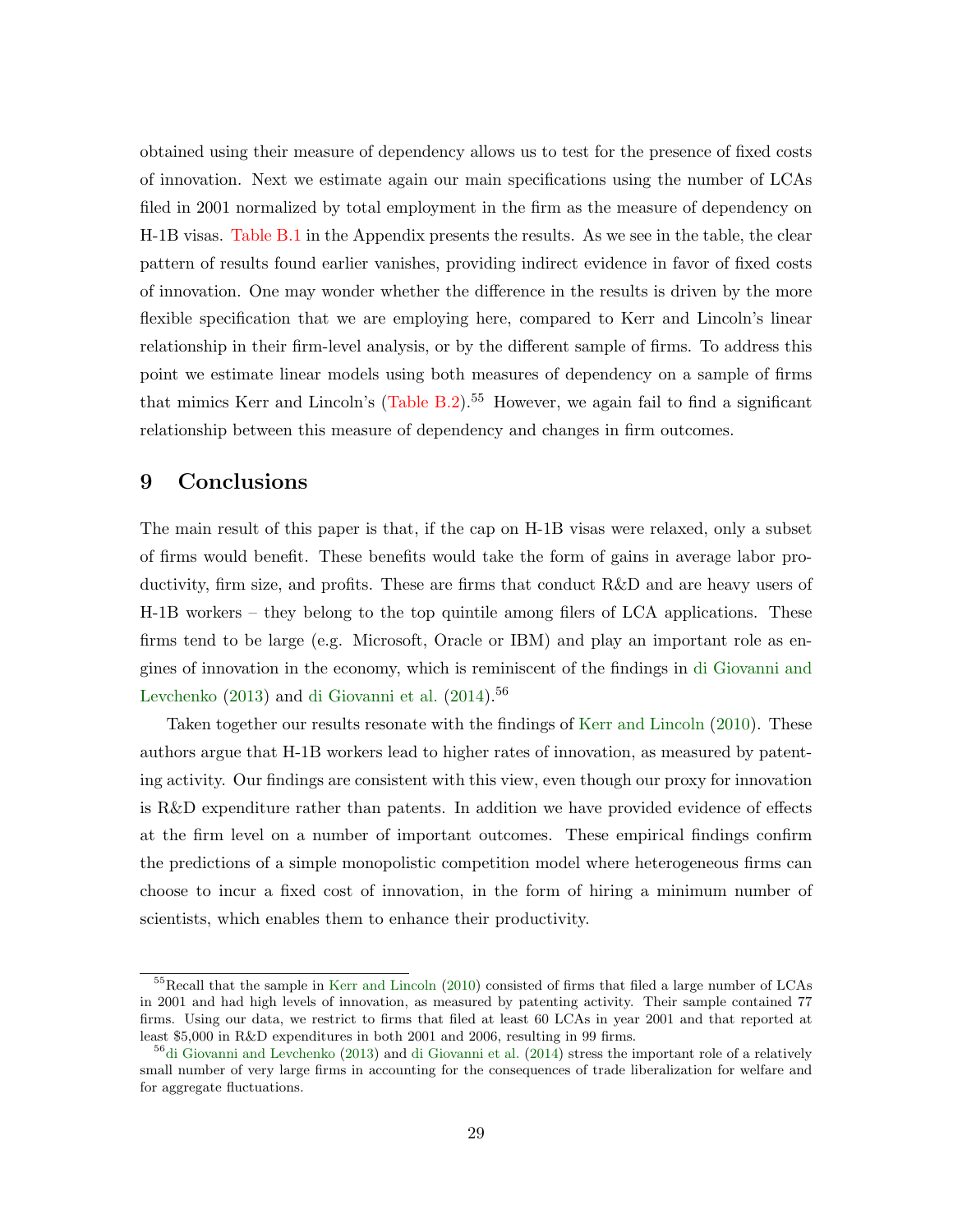obtained using their measure of dependency allows us to test for the presence of fixed costs of innovation. Next we estimate again our main specifications using the number of LCAs filed in 2001 normalized by total employment in the firm as the measure of dependency on H-1B visas. Table B.1 in the Appendix presents the results. As we see in the table, the clear pattern of results found earlier vanishes, providing indirect evidence in favor of fixed costs of innovation. One may wonder whether the difference in the results is driven by the more flexible specification that we are employing here, compared to Kerr and Lincoln's linear relationship in their firm-level analysis, or by the different sample of firms. To address this point we estimate linear models using both measures of dependency on a sample of firms that mimics Kerr and Lincoln's (Table B.2).[55] However, we again fail to find a significant relationship between this measure of dependency and changes in firm outcomes.

# 9 Conclusions

The main result of this paper is that, if the cap on H-1B visas were relaxed, only a subset of firms would benefit. These benefits would take the form of gains in average labor productivity, firm size, and profits. These are firms that conduct R&D and are heavy users of H-1B workers – they belong to the top quintile among filers of LCA applications. These firms tend to be large (e.g. Microsoft, Oracle or IBM) and play an important role as engines of innovation in the economy, which is reminiscent of the findings in di Giovanni and Levchenko (2013) and di Giovanni et al. (2014).[56]

Taken together our results resonate with the findings of Kerr and Lincoln (2010). These authors argue that H-1B workers lead to higher rates of innovation, as measured by patenting activity. Our findings are consistent with this view, even though our proxy for innovation is R&D expenditure rather than patents. In addition we have provided evidence of effects at the firm level on a number of important outcomes. These empirical findings confirm the predictions of a simple monopolistic competition model where heterogeneous firms can choose to incur a fixed cost of innovation, in the form of hiring a minimum number of scientists, which enables them to enhance their productivity.

[55] Recall that the sample in Kerr and Lincoln (2010) consisted of firms that filed a large number of LCAs in 2001 and had high levels of innovation, as measured by patenting activity. Their sample contained 77 firms. Using our data, we restrict to firms that filed at least 60 LCAs in year 2001 and that reported at least $5,000 in R&D expenditures in both 2001 and 2006, resulting in 99 firms.

[56] di Giovanni and Levchenko (2013) and di Giovanni et al. (2014) stress the important role of a relatively small number of very large firms in accounting for the consequences of trade liberalization for welfare and for aggregate fluctuations.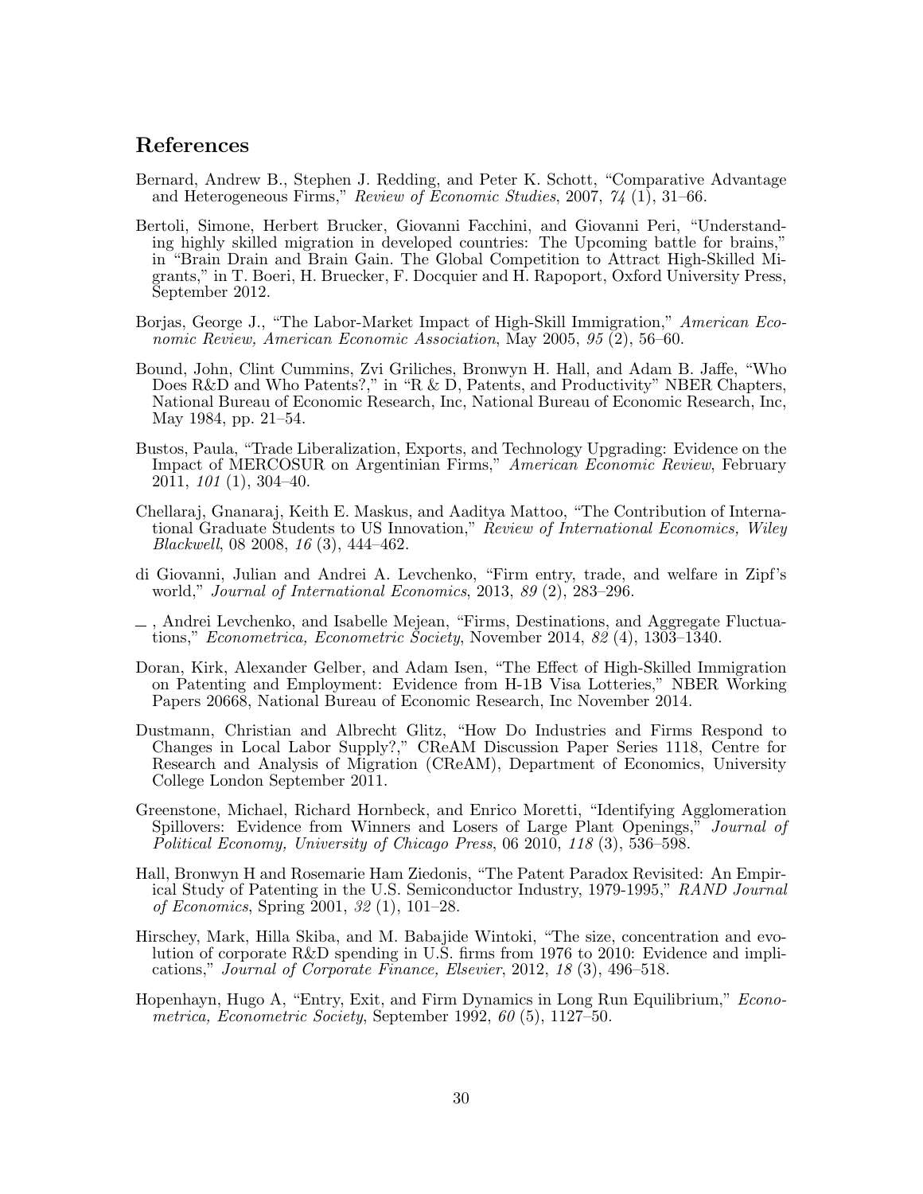## References

Bernard, Andrew B., Stephen J. Redding, and Peter K. Schott, "Comparative Advantage and Heterogeneous Firms," *Review of Economic Studies*, 2007, *74* (1), 31–66.

Bertoli, Simone, Herbert Brucker, Giovanni Facchini, and Giovanni Peri, "Understanding highly skilled migration in developed countries: The Upcoming battle for brains," in "Brain Drain and Brain Gain. The Global Competition to Attract High-Skilled Migrants," in T. Boeri, H. Bruecker, F. Docquier and H. Rapoport, Oxford University Press, September 2012.

Borjas, George J., "The Labor-Market Impact of High-Skill Immigration," *American Economic Review, American Economic Association*, May 2005, *95* (2), 56–60.

Bound, John, Clint Cummins, Zvi Griliches, Bronwyn H. Hall, and Adam B. Jaffe, "Who Does R&D and Who Patents?," in "R & D, Patents, and Productivity" NBER Chapters, National Bureau of Economic Research, Inc, National Bureau of Economic Research, Inc, May 1984, pp. 21–54.

Bustos, Paula, "Trade Liberalization, Exports, and Technology Upgrading: Evidence on the Impact of MERCOSUR on Argentinian Firms," *American Economic Review*, February 2011, *101* (1), 304–40.

Chellaraj, Gnanaraj, Keith E. Maskus, and Aaditya Mattoo, "The Contribution of International Graduate Students to US Innovation," *Review of International Economics, Wiley Blackwell*, 08 2008, *16* (3), 444–462.

di Giovanni, Julian and Andrei A. Levchenko, "Firm entry, trade, and welfare in Zipf's world," *Journal of International Economics*, 2013, *89* (2), 283–296.

_ , Andrei Levchenko, and Isabelle Mejean, "Firms, Destinations, and Aggregate Fluctuations," *Econometrica, Econometric Society*, November 2014, *82* (4), 1303–1340.

Doran, Kirk, Alexander Gelber, and Adam Isen, "The Effect of High-Skilled Immigration on Patenting and Employment: Evidence from H-1B Visa Lotteries," NBER Working Papers 20668, National Bureau of Economic Research, Inc November 2014.

Dustmann, Christian and Albrecht Glitz, "How Do Industries and Firms Respond to Changes in Local Labor Supply?," CReAM Discussion Paper Series 1118, Centre for Research and Analysis of Migration (CReAM), Department of Economics, University College London September 2011.

Greenstone, Michael, Richard Hornbeck, and Enrico Moretti, "Identifying Agglomeration Spillovers: Evidence from Winners and Losers of Large Plant Openings," *Journal of Political Economy, University of Chicago Press*, 06 2010, *118* (3), 536–598.

Hall, Bronwyn H and Rosemarie Ham Ziedonis, "The Patent Paradox Revisited: An Empirical Study of Patenting in the U.S. Semiconductor Industry, 1979-1995," *RAND Journal of Economics*, Spring 2001, *32* (1), 101–28.

Hirschey, Mark, Hilla Skiba, and M. Babajide Wintoki, "The size, concentration and evolution of corporate R&D spending in U.S. firms from 1976 to 2010: Evidence and implications," *Journal of Corporate Finance, Elsevier*, 2012, *18* (3), 496–518.

Hopenhayn, Hugo A, "Entry, Exit, and Firm Dynamics in Long Run Equilibrium," *Econometrica, Econometric Society*, September 1992, *60* (5), 1127–50.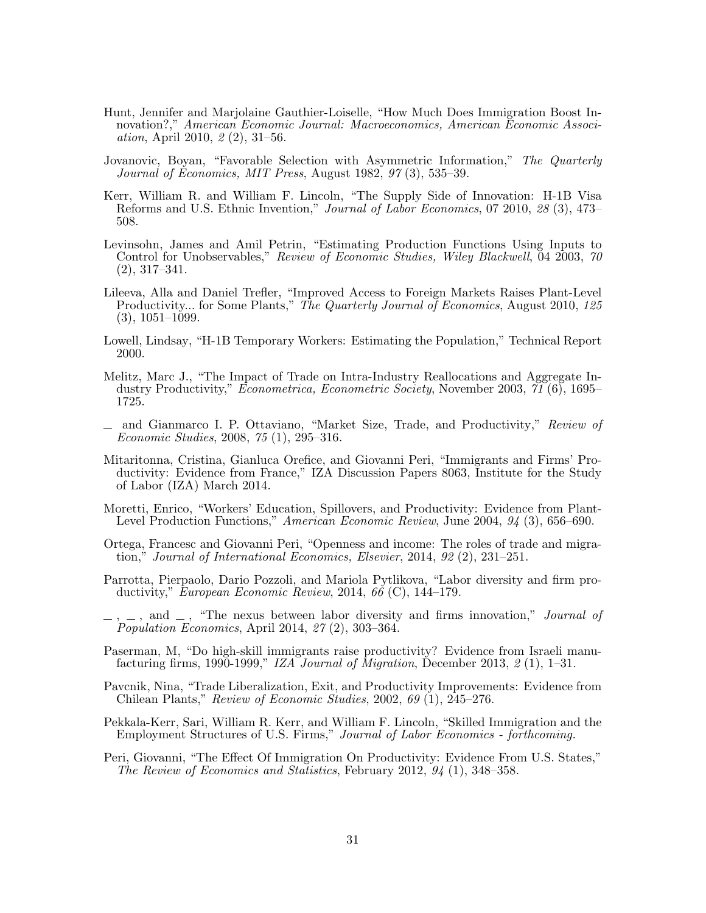Hunt, Jennifer and Marjolaine Gauthier-Loiselle, "How Much Does Immigration Boost Innovation?," *American Economic Journal: Macroeconomics, American Economic Association*, April 2010, *2* (2), 31–56.

Jovanovic, Boyan, "Favorable Selection with Asymmetric Information," *The Quarterly Journal of Economics, MIT Press*, August 1982, *97* (3), 535–39.

Kerr, William R. and William F. Lincoln, "The Supply Side of Innovation: H-1B Visa Reforms and U.S. Ethnic Invention," *Journal of Labor Economics*, 07 2010, *28* (3), 473–508.

Levinsohn, James and Amil Petrin, "Estimating Production Functions Using Inputs to Control for Unobservables," *Review of Economic Studies, Wiley Blackwell*, 04 2003, *70* (2), 317–341.

Lileeva, Alla and Daniel Trefler, "Improved Access to Foreign Markets Raises Plant-Level Productivity... for Some Plants," *The Quarterly Journal of Economics*, August 2010, *125* (3), 1051–1099.

Lowell, Lindsay, "H-1B Temporary Workers: Estimating the Population," Technical Report 2000.

Melitz, Marc J., "The Impact of Trade on Intra-Industry Reallocations and Aggregate Industry Productivity," *Econometrica, Econometric Society*, November 2003, *71* (6), 1695–1725.

\_ and Gianmarco I. P. Ottaviano, "Market Size, Trade, and Productivity," *Review of Economic Studies*, 2008, *75* (1), 295–316.

Mitaritonna, Cristina, Gianluca Orefice, and Giovanni Peri, "Immigrants and Firms' Productivity: Evidence from France," IZA Discussion Papers 8063, Institute for the Study of Labor (IZA) March 2014.

Moretti, Enrico, "Workers' Education, Spillovers, and Productivity: Evidence from Plant-Level Production Functions," *American Economic Review*, June 2004, *94* (3), 656–690.

Ortega, Francesc and Giovanni Peri, "Openness and income: The roles of trade and migration," *Journal of International Economics, Elsevier*, 2014, *92* (2), 231–251.

Parrotta, Pierpaolo, Dario Pozzoli, and Mariola Pytlikova, "Labor diversity and firm productivity," *European Economic Review*, 2014, *66* (C), 144–179.

\_, \_, and \_, "The nexus between labor diversity and firms innovation," *Journal of Population Economics*, April 2014, *27* (2), 303–364.

Paserman, M, "Do high-skill immigrants raise productivity? Evidence from Israeli manufacturing firms, 1990-1999," *IZA Journal of Migration*, December 2013, *2* (1), 1–31.

Pavcnik, Nina, "Trade Liberalization, Exit, and Productivity Improvements: Evidence from Chilean Plants," *Review of Economic Studies*, 2002, *69* (1), 245–276.

Pekkala-Kerr, Sari, William R. Kerr, and William F. Lincoln, "Skilled Immigration and the Employment Structures of U.S. Firms," *Journal of Labor Economics - forthcoming.*

Peri, Giovanni, "The Effect Of Immigration On Productivity: Evidence From U.S. States," *The Review of Economics and Statistics*, February 2012, *94* (1), 348–358.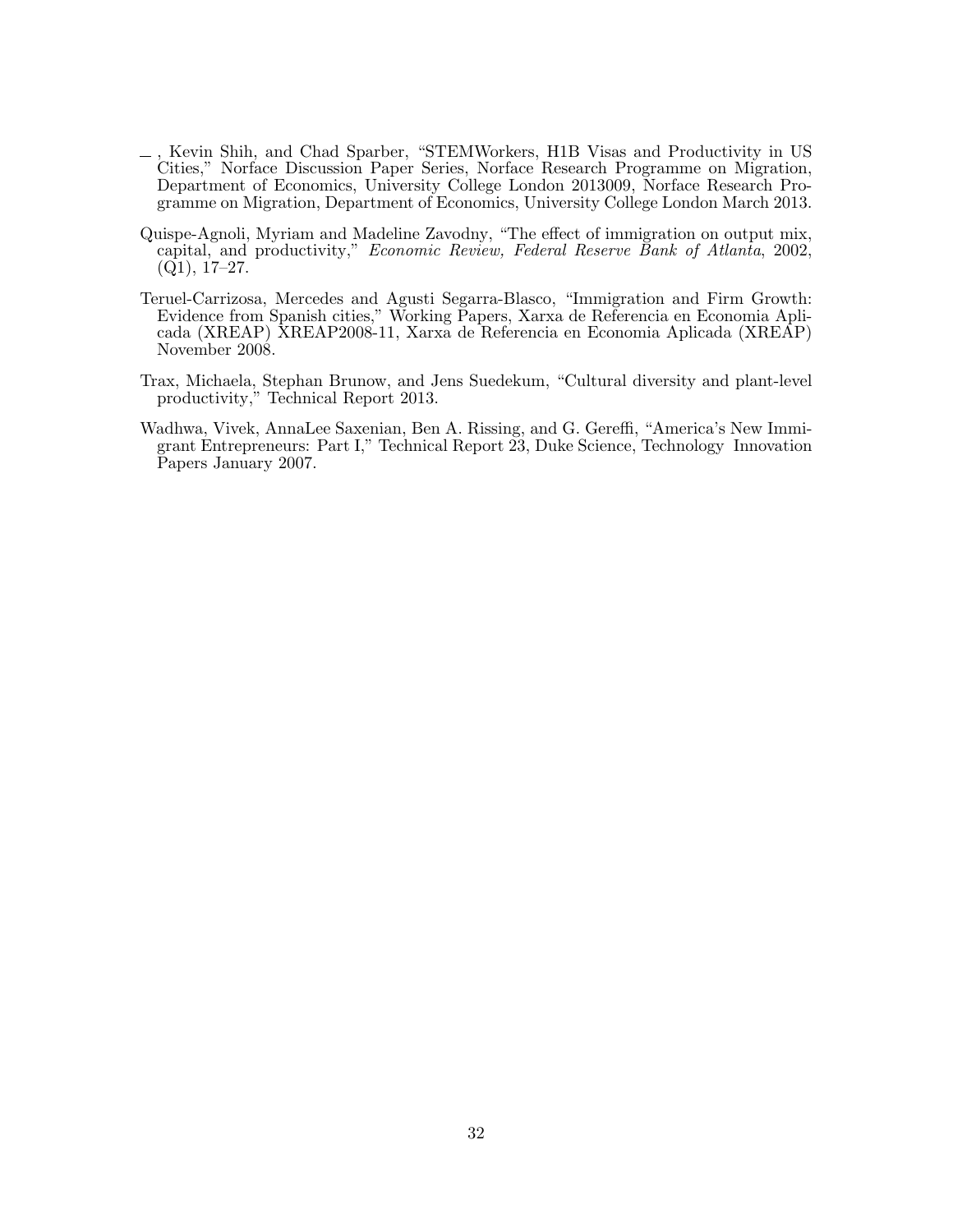—, Kevin Shih, and Chad Sparber, "STEMWorkers, H1B Visas and Productivity in US Cities," Norface Discussion Paper Series, Norface Research Programme on Migration, Department of Economics, University College London 2013009, Norface Research Programme on Migration, Department of Economics, University College London March 2013.

Quispe-Agnoli, Myriam and Madeline Zavodny, "The effect of immigration on output mix, capital, and productivity," *Economic Review, Federal Reserve Bank of Atlanta*, 2002, (Q1), 17–27.

Teruel-Carrizosa, Mercedes and Agusti Segarra-Blasco, "Immigration and Firm Growth: Evidence from Spanish cities," Working Papers, Xarxa de Referencia en Economia Aplicada (XREAP) XREAP2008-11, Xarxa de Referencia en Economia Aplicada (XREAP) November 2008.

Trax, Michaela, Stephan Brunow, and Jens Suedekum, "Cultural diversity and plant-level productivity," Technical Report 2013.

Wadhwa, Vivek, AnnaLee Saxenian, Ben A. Rissing, and G. Gereffi, "America's New Immigrant Entrepreneurs: Part I," Technical Report 23, Duke Science, Technology Innovation Papers January 2007.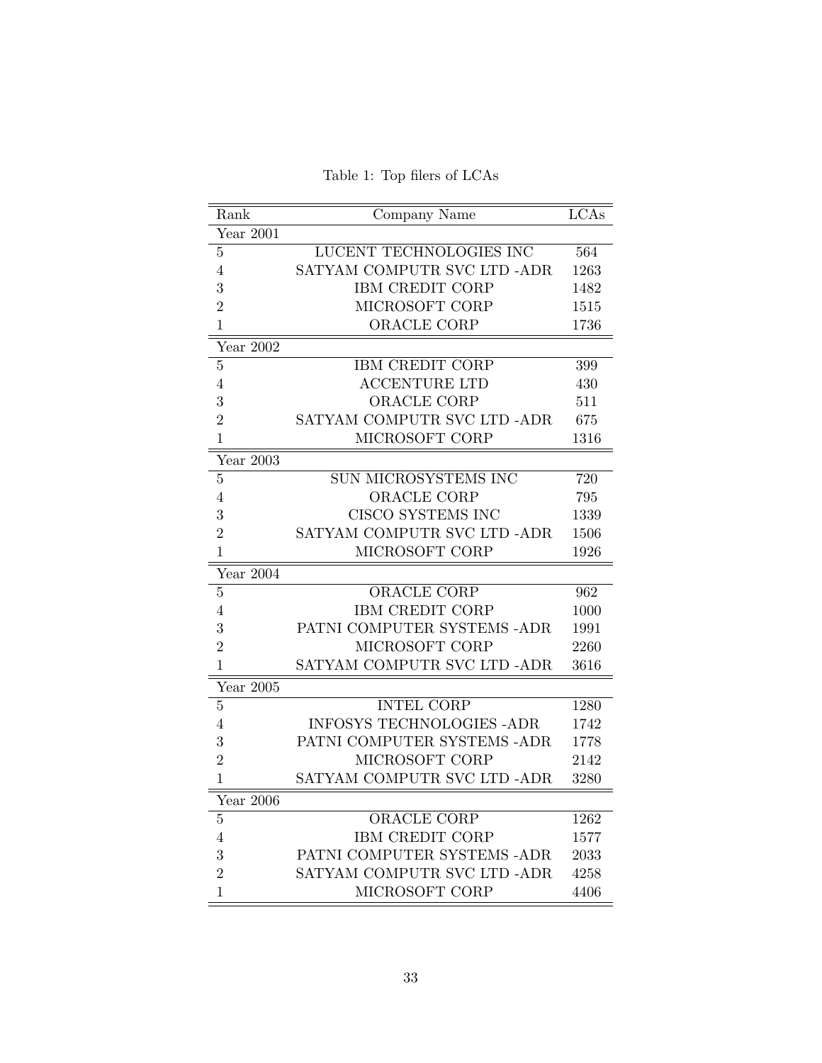Table 1: Top filers of LCAs

| Rank | Company Name | LCAs |
|---|---|---|
| Year 2001 | | |
| 5 | LUCENT TECHNOLOGIES INC | 564 |
| 4 | SATYAM COMPUTR SVC LTD -ADR | 1263 |
| 3 | IBM CREDIT CORP | 1482 |
| 2 | MICROSOFT CORP | 1515 |
| 1 | ORACLE CORP | 1736 |
| Year 2002 | | |
| 5 | IBM CREDIT CORP | 399 |
| 4 | ACCENTURE LTD | 430 |
| 3 | ORACLE CORP | 511 |
| 2 | SATYAM COMPUTR SVC LTD -ADR | 675 |
| 1 | MICROSOFT CORP | 1316 |
| Year 2003 | | |
| 5 | SUN MICROSYSTEMS INC | 720 |
| 4 | ORACLE CORP | 795 |
| 3 | CISCO SYSTEMS INC | 1339 |
| 2 | SATYAM COMPUTR SVC LTD -ADR | 1506 |
| 1 | MICROSOFT CORP | 1926 |
| Year 2004 | | |
| 5 | ORACLE CORP | 962 |
| 4 | IBM CREDIT CORP | 1000 |
| 3 | PATNI COMPUTER SYSTEMS -ADR | 1991 |
| 2 | MICROSOFT CORP | 2260 |
| 1 | SATYAM COMPUTR SVC LTD -ADR | 3616 |
| Year 2005 | | |
| 5 | INTEL CORP | 1280 |
| 4 | INFOSYS TECHNOLOGIES -ADR | 1742 |
| 3 | PATNI COMPUTER SYSTEMS -ADR | 1778 |
| 2 | MICROSOFT CORP | 2142 |
| 1 | SATYAM COMPUTR SVC LTD -ADR | 3280 |
| Year 2006 | | |
| 5 | ORACLE CORP | 1262 |
| 4 | IBM CREDIT CORP | 1577 |
| 3 | PATNI COMPUTER SYSTEMS -ADR | 2033 |
| 2 | SATYAM COMPUTR SVC LTD -ADR | 4258 |
| 1 | MICROSOFT CORP | 4406 |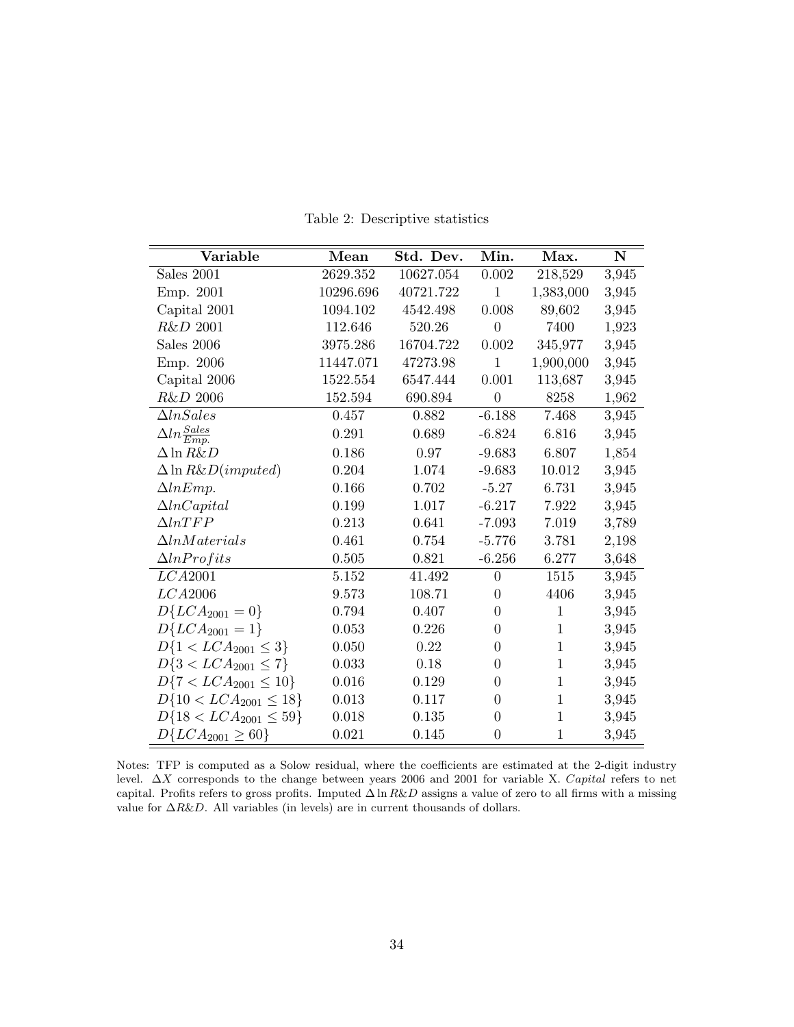Table 2: Descriptive statistics

| Variable | Mean | Std. Dev. | Min. | Max. | N |
|---|---|---|---|---|---|
| Sales 2001 | 2629.352 | 10627.054 | 0.002 | 218,529 | 3,945 |
| Emp. 2001 | 10296.696 | 40721.722 | 1 | 1,383,000 | 3,945 |
| Capital 2001 | 1094.102 | 4542.498 | 0.008 | 89,602 | 3,945 |
| $R\&D$ 2001 | 112.646 | 520.26 | 0 | 7400 | 1,923 |
| Sales 2006 | 3975.286 | 16704.722 | 0.002 | 345,977 | 3,945 |
| Emp. 2006 | 11447.071 | 47273.98 | 1 | 1,900,000 | 3,945 |
| Capital 2006 | 1522.554 | 6547.444 | 0.001 | 113,687 | 3,945 |
| $R\&D$ 2006 | 152.594 | 690.894 | 0 | 8258 | 1,962 |
| $\Delta lnSales$ | 0.457 | 0.882 | -6.188 | 7.468 | 3,945 |
| $\Delta ln\frac{Sales}{Emp.}$ | 0.291 | 0.689 | -6.824 | 6.816 | 3,945 |
| $\Delta \ln R\&D$ | 0.186 | 0.97 | -9.683 | 6.807 | 1,854 |
| $\Delta \ln R\&D(imputed)$ | 0.204 | 1.074 | -9.683 | 10.012 | 3,945 |
| $\Delta lnEmp.$ | 0.166 | 0.702 | -5.27 | 6.731 | 3,945 |
| $\Delta lnCapital$ | 0.199 | 1.017 | -6.217 | 7.922 | 3,945 |
| $\Delta lnTFP$ | 0.213 | 0.641 | -7.093 | 7.019 | 3,789 |
| $\Delta lnMaterials$ | 0.461 | 0.754 | -5.776 | 3.781 | 2,198 |
| $\Delta lnProfits$ | 0.505 | 0.821 | -6.256 | 6.277 | 3,648 |
| $LCA2001$ | 5.152 | 41.492 | 0 | 1515 | 3,945 |
| $LCA2006$ | 9.573 | 108.71 | 0 | 4406 | 3,945 |
| $D\{LCA_{2001} = 0\}$ | 0.794 | 0.407 | 0 | 1 | 3,945 |
| $D\{LCA_{2001} = 1\}$ | 0.053 | 0.226 | 0 | 1 | 3,945 |
| $D\{1 < LCA_{2001} \leq 3\}$ | 0.050 | 0.22 | 0 | 1 | 3,945 |
| $D\{3 < LCA_{2001} \leq 7\}$ | 0.033 | 0.18 | 0 | 1 | 3,945 |
| $D\{7 < LCA_{2001} \leq 10\}$ | 0.016 | 0.129 | 0 | 1 | 3,945 |
| $D\{10 < LCA_{2001} \leq 18\}$ | 0.013 | 0.117 | 0 | 1 | 3,945 |
| $D\{18 < LCA_{2001} \leq 59\}$ | 0.018 | 0.135 | 0 | 1 | 3,945 |
| $D\{LCA_{2001} \geq 60\}$ | 0.021 | 0.145 | 0 | 1 | 3,945 |

Notes: TFP is computed as a Solow residual, where the coefficients are estimated at the 2-digit industry level. $\Delta X$ corresponds to the change between years 2006 and 2001 for variable X. *Capital* refers to net capital. Profits refers to gross profits. Imputed $\Delta \ln R\&D$ assigns a value of zero to all firms with a missing value for $\Delta R\&D$. All variables (in levels) are in current thousands of dollars.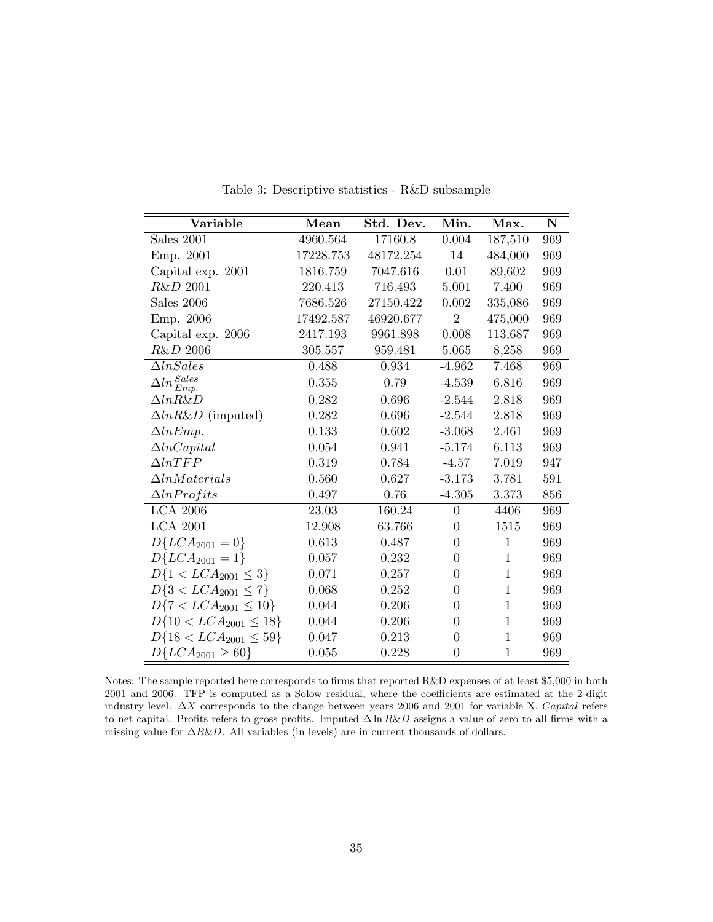Table 3: Descriptive statistics - R&D subsample

| Variable | Mean | Std. Dev. | Min. | Max. | N |
|---|---|---|---|---|---|
| Sales 2001 | 4960.564 | 17160.8 | 0.004 | 187,510 | 969 |
| Emp. 2001 | 17228.753 | 48172.254 | 14 | 484,000 | 969 |
| Capital exp. 2001 | 1816.759 | 7047.616 | 0.01 | 89,602 | 969 |
| $R\&D$ 2001 | 220.413 | 716.493 | 5.001 | 7,400 | 969 |
| Sales 2006 | 7686.526 | 27150.422 | 0.002 | 335,086 | 969 |
| Emp. 2006 | 17492.587 | 46920.677 | 2 | 475,000 | 969 |
| Capital exp. 2006 | 2417.193 | 9961.898 | 0.008 | 113,687 | 969 |
| $R\&D$ 2006 | 305.557 | 959.481 | 5.065 | 8,258 | 969 |
| $\Delta lnSales$ | 0.488 | 0.934 | -4.962 | 7.468 | 969 |
| $\Delta ln\frac{Sales}{Emp.}$ | 0.355 | 0.79 | -4.539 | 6.816 | 969 |
| $\Delta lnR\&D$ | 0.282 | 0.696 | -2.544 | 2.818 | 969 |
| $\Delta lnR\&D$ (imputed) | 0.282 | 0.696 | -2.544 | 2.818 | 969 |
| $\Delta lnEmp.$ | 0.133 | 0.602 | -3.068 | 2.461 | 969 |
| $\Delta lnCapital$ | 0.054 | 0.941 | -5.174 | 6.113 | 969 |
| $\Delta lnTFP$ | 0.319 | 0.784 | -4.57 | 7.019 | 947 |
| $\Delta lnMaterials$ | 0.560 | 0.627 | -3.173 | 3.781 | 591 |
| $\Delta lnProfits$ | 0.497 | 0.76 | -4.305 | 3.373 | 856 |
| LCA 2006 | 23.03 | 160.24 | 0 | 4406 | 969 |
| LCA 2001 | 12.908 | 63.766 | 0 | 1515 | 969 |
| $D\{LCA_{2001} = 0\}$ | 0.613 | 0.487 | 0 | 1 | 969 |
| $D\{LCA_{2001} = 1\}$ | 0.057 | 0.232 | 0 | 1 | 969 |
| $D\{1 < LCA_{2001} \leq 3\}$ | 0.071 | 0.257 | 0 | 1 | 969 |
| $D\{3 < LCA_{2001} \leq 7\}$ | 0.068 | 0.252 | 0 | 1 | 969 |
| $D\{7 < LCA_{2001} \leq 10\}$ | 0.044 | 0.206 | 0 | 1 | 969 |
| $D\{10 < LCA_{2001} \leq 18\}$ | 0.044 | 0.206 | 0 | 1 | 969 |
| $D\{18 < LCA_{2001} \leq 59\}$ | 0.047 | 0.213 | 0 | 1 | 969 |
| $D\{LCA_{2001} \geq 60\}$ | 0.055 | 0.228 | 0 | 1 | 969 |

Notes: The sample reported here corresponds to firms that reported R&D expenses of at least $5,000 in both 2001 and 2006. TFP is computed as a Solow residual, where the coefficients are estimated at the 2-digit industry level. $\Delta X$ corresponds to the change between years 2006 and 2001 for variable X. *Capital* refers to net capital. Profits refers to gross profits. Imputed $\Delta \ln R\&D$ assigns a value of zero to all firms with a missing value for $\Delta R\&D$. All variables (in levels) are in current thousands of dollars.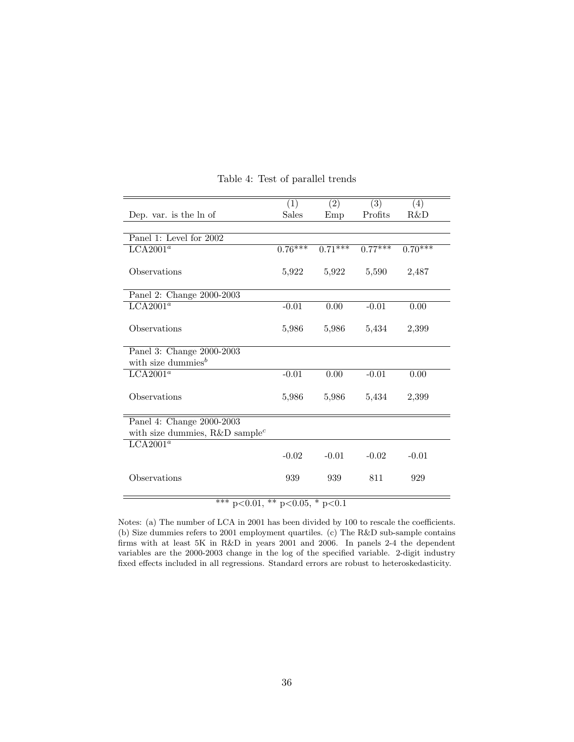Table 4: Test of parallel trends

| | (1) | (2) | (3) | (4) |
|---|---|---|---|---|
| Dep. var. is the ln of | Sales | Emp | Profits | R&D |
| **Panel 1: Level for 2002** | | | | |
| LCA2001[a] | 0.76*** | 0.71*** | 0.77*** | 0.70*** |
| Observations | 5,922 | 5,922 | 5,590 | 2,487 |
| **Panel 2: Change 2000-2003** | | | | |
| LCA2001[a] | -0.01 | 0.00 | -0.01 | 0.00 |
| Observations | 5,986 | 5,986 | 5,434 | 2,399 |
| **Panel 3: Change 2000-2003 with size dummies[b]** | | | | |
| LCA2001[a] | -0.01 | 0.00 | -0.01 | 0.00 |
| Observations | 5,986 | 5,986 | 5,434 | 2,399 |
| **Panel 4: Change 2000-2003 with size dummies, R&D sample[c]** | | | | |
| LCA2001[a] | -0.02 | -0.01 | -0.02 | -0.01 |
| Observations | 939 | 939 | 811 | 929 |

*** $p<0.01$, ** $p<0.05$, * $p<0.1$

Notes: (a) The number of LCA in 2001 has been divided by 100 to rescale the coefficients. (b) Size dummies refers to 2001 employment quartiles. (c) The R&D sub-sample contains firms with at least 5K in R&D in years 2001 and 2006. In panels 2-4 the dependent variables are the 2000-2003 change in the log of the specified variable. 2-digit industry fixed effects included in all regressions. Standard errors are robust to heteroskedasticity.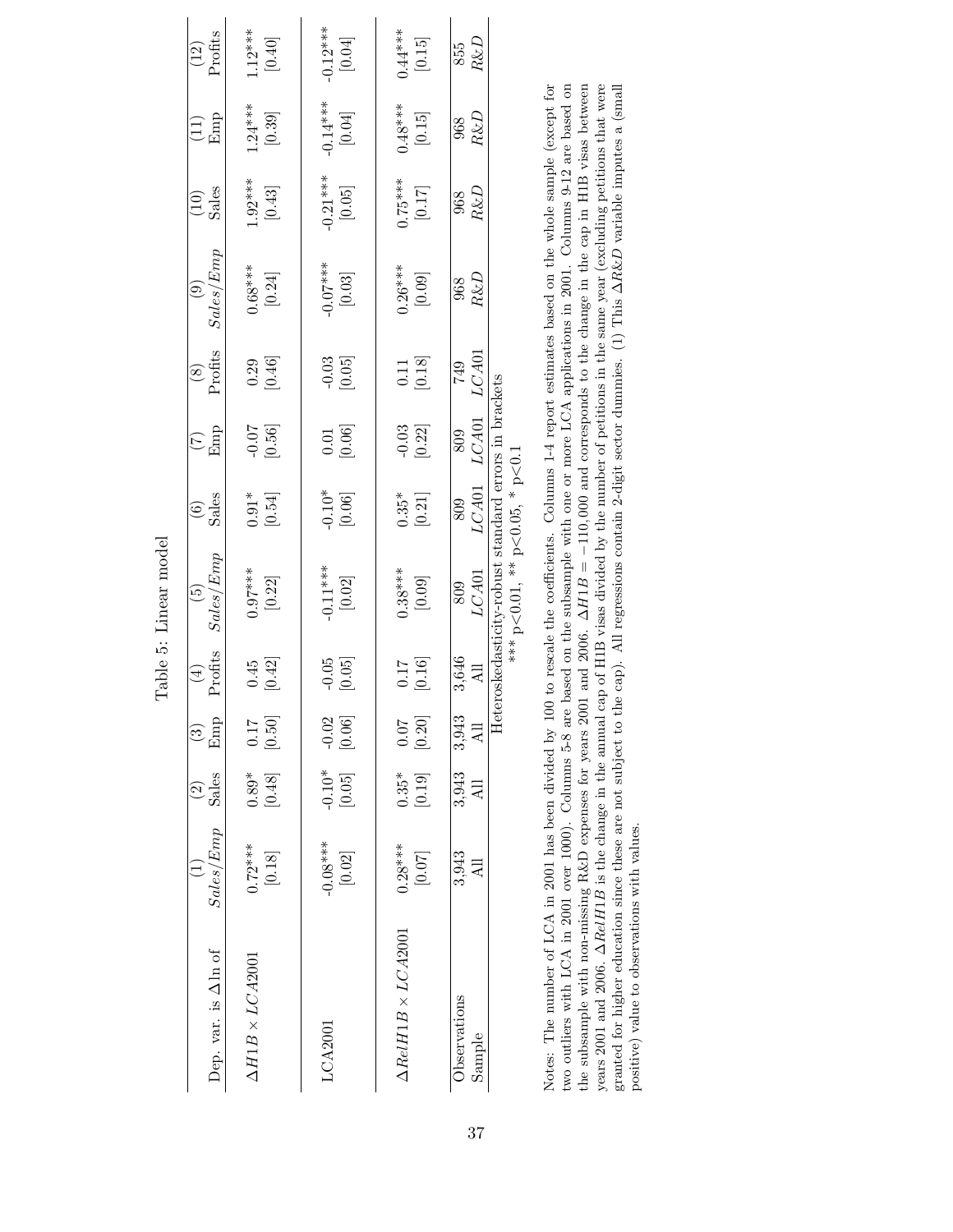Table 5: Linear model

| Dep. var. is $\Delta \ln$ of | (1) $Sales/Emp$ | (2) Sales | (3) Emp | (4) Profits | (5) $Sales/Emp$ | (6) Sales | (7) Emp | (8) Profits | (9) $Sales/Emp$ | (10) Sales | (11) Emp | (12) Profits |
|---|---|---|---|---|---|---|---|---|---|---|---|---|
| $\Delta H1B \times LCA2001$ | 0.72*** | 0.89* | 0.17 | 0.45 | 0.97*** | 0.91* | -0.07 | 0.29 | 0.68*** | 1.92*** | 1.24*** | 1.12*** |
| | [0.18] | [0.48] | [0.50] | [0.42] | [0.22] | [0.54] | [0.56] | [0.46] | [0.24] | [0.43] | [0.39] | [0.40] |
| LCA2001 | -0.08*** | -0.10* | -0.02 | -0.05 | -0.11*** | -0.10* | 0.01 | -0.03 | -0.07*** | -0.21*** | -0.14*** | -0.12*** |
| | [0.02] | [0.05] | [0.06] | [0.05] | [0.02] | [0.06] | [0.06] | [0.05] | [0.03] | [0.05] | [0.04] | [0.04] |
| $\Delta RelH1B \times LCA2001$ | 0.28*** | 0.35* | 0.07 | 0.17 | 0.38*** | 0.35* | -0.03 | 0.11 | 0.26*** | 0.75*** | 0.48*** | 0.44*** |
| | [0.07] | [0.19] | [0.20] | [0.16] | [0.09] | [0.21] | [0.22] | [0.18] | [0.09] | [0.17] | [0.15] | [0.15] |
| Observations | 3,943 | 3,943 | 3,943 | 3,646 | 809 | 809 | 809 | 749 | 968 | 968 | 968 | 855 |
| Sample | All | All | All | All | $LCA01$ | $LCA01$ | $LCA01$ | $LCA01$ | $R\&D$ | $R\&D$ | $R\&D$ | $R\&D$ |

Heteroskedasticity-robust standard errors in brackets
*** p<0.01, ** p<0.05, * p<0.1

Notes: The number of LCA in 2001 has been divided by 100 to rescale the coefficients. Columns 1-4 report estimates based on the whole sample (except for two outliers with LCA in 2001 over 1000). Columns 5-8 are based on the subsample with one or more LCA applications in 2001. Columns 9-12 are based on the subsample with non-missing R&D expenses for years 2001 and 2006. $\Delta H1B = -110{,}000$ and corresponds to the change in the cap in H1B visas between years 2001 and 2006. $\Delta RelH1B$ is the change in the annual cap of H1B visas divided by the number of petitions in the same year (excluding petitions that were granted for higher education since these are not subject to the cap). All regressions contain 2-digit sector dummies. (1) This $\Delta R\&D$ variable imputes a (small positive) value to observations with values.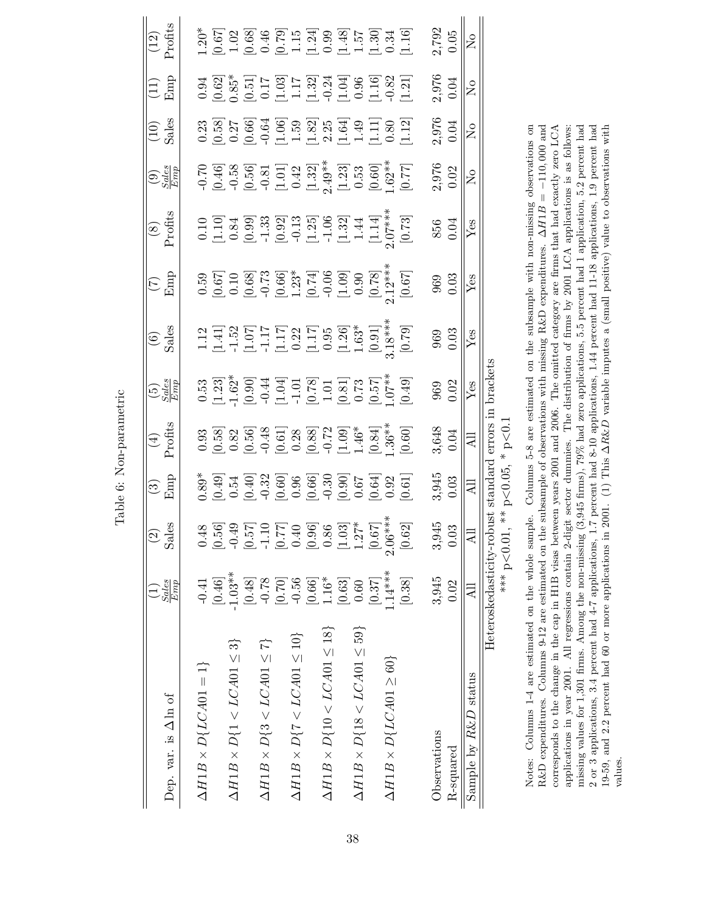Table 6: Non-parametric

| Dep. var. is $\Delta \ln$ of | (1) $\frac{Sales}{Emp}$ | (2) Sales | (3) Emp | (4) Profits | (5) $\frac{Sales}{Emp}$ | (6) Sales | (7) Emp | (8) Profits | (9) $\frac{Sales}{Emp}$ | (10) Sales | (11) Emp | (12) Profits |
|---|---|---|---|---|---|---|---|---|---|---|---|---|
| $\Delta H1B \times D\{LCA01 = 1\}$ | -0.41 | 0.48 | 0.89* | 0.93 | 0.53 | 1.12 | 0.59 | 0.10 | -0.70 | 0.23 | 0.94 | 1.20* |
| | [0.46] | [0.56] | [0.49] | [0.58] | [1.23] | [1.41] | [0.67] | [1.10] | [0.46] | [0.58] | [0.62] | [0.67] |
| $\Delta H1B \times D\{1 < LCA01 \leq 3\}$ | -1.03** | -0.49 | 0.54 | 0.82 | -1.62* | -1.52 | 0.10 | 0.84 | -0.58 | 0.27 | 0.85* | 1.02 |
| | [0.48] | [0.57] | [0.40] | [0.56] | [0.90] | [1.07] | [0.68] | [0.99] | [0.56] | [0.66] | [0.51] | [0.68] |
| $\Delta H1B \times D\{3 < LCA01 \leq 7\}$ | -0.78 | -1.10 | -0.32 | -0.48 | -0.44 | -1.17 | -0.73 | -1.33 | -0.81 | -0.64 | 0.17 | 0.46 |
| | [0.70] | [0.77] | [0.60] | [0.61] | [1.04] | [1.17] | [0.66] | [0.92] | [1.01] | [1.06] | [1.03] | [0.79] |
| $\Delta H1B \times D\{7 < LCA01 \leq 10\}$ | -0.56 | 0.40 | 0.96 | 0.28 | -1.01 | 0.22 | 1.23* | -0.13 | 0.42 | 1.59 | 1.17 | 1.15 |
| | [0.66] | [0.96] | [0.66] | [0.88] | [0.78] | [1.17] | [0.74] | [1.25] | [1.32] | [1.82] | [1.32] | [1.24] |
| $\Delta H1B \times D\{10 < LCA01 \leq 18\}$ | 1.16* | 0.86 | -0.30 | -0.72 | 1.01 | 0.95 | -0.06 | -1.06 | 2.49** | 2.25 | -0.24 | 0.99 |
| | [0.63] | [1.03] | [0.90] | [1.09] | [0.81] | [1.26] | [1.09] | [1.32] | [1.23] | [1.64] | [1.04] | [1.48] |
| $\Delta H1B \times D\{18 < LCA01 \leq 59\}$ | 0.60 | 1.27* | 0.67 | 1.46* | 0.73 | 1.63* | 0.90 | 1.44 | 0.53 | 1.49 | 0.96 | 1.57 |
| | [0.37] | [0.67] | [0.64] | [0.84] | [0.57] | [0.91] | [0.78] | [1.14] | [0.60] | [1.11] | [1.16] | [1.30] |
| $\Delta H1B \times D\{LCA01 \geq 60\}$ | 1.14*** | 2.06*** | 0.92 | 1.36** | 1.07** | 3.18*** | 2.12*** | 2.07*** | 1.62** | 0.80 | -0.82 | 0.34 |
| | [0.38] | [0.62] | [0.61] | [0.60] | [0.49] | [0.79] | [0.67] | [0.73] | [0.77] | [1.12] | [1.21] | [1.16] |
| Observations | 3,945 | 3,945 | 3,945 | 3,648 | 969 | 969 | 969 | 856 | 2,976 | 2,976 | 2,976 | 2,792 |
| R-squared | 0.02 | 0.03 | 0.03 | 0.04 | 0.02 | 0.03 | 0.03 | 0.04 | 0.02 | 0.04 | 0.04 | 0.05 |
| Sample by $R\&D$ status | All | All | All | All | Yes | Yes | Yes | Yes | No | No | No | No |

Heteroskedasticity-robust standard errors in brackets

*** p<0.01, ** p<0.05, * p<0.1

Notes: Columns 1-4 are estimated on the whole sample. Columns 5-8 are estimated on the subsample with non-missing observations on R&D expenditures. Columns 9-12 are estimated on the subsample of observations with missing R&D expenditures. $\Delta H1B = -110,000$ and corresponds to the change in the cap in H1B visas between years 2001 and 2006. The omitted category are firms that had exactly zero LCA applications in year 2001. All regressions contain 2-digit sector dummies. The distribution of firms by 2001 LCA applications is as follows: missing values for 1,301 firms. Among the non-missing (3,945 firms), 79% had zero applications, 5.5 percent had 1 application, 5.2 percent had 2 or 3 applications, 3.4 percent had 4-7 applications, 1.7 percent had 8-10 applications, 1.44 percent had 11-18 applications, 1.9 percent had 19-59, and 2.2 percent had 60 or more applications in 2001. (1) This $\Delta R\&D$ variable imputes a (small positive) value to observations with values.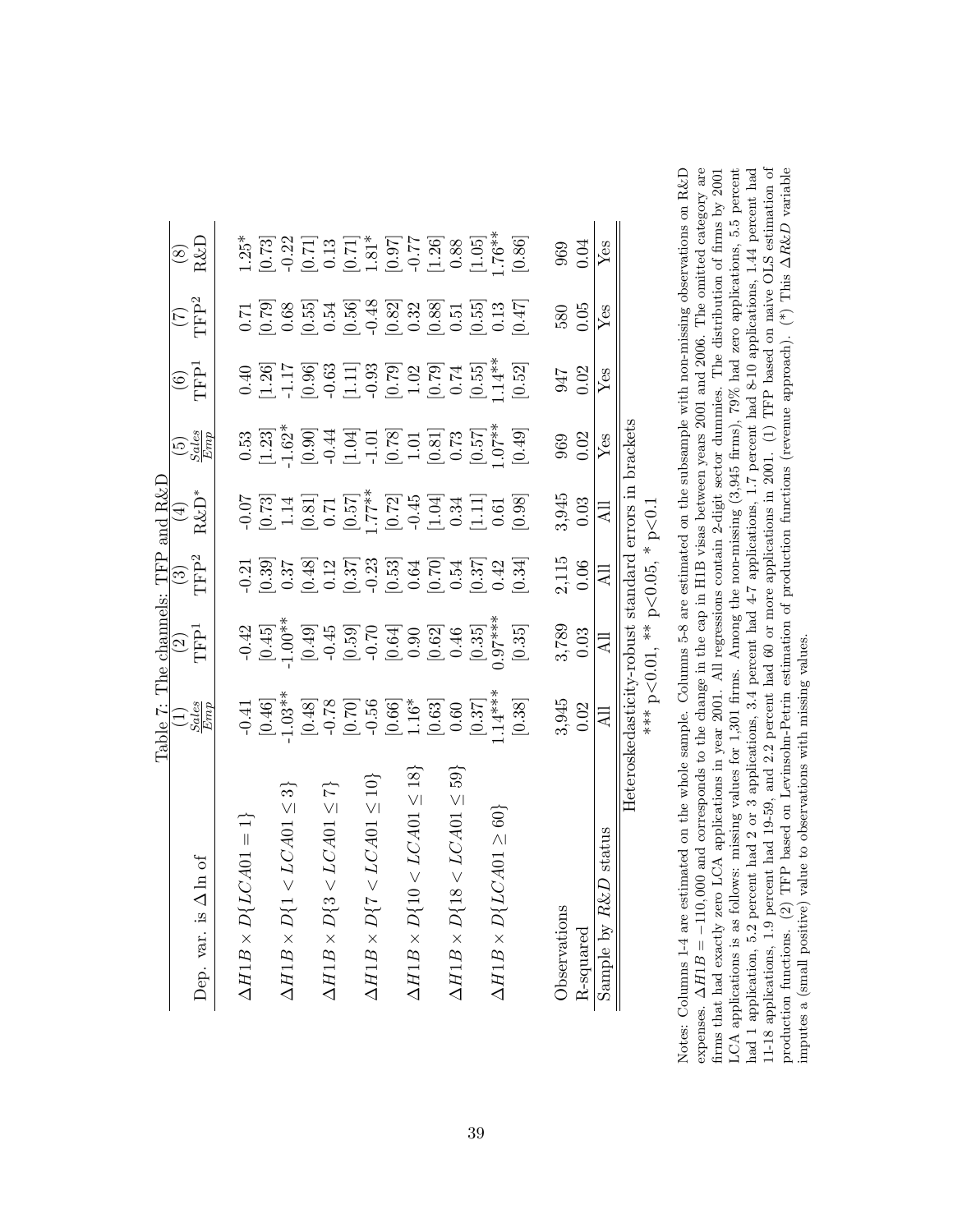Table 7: The channels: TFP and R&D

| Dep. var. is $\Delta \ln$ of | (1) $\frac{Sales}{Emp}$ | (2) TFP[1] | (3) TFP[2] | (4) R&D* | (5) $\frac{Sales}{Emp}$ | (6) TFP[1] | (7) TFP[2] | (8) R&D |
|---|---|---|---|---|---|---|---|---|
| $\Delta H1B \times D\{LCA01 = 1\}$ | -0.41 | -0.42 | -0.21 | -0.07 | 0.53 | 0.40 | 0.71 | 1.25* |
| | [0.46] | [0.45] | [0.39] | [0.73] | [1.23] | [1.26] | [0.79] | [0.73] |
| $\Delta H1B \times D\{1 < LCA01 \leq 3\}$ | -1.03** | -1.00** | 0.37 | 1.14 | -1.62* | -1.17 | 0.68 | -0.22 |
| | [0.48] | [0.49] | [0.48] | [0.81] | [0.90] | [0.96] | [0.55] | [0.71] |
| $\Delta H1B \times D\{3 < LCA01 \leq 7\}$ | -0.78 | -0.45 | 0.12 | 0.71 | -0.44 | -0.63 | 0.54 | 0.13 |
| | [0.70] | [0.59] | [0.37] | [0.57] | [1.04] | [1.11] | [0.56] | [0.71] |
| $\Delta H1B \times D\{7 < LCA01 \leq 10\}$ | -0.56 | -0.70 | -0.23 | 1.77** | -1.01 | -0.93 | -0.48 | 1.81* |
| | [0.66] | [0.64] | [0.53] | [0.72] | [0.78] | [0.79] | [0.82] | [0.97] |
| $\Delta H1B \times D\{10 < LCA01 \leq 18\}$ | 1.16* | 0.90 | 0.64 | -0.45 | 1.01 | 1.02 | 0.32 | -0.77 |
| | [0.63] | [0.62] | [0.70] | [1.04] | [0.81] | [0.79] | [0.88] | [1.26] |
| $\Delta H1B \times D\{18 < LCA01 \leq 59\}$ | 0.60 | 0.46 | 0.54 | 0.34 | 0.73 | 0.74 | 0.51 | 0.88 |
| | [0.37] | [0.35] | [0.37] | [1.11] | [0.57] | [0.55] | [0.55] | [1.05] |
| $\Delta H1B \times D\{LCA01 \geq 60\}$ | 1.14*** | 0.97*** | 0.42 | 0.61 | 1.07** | 1.14** | 0.13 | 1.76** |
| | [0.38] | [0.35] | [0.34] | [0.98] | [0.49] | [0.52] | [0.47] | [0.86] |
| Observations | 3,945 | 3,789 | 2,115 | 3,945 | 969 | 947 | 580 | 969 |
| R-squared | 0.02 | 0.03 | 0.06 | 0.03 | 0.02 | 0.02 | 0.05 | 0.04 |
| Sample by $R\&D$ status | All | All | All | All | Yes | Yes | Yes | Yes |

Heteroskedasticity-robust standard errors in brackets

*** p<0.01, ** p<0.05, * p<0.1

Notes: Columns 1-4 are estimated on the whole sample. Columns 5-8 are estimated on the subsample with non-missing observations on R&D expenses. $\Delta H1B = -110{,}000$ and corresponds to the change in the cap in H1B visas between years 2001 and 2006. The omitted category are firms that had exactly zero LCA applications in year 2001. All regressions contain 2-digit sector dummies. The distribution of firms by 2001 LCA applications is as follows: missing values for 1,301 firms. Among the non-missing (3,945 firms), 79% had zero applications, 5.5 percent had 1 application, 5.2 percent had 2 or 3 applications, 3.4 percent had 4-7 applications, 1.7 percent had 8-10 applications, 1.44 percent had 11-18 applications, 1.9 percent had 19-59, and 2.2 percent had 60 or more applications in 2001. (1) TFP based on naive OLS estimation of production functions. (2) TFP based on Levinsohn-Petrin estimation of production functions (revenue approach). (*) This $\Delta R\&D$ variable imputes a (small positive) value to observations with missing values.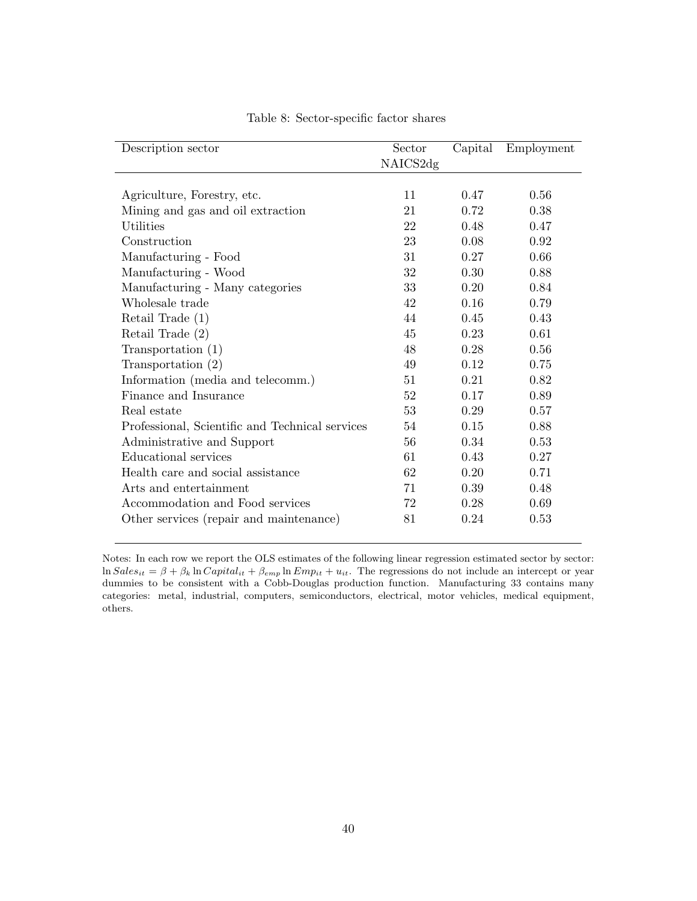Table 8: Sector-specific factor shares

| Description sector | Sector NAICS2dg | Capital | Employment |
|---|---|---|---|
| Agriculture, Forestry, etc. | 11 | 0.47 | 0.56 |
| Mining and gas and oil extraction | 21 | 0.72 | 0.38 |
| Utilities | 22 | 0.48 | 0.47 |
| Construction | 23 | 0.08 | 0.92 |
| Manufacturing - Food | 31 | 0.27 | 0.66 |
| Manufacturing - Wood | 32 | 0.30 | 0.88 |
| Manufacturing - Many categories | 33 | 0.20 | 0.84 |
| Wholesale trade | 42 | 0.16 | 0.79 |
| Retail Trade (1) | 44 | 0.45 | 0.43 |
| Retail Trade (2) | 45 | 0.23 | 0.61 |
| Transportation (1) | 48 | 0.28 | 0.56 |
| Transportation (2) | 49 | 0.12 | 0.75 |
| Information (media and telecomm.) | 51 | 0.21 | 0.82 |
| Finance and Insurance | 52 | 0.17 | 0.89 |
| Real estate | 53 | 0.29 | 0.57 |
| Professional, Scientific and Technical services | 54 | 0.15 | 0.88 |
| Administrative and Support | 56 | 0.34 | 0.53 |
| Educational services | 61 | 0.43 | 0.27 |
| Health care and social assistance | 62 | 0.20 | 0.71 |
| Arts and entertainment | 71 | 0.39 | 0.48 |
| Accommodation and Food services | 72 | 0.28 | 0.69 |
| Other services (repair and maintenance) | 81 | 0.24 | 0.53 |

Notes: In each row we report the OLS estimates of the following linear regression estimated sector by sector: $\ln Sales_{it} = \beta + \beta_k \ln Capital_{it} + \beta_{emp} \ln Emp_{it} + u_{it}$. The regressions do not include an intercept or year dummies to be consistent with a Cobb-Douglas production function. Manufacturing 33 contains many categories: metal, industrial, computers, semiconductors, electrical, motor vehicles, medical equipment, others.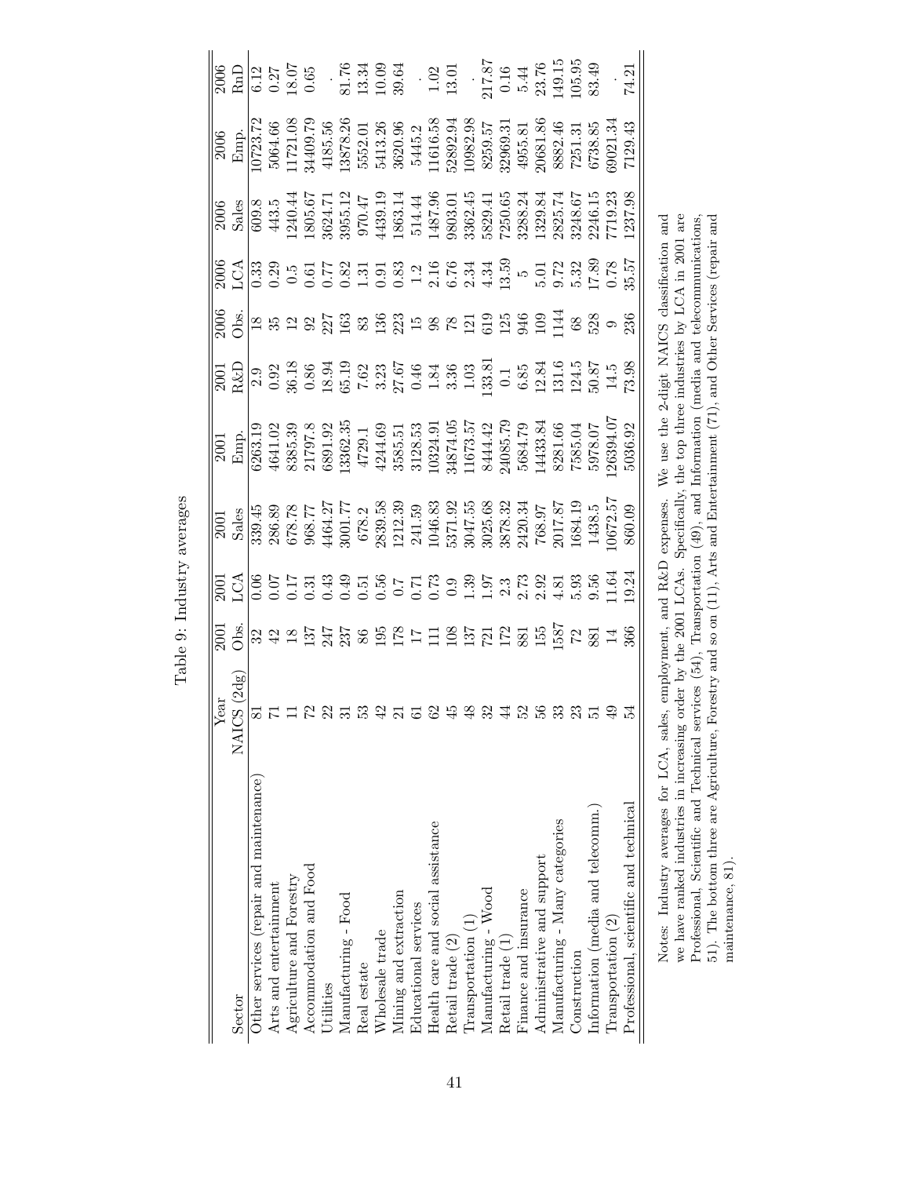Table 9: Industry averages

| Sector | Year NAICS (2dg) | 2001 Obs. | 2001 LCA | 2001 Sales | 2001 Emp. | 2001 R&D | 2006 Obs. | 2006 LCA | 2006 Sales | 2006 Emp. | 2006 RnD |
|---|---|---|---|---|---|---|---|---|---|---|---|
| Other services (repair and maintenance) | 81 | 32 | 0.06 | 339.45 | 6263.19 | 2.9 | 18 | 0.33 | 609.8 | 10723.72 | 6.12 |
| Arts and entertainment | 71 | 42 | 0.07 | 286.89 | 4641.02 | 0.92 | 35 | 0.29 | 443.5 | 5064.66 | 0.27 |
| Agriculture and Forestry | 11 | 18 | 0.17 | 678.78 | 8385.39 | 36.18 | 12 | 0.5 | 1240.44 | 11721.08 | 18.07 |
| Accommodation and Food | 72 | 137 | 0.31 | 968.77 | 21797.8 | 0.86 | 92 | 0.61 | 1805.67 | 34409.79 | 0.65 |
| Utilities | 22 | 247 | 0.43 | 4464.27 | 6891.92 | 18.94 | 227 | 0.77 | 3624.71 | 4185.56 | . |
| Manufacturing - Food | 31 | 237 | 0.49 | 3001.77 | 13362.35 | 65.19 | 163 | 0.82 | 3955.12 | 13878.26 | 81.76 |
| Real estate | 53 | 86 | 0.51 | 678.2 | 4729.1 | 7.62 | 83 | 1.31 | 970.47 | 5552.01 | 13.34 |
| Wholesale trade | 42 | 195 | 0.56 | 2839.58 | 4244.69 | 3.23 | 136 | 0.91 | 4439.19 | 5413.26 | 10.09 |
| Mining and extraction | 21 | 178 | 0.7 | 1212.39 | 3585.51 | 27.67 | 223 | 0.83 | 1863.14 | 3620.96 | 39.64 |
| Educational services | 61 | 17 | 0.71 | 241.59 | 3128.53 | 0.46 | 15 | 1.2 | 514.44 | 5445.2 | . |
| Health care and social assistance | 62 | 111 | 0.73 | 1046.83 | 10324.91 | 1.84 | 98 | 2.16 | 1487.96 | 11616.58 | 1.02 |
| Retail trade (2) | 45 | 108 | 0.9 | 5371.92 | 34874.05 | 3.36 | 78 | 6.76 | 9803.01 | 52892.94 | 13.01 |
| Transportation (1) | 48 | 137 | 1.39 | 3047.55 | 11673.57 | 1.03 | 121 | 2.34 | 3362.45 | 10982.98 | . |
| Manufacturing - Wood | 32 | 721 | 1.97 | 3025.68 | 8444.42 | 133.81 | 619 | 4.34 | 5829.41 | 8259.57 | 217.87 |
| Retail trade (1) | 44 | 172 | 2.3 | 3878.32 | 24085.79 | 0.1 | 125 | 13.59 | 7250.65 | 32969.31 | 0.16 |
| Finance and insurance | 52 | 881 | 2.73 | 2420.34 | 5684.79 | 6.85 | 946 | 5 | 3288.24 | 4955.81 | 5.44 |
| Administrative and support | 56 | 155 | 2.92 | 768.97 | 14433.84 | 12.84 | 109 | 5.01 | 1329.84 | 20681.86 | 23.76 |
| Manufacturing - Many categories | 33 | 1587 | 4.81 | 2017.87 | 8281.66 | 131.6 | 1144 | 9.72 | 2825.74 | 8882.46 | 149.15 |
| Construction | 23 | 72 | 5.93 | 1684.19 | 7585.04 | 124.5 | 68 | 5.32 | 3248.67 | 7251.31 | 105.95 |
| Information (media and telecomm.) | 51 | 881 | 9.56 | 1438.5 | 5978.07 | 50.87 | 528 | 17.89 | 2246.15 | 6738.85 | 83.49 |
| Transportation (2) | 49 | 14 | 11.64 | 10672.57 | 126394.07 | 14.5 | 9 | 0.78 | 7719.23 | 69021.34 | . |
| Professional, scientific and technical | 54 | 366 | 19.24 | 860.09 | 5036.92 | 73.98 | 236 | 35.57 | 1237.98 | 7129.43 | 74.21 |

Notes: Industry averages for LCA, sales, employment, and R&D expenses. We use the 2-digit NAICS classification and we have ranked industries in increasing order by the 2001 LCAs. Specifically, the top three industries by LCA in 2001 are Professional, Scientific and Technical services (54), Transportation (49), and Information (media and telecommunications, 51). The bottom three are Agriculture, Forestry and so on (11), Arts and Entertainment (71), and Other Services (repair and maintenance, 81).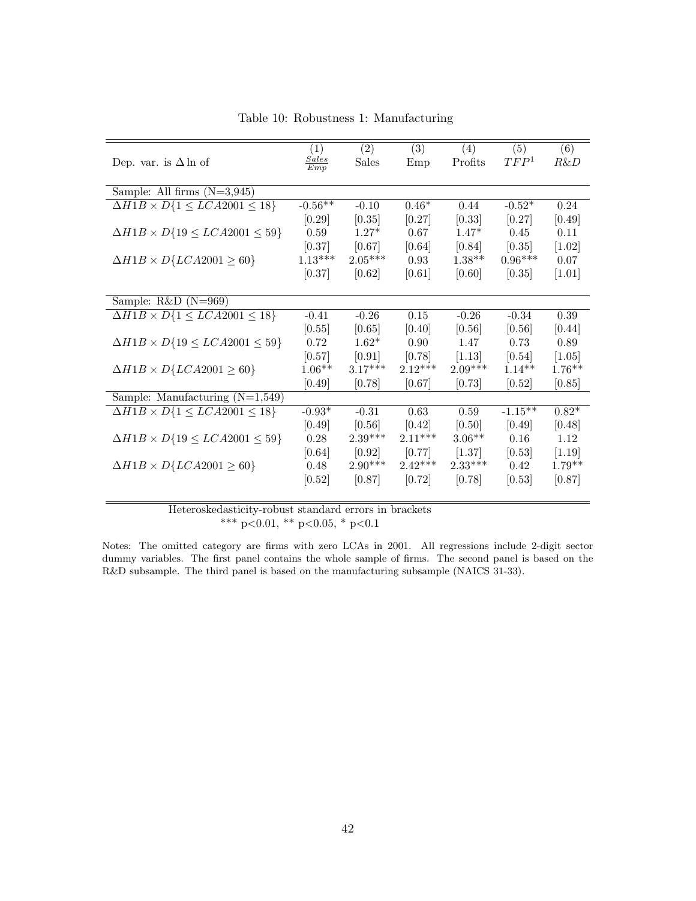Table 10: Robustness 1: Manufacturing

| Dep. var. is $\Delta \ln$ of | (1) $\frac{Sales}{Emp}$ | (2) Sales | (3) Emp | (4) Profits | (5) $TFP^1$ | (6) $R\&D$ |
|---|---|---|---|---|---|---|
| Sample: All firms (N=3,945) | | | | | | |
| $\Delta H1B \times D\{1 \leq LCA2001 \leq 18\}$ | -0.56** | -0.10 | 0.46* | 0.44 | -0.52* | 0.24 |
| | [0.29] | [0.35] | [0.27] | [0.33] | [0.27] | [0.49] |
| $\Delta H1B \times D\{19 \leq LCA2001 \leq 59\}$ | 0.59 | 1.27* | 0.67 | 1.47* | 0.45 | 0.11 |
| | [0.37] | [0.67] | [0.64] | [0.84] | [0.35] | [1.02] |
| $\Delta H1B \times D\{LCA2001 \geq 60\}$ | 1.13*** | 2.05*** | 0.93 | 1.38** | 0.96*** | 0.07 |
| | [0.37] | [0.62] | [0.61] | [0.60] | [0.35] | [1.01] |
| Sample: R&D (N=969) | | | | | | |
| $\Delta H1B \times D\{1 \leq LCA2001 \leq 18\}$ | -0.41 | -0.26 | 0.15 | -0.26 | -0.34 | 0.39 |
| | [0.55] | [0.65] | [0.40] | [0.56] | [0.56] | [0.44] |
| $\Delta H1B \times D\{19 \leq LCA2001 \leq 59\}$ | 0.72 | 1.62* | 0.90 | 1.47 | 0.73 | 0.89 |
| | [0.57] | [0.91] | [0.78] | [1.13] | [0.54] | [1.05] |
| $\Delta H1B \times D\{LCA2001 \geq 60\}$ | 1.06** | 3.17*** | 2.12*** | 2.09*** | 1.14** | 1.76** |
| | [0.49] | [0.78] | [0.67] | [0.73] | [0.52] | [0.85] |
| Sample: Manufacturing (N=1,549) | | | | | | |
| $\Delta H1B \times D\{1 \leq LCA2001 \leq 18\}$ | -0.93* | -0.31 | 0.63 | 0.59 | -1.15** | 0.82* |
| | [0.49] | [0.56] | [0.42] | [0.50] | [0.49] | [0.48] |
| $\Delta H1B \times D\{19 \leq LCA2001 \leq 59\}$ | 0.28 | 2.39*** | 2.11*** | 3.06** | 0.16 | 1.12 |
| | [0.64] | [0.92] | [0.77] | [1.37] | [0.53] | [1.19] |
| $\Delta H1B \times D\{LCA2001 \geq 60\}$ | 0.48 | 2.90*** | 2.42*** | 2.33*** | 0.42 | 1.79** |
| | [0.52] | [0.87] | [0.72] | [0.78] | [0.53] | [0.87] |

Heteroskedasticity-robust standard errors in brackets
*** p<0.01, ** p<0.05, * p<0.1

Notes: The omitted category are firms with zero LCAs in 2001. All regressions include 2-digit sector dummy variables. The first panel contains the whole sample of firms. The second panel is based on the R&D subsample. The third panel is based on the manufacturing subsample (NAICS 31-33).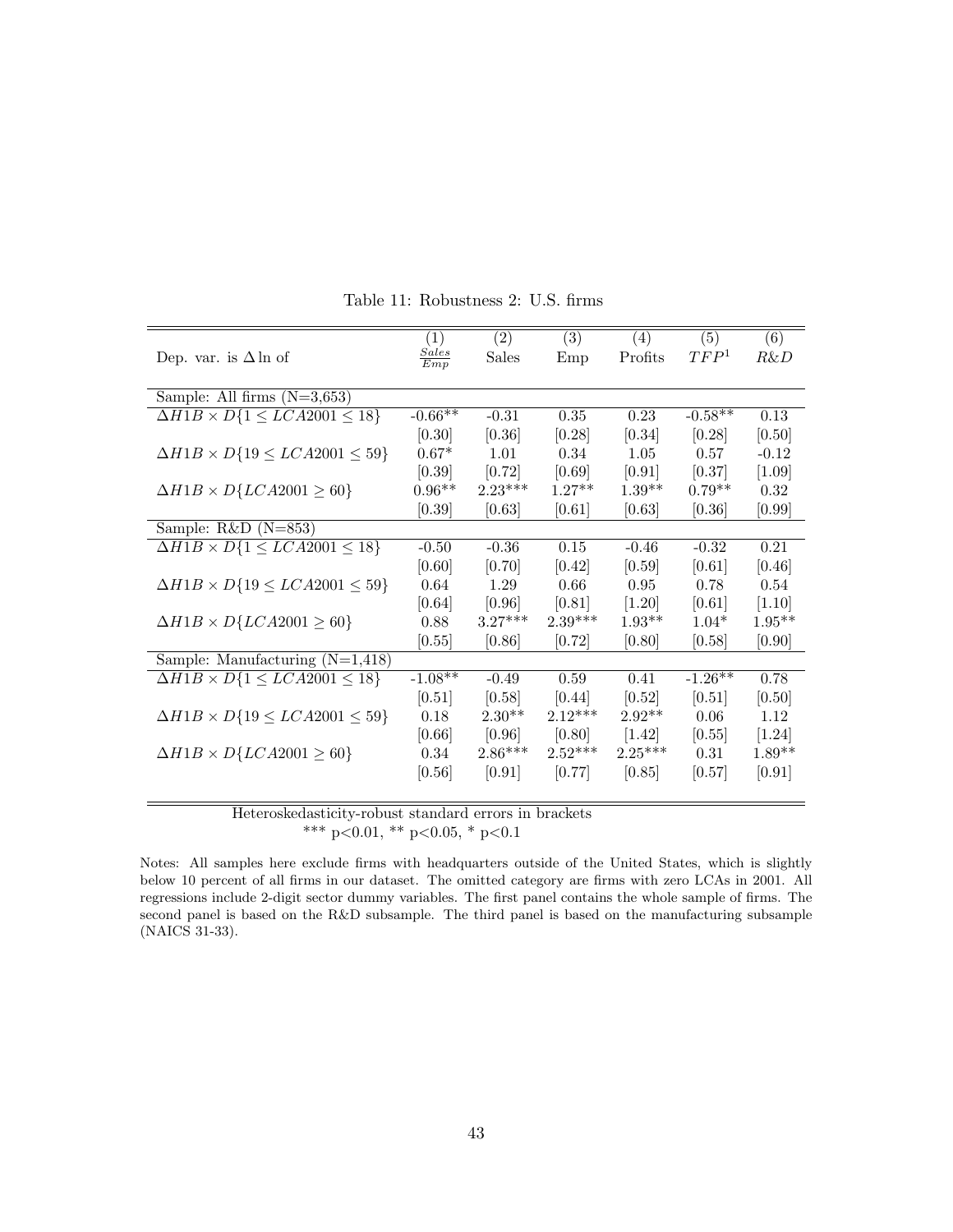Table 11: Robustness 2: U.S. firms

| Dep. var. is $\Delta \ln$ of | (1) $\frac{Sales}{Emp}$ | (2) Sales | (3) Emp | (4) Profits | (5) $TFP^1$ | (6) $R\&D$ |
|---|---|---|---|---|---|---|
| Sample: All firms (N=3,653) | | | | | | |
| $\Delta H1B \times D\{1 \leq LCA2001 \leq 18\}$ | -0.66** | -0.31 | 0.35 | 0.23 | -0.58** | 0.13 |
| | [0.30] | [0.36] | [0.28] | [0.34] | [0.28] | [0.50] |
| $\Delta H1B \times D\{19 \leq LCA2001 \leq 59\}$ | 0.67* | 1.01 | 0.34 | 1.05 | 0.57 | -0.12 |
| | [0.39] | [0.72] | [0.69] | [0.91] | [0.37] | [1.09] |
| $\Delta H1B \times D\{LCA2001 \geq 60\}$ | 0.96** | 2.23*** | 1.27** | 1.39** | 0.79** | 0.32 |
| | [0.39] | [0.63] | [0.61] | [0.63] | [0.36] | [0.99] |
| Sample: R&D (N=853) | | | | | | |
| $\Delta H1B \times D\{1 \leq LCA2001 \leq 18\}$ | -0.50 | -0.36 | 0.15 | -0.46 | -0.32 | 0.21 |
| | [0.60] | [0.70] | [0.42] | [0.59] | [0.61] | [0.46] |
| $\Delta H1B \times D\{19 \leq LCA2001 \leq 59\}$ | 0.64 | 1.29 | 0.66 | 0.95 | 0.78 | 0.54 |
| | [0.64] | [0.96] | [0.81] | [1.20] | [0.61] | [1.10] |
| $\Delta H1B \times D\{LCA2001 \geq 60\}$ | 0.88 | 3.27*** | 2.39*** | 1.93** | 1.04* | 1.95** |
| | [0.55] | [0.86] | [0.72] | [0.80] | [0.58] | [0.90] |
| Sample: Manufacturing (N=1,418) | | | | | | |
| $\Delta H1B \times D\{1 \leq LCA2001 \leq 18\}$ | -1.08** | -0.49 | 0.59 | 0.41 | -1.26** | 0.78 |
| | [0.51] | [0.58] | [0.44] | [0.52] | [0.51] | [0.50] |
| $\Delta H1B \times D\{19 \leq LCA2001 \leq 59\}$ | 0.18 | 2.30** | 2.12*** | 2.92** | 0.06 | 1.12 |
| | [0.66] | [0.96] | [0.80] | [1.42] | [0.55] | [1.24] |
| $\Delta H1B \times D\{LCA2001 \geq 60\}$ | 0.34 | 2.86*** | 2.52*** | 2.25*** | 0.31 | 1.89** |
| | [0.56] | [0.91] | [0.77] | [0.85] | [0.57] | [0.91] |

Heteroskedasticity-robust standard errors in brackets
*** p<0.01, ** p<0.05, * p<0.1

Notes: All samples here exclude firms with headquarters outside of the United States, which is slightly below 10 percent of all firms in our dataset. The omitted category are firms with zero LCAs in 2001. All regressions include 2-digit sector dummy variables. The first panel contains the whole sample of firms. The second panel is based on the R&D subsample. The third panel is based on the manufacturing subsample (NAICS 31-33).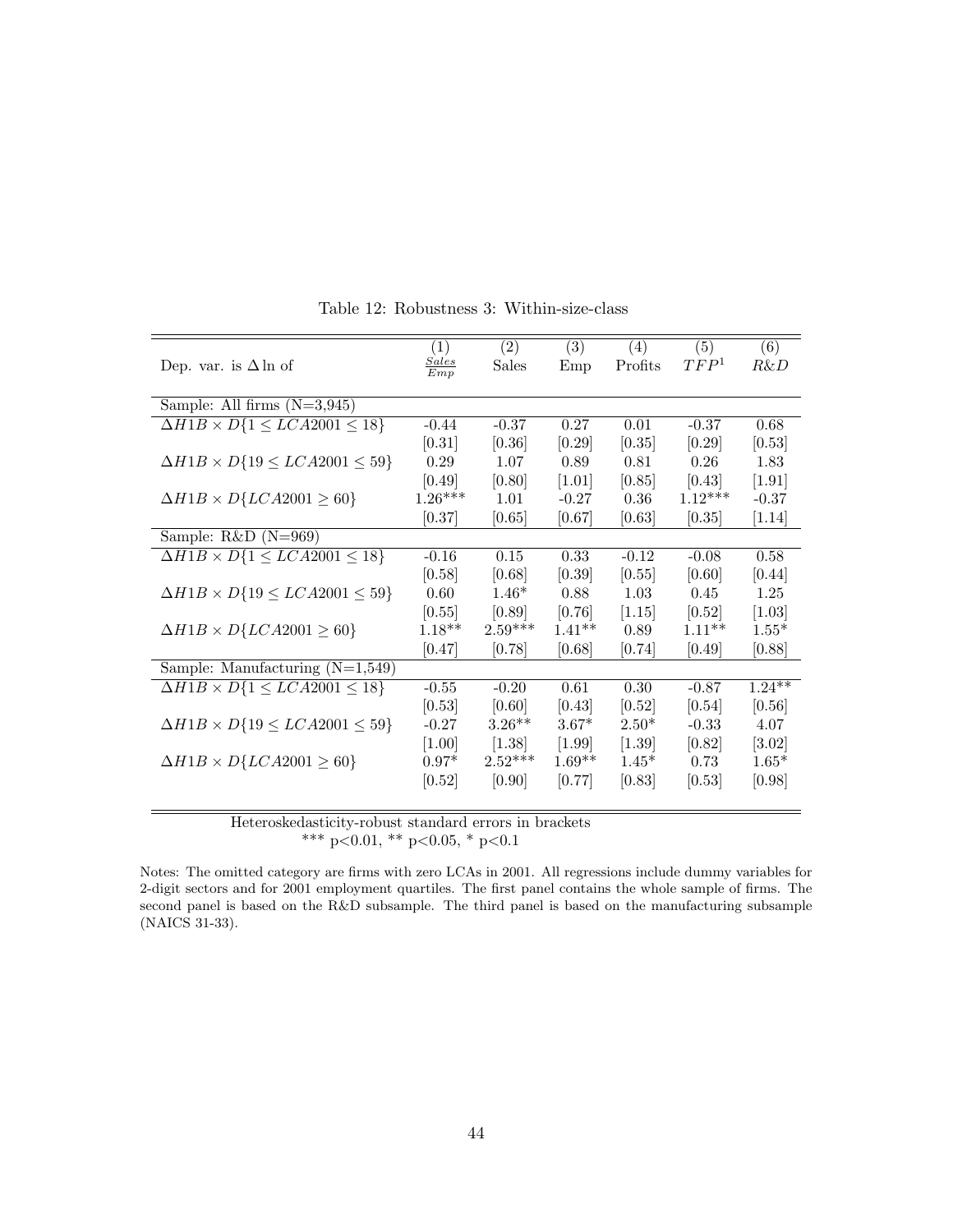Table 12: Robustness 3: Within-size-class

| Dep. var. is $\Delta \ln$ of | (1) $\frac{Sales}{Emp}$ | (2) Sales | (3) Emp | (4) Profits | (5) $TFP^1$ | (6) $R\&D$ |
|---|---|---|---|---|---|---|
| Sample: All firms (N=3,945) | | | | | | |
| $\Delta H1B \times D\{1 \leq LCA2001 \leq 18\}$ | -0.44 | -0.37 | 0.27 | 0.01 | -0.37 | 0.68 |
| | [0.31] | [0.36] | [0.29] | [0.35] | [0.29] | [0.53] |
| $\Delta H1B \times D\{19 \leq LCA2001 \leq 59\}$ | 0.29 | 1.07 | 0.89 | 0.81 | 0.26 | 1.83 |
| | [0.49] | [0.80] | [1.01] | [0.85] | [0.43] | [1.91] |
| $\Delta H1B \times D\{LCA2001 \geq 60\}$ | 1.26*** | 1.01 | -0.27 | 0.36 | 1.12*** | -0.37 |
| | [0.37] | [0.65] | [0.67] | [0.63] | [0.35] | [1.14] |
| Sample: R&D (N=969) | | | | | | |
| $\Delta H1B \times D\{1 \leq LCA2001 \leq 18\}$ | -0.16 | 0.15 | 0.33 | -0.12 | -0.08 | 0.58 |
| | [0.58] | [0.68] | [0.39] | [0.55] | [0.60] | [0.44] |
| $\Delta H1B \times D\{19 \leq LCA2001 \leq 59\}$ | 0.60 | 1.46* | 0.88 | 1.03 | 0.45 | 1.25 |
| | [0.55] | [0.89] | [0.76] | [1.15] | [0.52] | [1.03] |
| $\Delta H1B \times D\{LCA2001 \geq 60\}$ | 1.18** | 2.59*** | 1.41** | 0.89 | 1.11** | 1.55* |
| | [0.47] | [0.78] | [0.68] | [0.74] | [0.49] | [0.88] |
| Sample: Manufacturing (N=1,549) | | | | | | |
| $\Delta H1B \times D\{1 \leq LCA2001 \leq 18\}$ | -0.55 | -0.20 | 0.61 | 0.30 | -0.87 | 1.24** |
| | [0.53] | [0.60] | [0.43] | [0.52] | [0.54] | [0.56] |
| $\Delta H1B \times D\{19 \leq LCA2001 \leq 59\}$ | -0.27 | 3.26** | 3.67* | 2.50* | -0.33 | 4.07 |
| | [1.00] | [1.38] | [1.99] | [1.39] | [0.82] | [3.02] |
| $\Delta H1B \times D\{LCA2001 \geq 60\}$ | 0.97* | 2.52*** | 1.69** | 1.45* | 0.73 | 1.65* |
| | [0.52] | [0.90] | [0.77] | [0.83] | [0.53] | [0.98] |

Heteroskedasticity-robust standard errors in brackets
*** p<0.01, ** p<0.05, * p<0.1

Notes: The omitted category are firms with zero LCAs in 2001. All regressions include dummy variables for 2-digit sectors and for 2001 employment quartiles. The first panel contains the whole sample of firms. The second panel is based on the R&D subsample. The third panel is based on the manufacturing subsample (NAICS 31-33).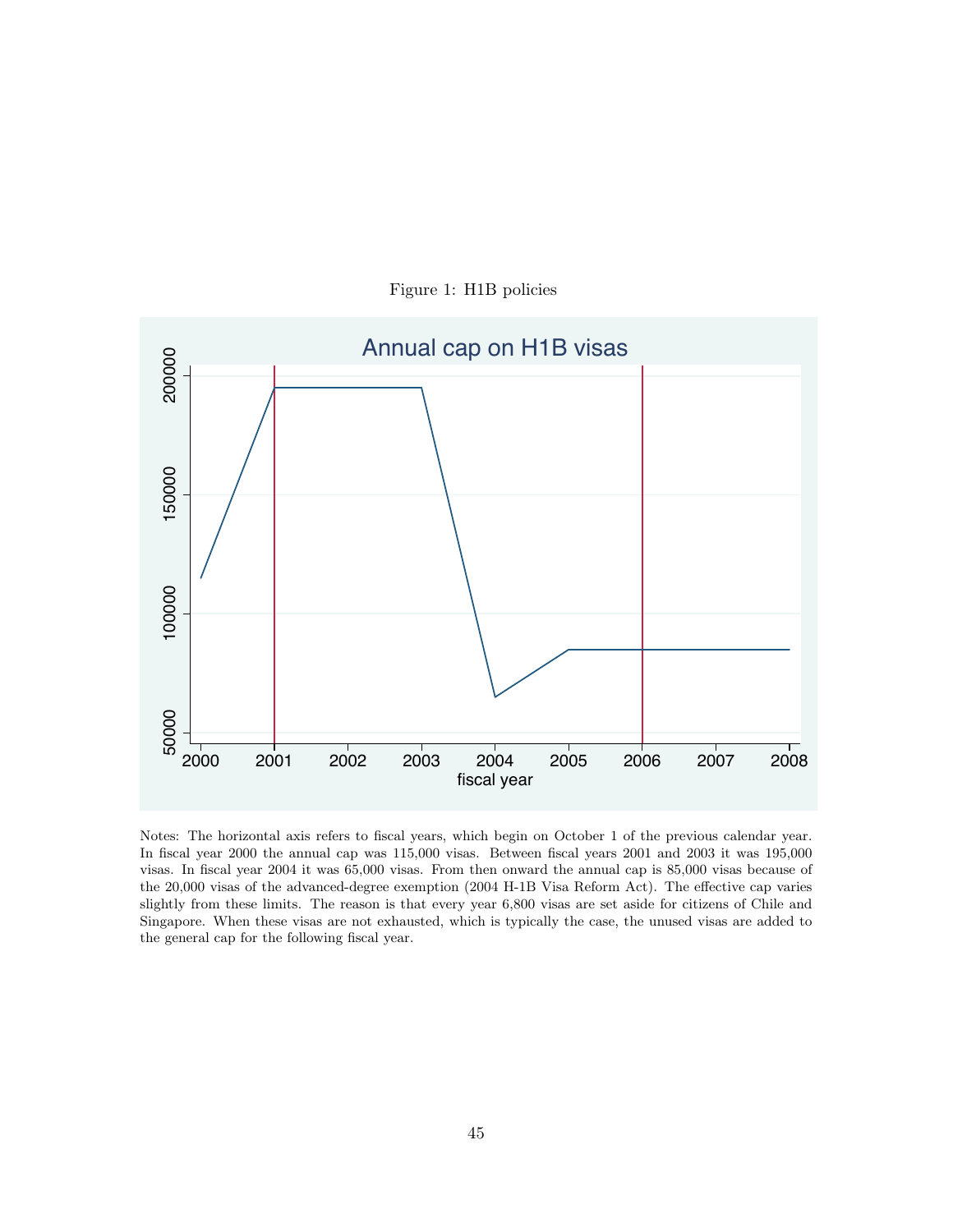Figure 1: H1B policies

Notes: The horizontal axis refers to fiscal years, which begin on October 1 of the previous calendar year. In fiscal year 2000 the annual cap was 115,000 visas. Between fiscal years 2001 and 2003 it was 195,000 visas. In fiscal year 2004 it was 65,000 visas. From then onward the annual cap is 85,000 visas because of the 20,000 visas of the advanced-degree exemption (2004 H-1B Visa Reform Act). The effective cap varies slightly from these limits. The reason is that every year 6,800 visas are set aside for citizens of Chile and Singapore. When these visas are not exhausted, which is typically the case, the unused visas are added to the general cap for the following fiscal year.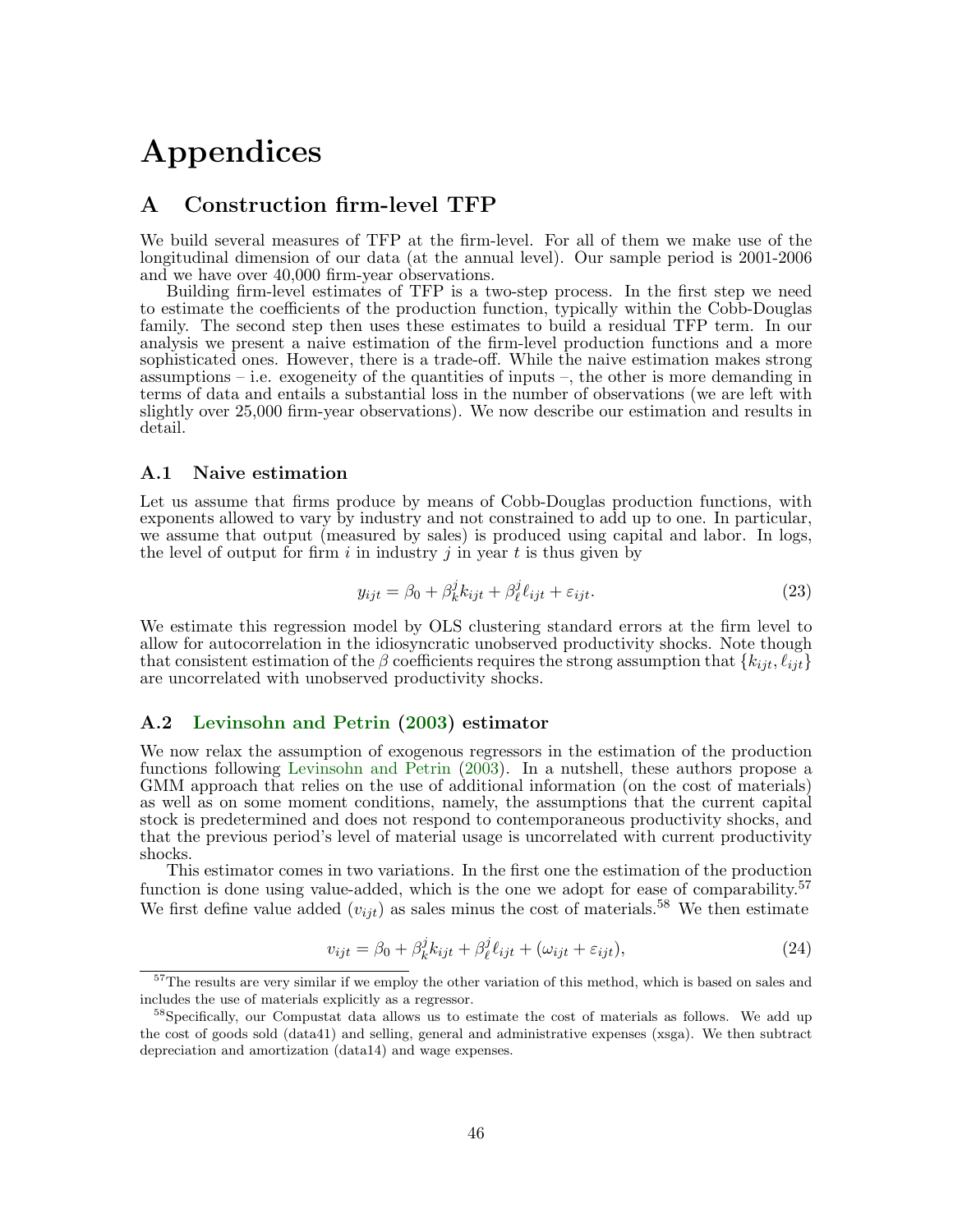# Appendices

## A Construction firm-level TFP

We build several measures of TFP at the firm-level. For all of them we make use of the longitudinal dimension of our data (at the annual level). Our sample period is 2001-2006 and we have over 40,000 firm-year observations.

Building firm-level estimates of TFP is a two-step process. In the first step we need to estimate the coefficients of the production function, typically within the Cobb-Douglas family. The second step then uses these estimates to build a residual TFP term. In our analysis we present a naive estimation of the firm-level production functions and a more sophisticated ones. However, there is a trade-off. While the naive estimation makes strong assumptions – i.e. exogeneity of the quantities of inputs –, the other is more demanding in terms of data and entails a substantial loss in the number of observations (we are left with slightly over 25,000 firm-year observations). We now describe our estimation and results in detail.

### A.1 Naive estimation

Let us assume that firms produce by means of Cobb-Douglas production functions, with exponents allowed to vary by industry and not constrained to add up to one. In particular, we assume that output (measured by sales) is produced using capital and labor. In logs, the level of output for firm $i$ in industry $j$ in year $t$ is thus given by

$$y_{ijt} = \beta_0 + \beta_k^j k_{ijt} + \beta_\ell^j \ell_{ijt} + \varepsilon_{ijt}. \tag{23}$$

We estimate this regression model by OLS clustering standard errors at the firm level to allow for autocorrelation in the idiosyncratic unobserved productivity shocks. Note though that consistent estimation of the $\beta$ coefficients requires the strong assumption that $\{k_{ijt}, \ell_{ijt}\}$ are uncorrelated with unobserved productivity shocks.

### A.2 Levinsohn and Petrin (2003) estimator

We now relax the assumption of exogenous regressors in the estimation of the production functions following Levinsohn and Petrin (2003). In a nutshell, these authors propose a GMM approach that relies on the use of additional information (on the cost of materials) as well as on some moment conditions, namely, the assumptions that the current capital stock is predetermined and does not respond to contemporaneous productivity shocks, and that the previous period's level of material usage is uncorrelated with current productivity shocks.

This estimator comes in two variations. In the first one the estimation of the production function is done using value-added, which is the one we adopt for ease of comparability.[57] We first define value added ($v_{ijt}$) as sales minus the cost of materials.[58] We then estimate

$$v_{ijt} = \beta_0 + \beta_k^j k_{ijt} + \beta_\ell^j \ell_{ijt} + (\omega_{ijt} + \varepsilon_{ijt}), \tag{24}$$

[57] The results are very similar if we employ the other variation of this method, which is based on sales and includes the use of materials explicitly as a regressor.

[58] Specifically, our Compustat data allows us to estimate the cost of materials as follows. We add up the cost of goods sold (data41) and selling, general and administrative expenses (xsga). We then subtract depreciation and amortization (data14) and wage expenses.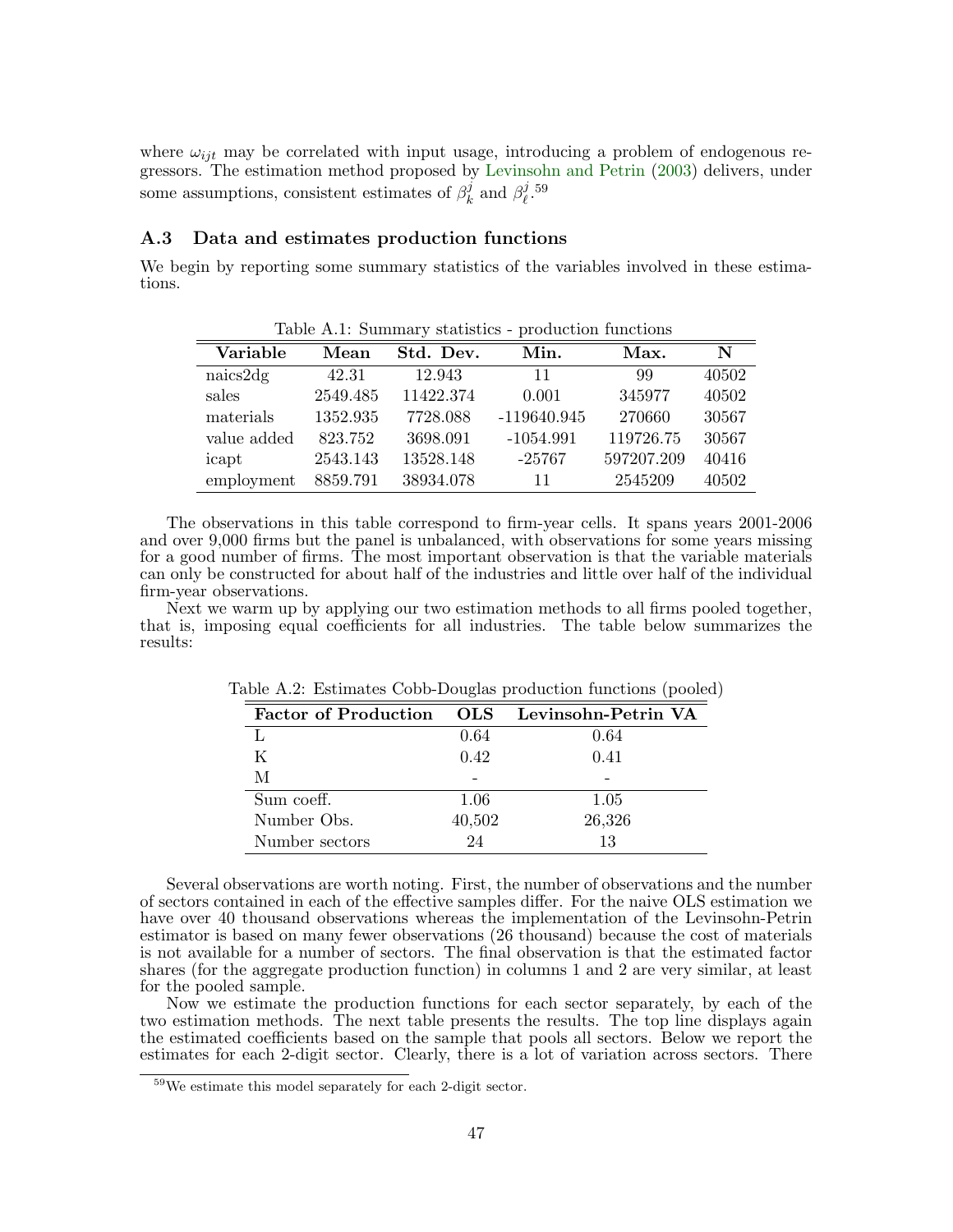where $\omega_{ijt}$ may be correlated with input usage, introducing a problem of endogenous regressors. The estimation method proposed by Levinsohn and Petrin (2003) delivers, under some assumptions, consistent estimates of $\beta_k^j$ and $\beta_\ell^j$.[59]

### A.3 Data and estimates production functions

We begin by reporting some summary statistics of the variables involved in these estimations.

Table A.1: Summary statistics - production functions

| Variable | Mean | Std. Dev. | Min. | Max. | N |
|---|---|---|---|---|---|
| naics2dg | 42.31 | 12.943 | 11 | 99 | 40502 |
| sales | 2549.485 | 11422.374 | 0.001 | 345977 | 40502 |
| materials | 1352.935 | 7728.088 | -119640.945 | 270660 | 30567 |
| value added | 823.752 | 3698.091 | -1054.991 | 119726.75 | 30567 |
| icapt | 2543.143 | 13528.148 | -25767 | 597207.209 | 40416 |
| employment | 8859.791 | 38934.078 | 11 | 2545209 | 40502 |

The observations in this table correspond to firm-year cells. It spans years 2001-2006 and over 9,000 firms but the panel is unbalanced, with observations for some years missing for a good number of firms. The most important observation is that the variable materials can only be constructed for about half of the industries and little over half of the individual firm-year observations.

Next we warm up by applying our two estimation methods to all firms pooled together, that is, imposing equal coefficients for all industries. The table below summarizes the results:

Table A.2: Estimates Cobb-Douglas production functions (pooled)

| Factor of Production | OLS | Levinsohn-Petrin VA |
|---|---|---|
| L | 0.64 | 0.64 |
| K | 0.42 | 0.41 |
| M | - | - |
| Sum coeff. | 1.06 | 1.05 |
| Number Obs. | 40,502 | 26,326 |
| Number sectors | 24 | 13 |

Several observations are worth noting. First, the number of observations and the number of sectors contained in each of the effective samples differ. For the naive OLS estimation we have over 40 thousand observations whereas the implementation of the Levinsohn-Petrin estimator is based on many fewer observations (26 thousand) because the cost of materials is not available for a number of sectors. The final observation is that the estimated factor shares (for the aggregate production function) in columns 1 and 2 are very similar, at least for the pooled sample.

Now we estimate the production functions for each sector separately, by each of the two estimation methods. The next table presents the results. The top line displays again the estimated coefficients based on the sample that pools all sectors. Below we report the estimates for each 2-digit sector. Clearly, there is a lot of variation across sectors. There

[59] We estimate this model separately for each 2-digit sector.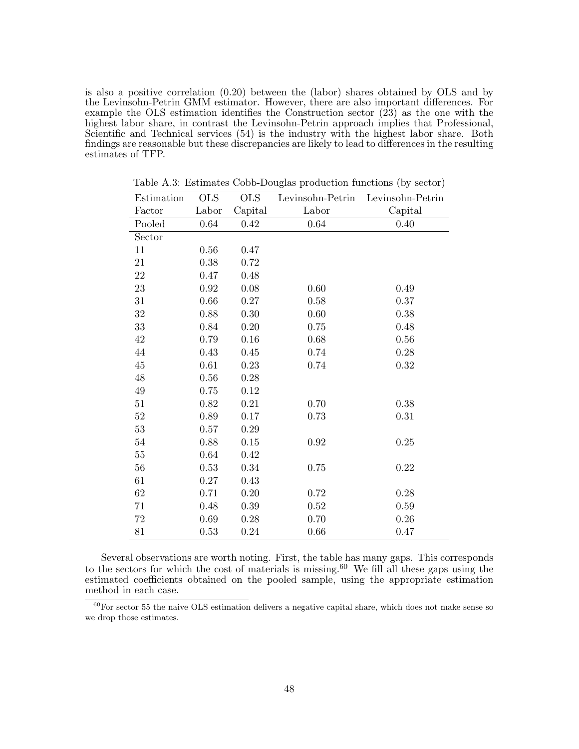is also a positive correlation (0.20) between the (labor) shares obtained by OLS and by the Levinsohn-Petrin GMM estimator. However, there are also important differences. For example the OLS estimation identifies the Construction sector (23) as the one with the highest labor share, in contrast the Levinsohn-Petrin approach implies that Professional, Scientific and Technical services (54) is the industry with the highest labor share. Both findings are reasonable but these discrepancies are likely to lead to differences in the resulting estimates of TFP.

Table A.3: Estimates Cobb-Douglas production functions (by sector)

| Estimation | OLS | OLS | Levinsohn-Petrin | Levinsohn-Petrin |
|---|---|---|---|---|
| Factor | Labor | Capital | Labor | Capital |
| Pooled | 0.64 | 0.42 | 0.64 | 0.40 |
| Sector | | | | |
| 11 | 0.56 | 0.47 | | |
| 21 | 0.38 | 0.72 | | |
| 22 | 0.47 | 0.48 | | |
| 23 | 0.92 | 0.08 | 0.60 | 0.49 |
| 31 | 0.66 | 0.27 | 0.58 | 0.37 |
| 32 | 0.88 | 0.30 | 0.60 | 0.38 |
| 33 | 0.84 | 0.20 | 0.75 | 0.48 |
| 42 | 0.79 | 0.16 | 0.68 | 0.56 |
| 44 | 0.43 | 0.45 | 0.74 | 0.28 |
| 45 | 0.61 | 0.23 | 0.74 | 0.32 |
| 48 | 0.56 | 0.28 | | |
| 49 | 0.75 | 0.12 | | |
| 51 | 0.82 | 0.21 | 0.70 | 0.38 |
| 52 | 0.89 | 0.17 | 0.73 | 0.31 |
| 53 | 0.57 | 0.29 | | |
| 54 | 0.88 | 0.15 | 0.92 | 0.25 |
| 55 | 0.64 | 0.42 | | |
| 56 | 0.53 | 0.34 | 0.75 | 0.22 |
| 61 | 0.27 | 0.43 | | |
| 62 | 0.71 | 0.20 | 0.72 | 0.28 |
| 71 | 0.48 | 0.39 | 0.52 | 0.59 |
| 72 | 0.69 | 0.28 | 0.70 | 0.26 |
| 81 | 0.53 | 0.24 | 0.66 | 0.47 |

Several observations are worth noting. First, the table has many gaps. This corresponds to the sectors for which the cost of materials is missing.[60] We fill all these gaps using the estimated coefficients obtained on the pooled sample, using the appropriate estimation method in each case.

[60] For sector 55 the naive OLS estimation delivers a negative capital share, which does not make sense so we drop those estimates.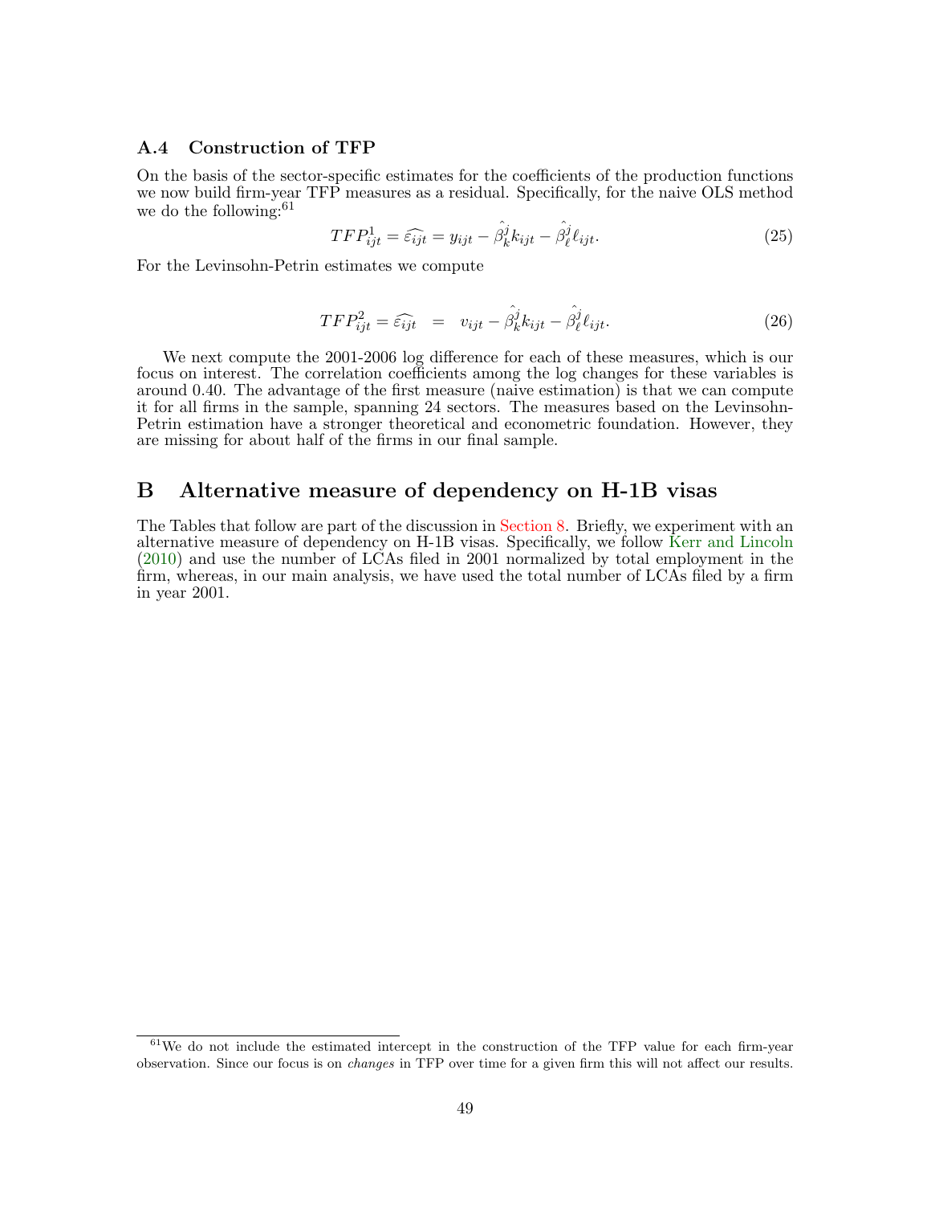### A.4 Construction of TFP

On the basis of the sector-specific estimates for the coefficients of the production functions we now build firm-year TFP measures as a residual. Specifically, for the naive OLS method we do the following:[61]

$$TFP^1_{ijt} = \widehat{\varepsilon_{ijt}} = y_{ijt} - \hat{\beta}^j_k k_{ijt} - \hat{\beta}^j_\ell \ell_{ijt}. \tag{25}$$

For the Levinsohn-Petrin estimates we compute

$$TFP^2_{ijt} = \widehat{\varepsilon_{ijt}} \;\; = \;\; v_{ijt} - \hat{\beta}^j_k k_{ijt} - \hat{\beta}^j_\ell \ell_{ijt}. \tag{26}$$

We next compute the 2001-2006 log difference for each of these measures, which is our focus on interest. The correlation coefficients among the log changes for these variables is around 0.40. The advantage of the first measure (naive estimation) is that we can compute it for all firms in the sample, spanning 24 sectors. The measures based on the Levinsohn-Petrin estimation have a stronger theoretical and econometric foundation. However, they are missing for about half of the firms in our final sample.

# B Alternative measure of dependency on H-1B visas

The Tables that follow are part of the discussion in Section 8. Briefly, we experiment with an alternative measure of dependency on H-1B visas. Specifically, we follow Kerr and Lincoln (2010) and use the number of LCAs filed in 2001 normalized by total employment in the firm, whereas, in our main analysis, we have used the total number of LCAs filed by a firm in year 2001.

---

[61] We do not include the estimated intercept in the construction of the TFP value for each firm-year observation. Since our focus is on *changes* in TFP over time for a given firm this will not affect our results.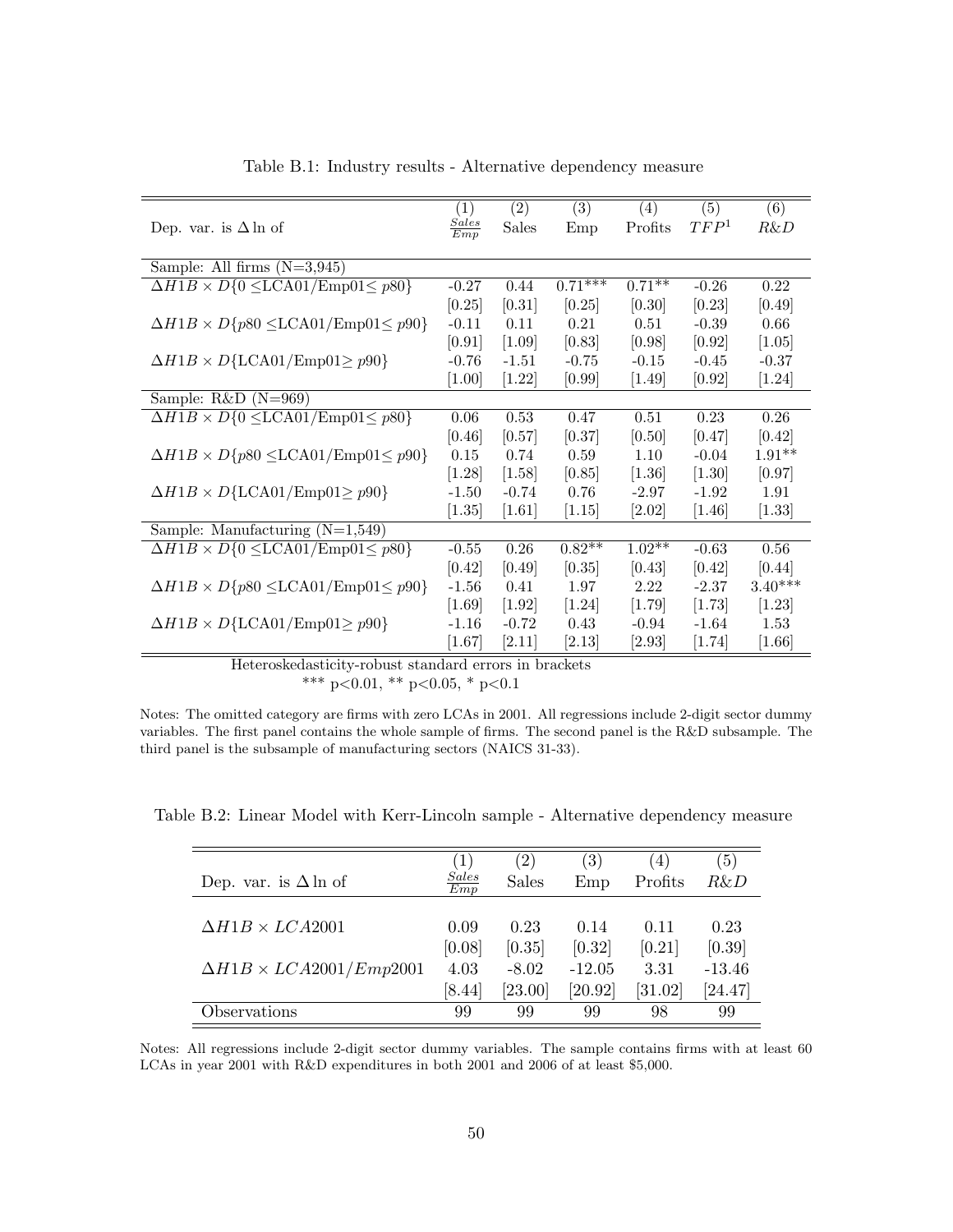Table B.1: Industry results - Alternative dependency measure

| Dep. var. is $\Delta \ln$ of | (1) $\frac{Sales}{Emp}$ | (2) Sales | (3) Emp | (4) Profits | (5) $TFP^1$ | (6) $R\&D$ |
|---|---|---|---|---|---|---|
| Sample: All firms (N=3,945) | | | | | | |
| $\Delta H1B \times D\{0 \leq$LCA01/Emp01$\leq p80\}$ | -0.27 | 0.44 | 0.71*** | 0.71** | -0.26 | 0.22 |
| | [0.25] | [0.31] | [0.25] | [0.30] | [0.23] | [0.49] |
| $\Delta H1B \times D\{p80 \leq$LCA01/Emp01$\leq p90\}$ | -0.11 | 0.11 | 0.21 | 0.51 | -0.39 | 0.66 |
| | [0.91] | [1.09] | [0.83] | [0.98] | [0.92] | [1.05] |
| $\Delta H1B \times D\{$LCA01/Emp01$\geq p90\}$ | -0.76 | -1.51 | -0.75 | -0.15 | -0.45 | -0.37 |
| | [1.00] | [1.22] | [0.99] | [1.49] | [0.92] | [1.24] |
| Sample: R&D (N=969) | | | | | | |
| $\Delta H1B \times D\{0 \leq$LCA01/Emp01$\leq p80\}$ | 0.06 | 0.53 | 0.47 | 0.51 | 0.23 | 0.26 |
| | [0.46] | [0.57] | [0.37] | [0.50] | [0.47] | [0.42] |
| $\Delta H1B \times D\{p80 \leq$LCA01/Emp01$\leq p90\}$ | 0.15 | 0.74 | 0.59 | 1.10 | -0.04 | 1.91** |
| | [1.28] | [1.58] | [0.85] | [1.36] | [1.30] | [0.97] |
| $\Delta H1B \times D\{$LCA01/Emp01$\geq p90\}$ | -1.50 | -0.74 | 0.76 | -2.97 | -1.92 | 1.91 |
| | [1.35] | [1.61] | [1.15] | [2.02] | [1.46] | [1.33] |
| Sample: Manufacturing (N=1,549) | | | | | | |
| $\Delta H1B \times D\{0 \leq$LCA01/Emp01$\leq p80\}$ | -0.55 | 0.26 | 0.82** | 1.02** | -0.63 | 0.56 |
| | [0.42] | [0.49] | [0.35] | [0.43] | [0.42] | [0.44] |
| $\Delta H1B \times D\{p80 \leq$LCA01/Emp01$\leq p90\}$ | -1.56 | 0.41 | 1.97 | 2.22 | -2.37 | 3.40*** |
| | [1.69] | [1.92] | [1.24] | [1.79] | [1.73] | [1.23] |
| $\Delta H1B \times D\{$LCA01/Emp01$\geq p90\}$ | -1.16 | -0.72 | 0.43 | -0.94 | -1.64 | 1.53 |
| | [1.67] | [2.11] | [2.13] | [2.93] | [1.74] | [1.66] |

Heteroskedasticity-robust standard errors in brackets
*** p<0.01, ** p<0.05, * p<0.1

Notes: The omitted category are firms with zero LCAs in 2001. All regressions include 2-digit sector dummy variables. The first panel contains the whole sample of firms. The second panel is the R&D subsample. The third panel is the subsample of manufacturing sectors (NAICS 31-33).

Table B.2: Linear Model with Kerr-Lincoln sample - Alternative dependency measure

| Dep. var. is $\Delta \ln$ of | (1) $\frac{Sales}{Emp}$ | (2) Sales | (3) Emp | (4) Profits | (5) $R\&D$ |
|---|---|---|---|---|---|
| $\Delta H1B \times LCA2001$ | 0.09 | 0.23 | 0.14 | 0.11 | 0.23 |
| | [0.08] | [0.35] | [0.32] | [0.21] | [0.39] |
| $\Delta H1B \times LCA2001/Emp2001$ | 4.03 | -8.02 | -12.05 | 3.31 | -13.46 |
| | [8.44] | [23.00] | [20.92] | [31.02] | [24.47] |
| Observations | 99 | 99 | 99 | 98 | 99 |

Notes: All regressions include 2-digit sector dummy variables. The sample contains firms with at least 60 LCAs in year 2001 with R&D expenditures in both 2001 and 2006 of at least $5,000.